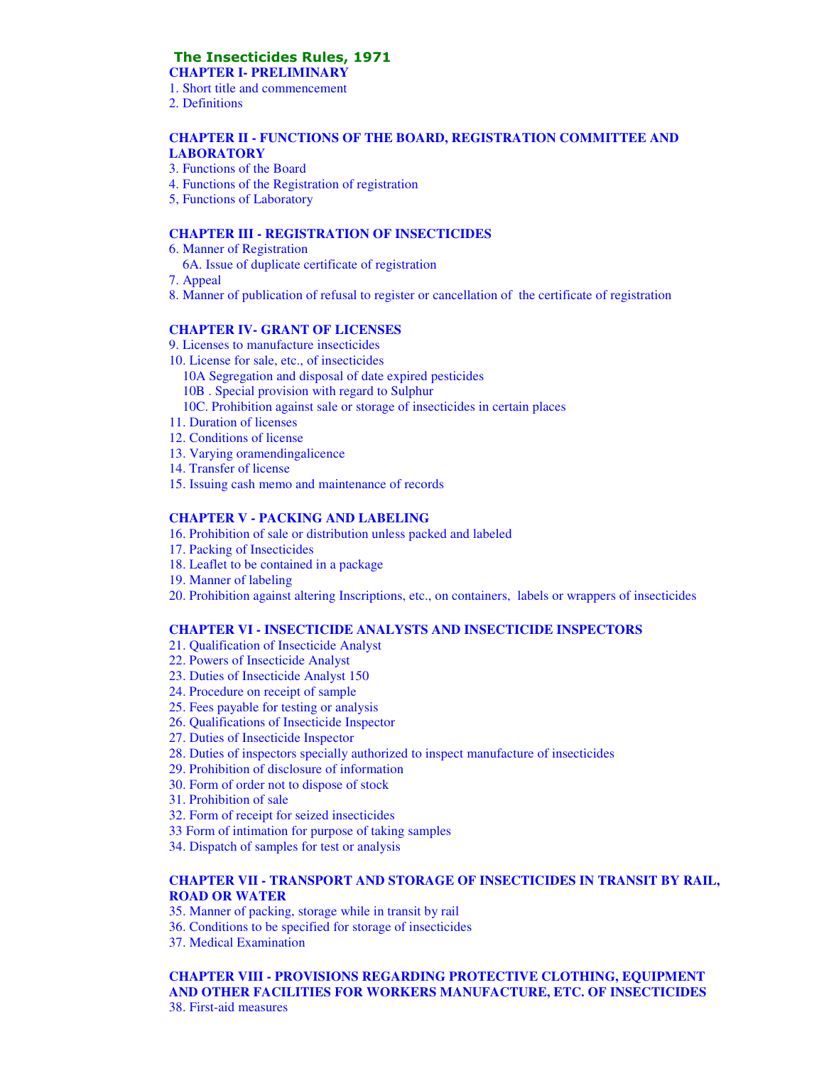# The Insecticides Rules, 1971

## CHAPTER I- PRELIMINARY

1. Short title and commencement
2. Definitions

## CHAPTER II - FUNCTIONS OF THE BOARD, REGISTRATION COMMITTEE AND LABORATORY

3. Functions of the Board
4. Functions of the Registration of registration
5, Functions of Laboratory

## CHAPTER III - REGISTRATION OF INSECTICIDES

6. Manner of Registration
   6A. Issue of duplicate certificate of registration
7. Appeal
8. Manner of publication of refusal to register or cancellation of the certificate of registration

## CHAPTER IV- GRANT OF LICENSES

9. Licenses to manufacture insecticides
10. License for sale, etc., of insecticides
   10A Segregation and disposal of date expired pesticides
   10B . Special provision with regard to Sulphur
   10C. Prohibition against sale or storage of insecticides in certain places
11. Duration of licenses
12. Conditions of license
13. Varying oramendingalicence
14. Transfer of license
15. Issuing cash memo and maintenance of records

## CHAPTER V - PACKING AND LABELING

16. Prohibition of sale or distribution unless packed and labeled
17. Packing of Insecticides
18. Leaflet to be contained in a package
19. Manner of labeling
20. Prohibition against altering Inscriptions, etc., on containers, labels or wrappers of insecticides

## CHAPTER VI - INSECTICIDE ANALYSTS AND INSECTICIDE INSPECTORS

21. Qualification of Insecticide Analyst
22. Powers of Insecticide Analyst
23. Duties of Insecticide Analyst 150
24. Procedure on receipt of sample
25. Fees payable for testing or analysis
26. Qualifications of Insecticide Inspector
27. Duties of Insecticide Inspector
28. Duties of inspectors specially authorized to inspect manufacture of insecticides
29. Prohibition of disclosure of information
30. Form of order not to dispose of stock
31. Prohibition of sale
32. Form of receipt for seized insecticides
33 Form of intimation for purpose of taking samples
34. Dispatch of samples for test or analysis

## CHAPTER VII - TRANSPORT AND STORAGE OF INSECTICIDES IN TRANSIT BY RAIL, ROAD OR WATER

35. Manner of packing, storage while in transit by rail
36. Conditions to be specified for storage of insecticides
37. Medical Examination

## CHAPTER VIII - PROVISIONS REGARDING PROTECTIVE CLOTHING, EQUIPMENT AND OTHER FACILITIES FOR WORKERS MANUFACTURE, ETC. OF INSECTICIDES

38. First-aid measures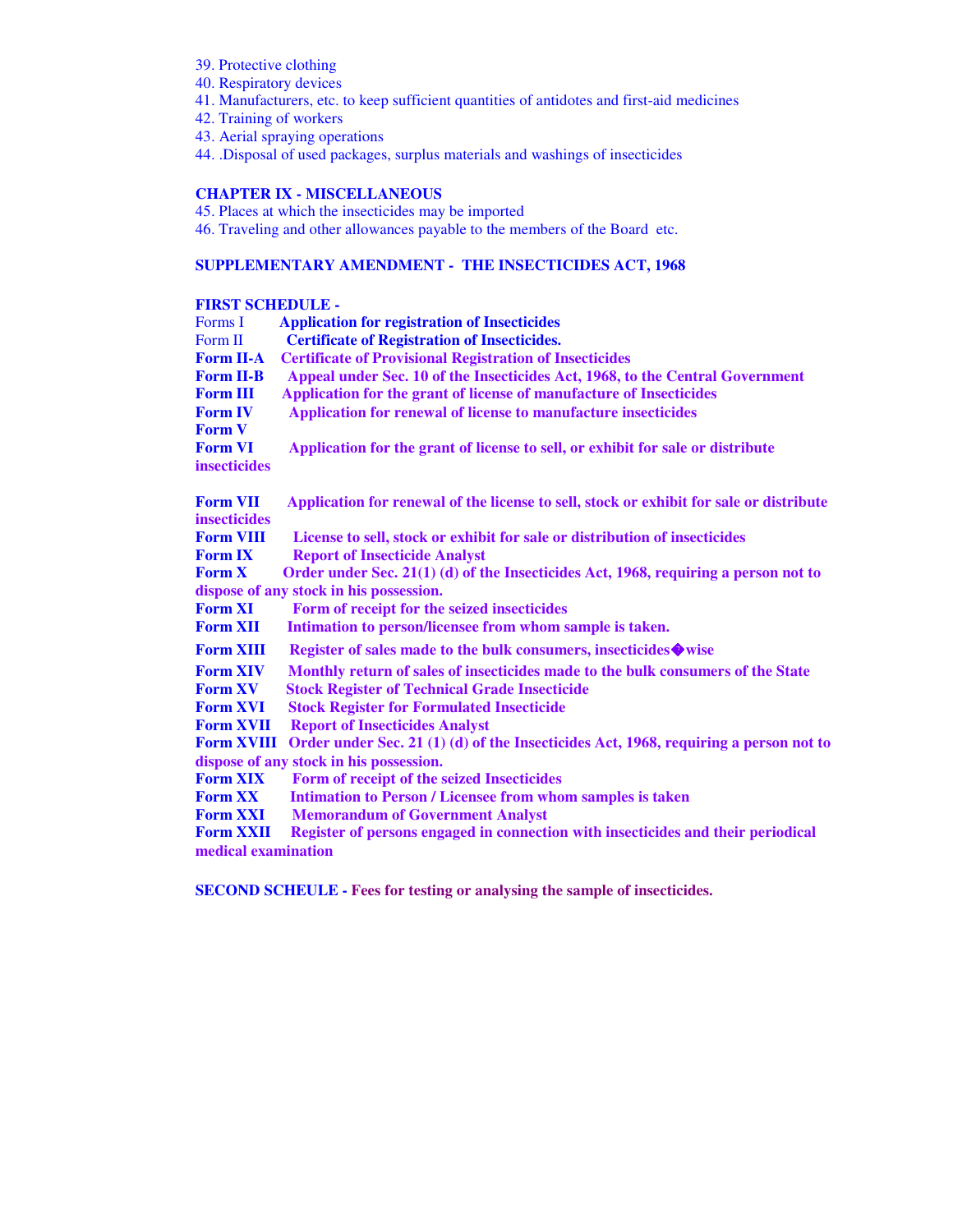39. Protective clothing
40. Respiratory devices
41. Manufacturers, etc. to keep sufficient quantities of antidotes and first-aid medicines
42. Training of workers
43. Aerial spraying operations
44. .Disposal of used packages, surplus materials and washings of insecticides

**CHAPTER IX - MISCELLANEOUS**

45. Places at which the insecticides may be imported
46. Traveling and other allowances payable to the members of the Board etc.

**SUPPLEMENTARY AMENDMENT - THE INSECTICIDES ACT, 1968**

**FIRST SCHEDULE -**

Forms I **Application for registration of Insecticides**
Form II **Certificate of Registration of Insecticides.**
**Form II-A** **Certificate of Provisional Registration of Insecticides**
**Form II-B** **Appeal under Sec. 10 of the Insecticides Act, 1968, to the Central Government**
**Form III** **Application for the grant of license of manufacture of Insecticides**
**Form IV** **Application for renewal of license to manufacture insecticides**
**Form V**
**Form VI** **Application for the grant of license to sell, or exhibit for sale or distribute insecticides**

**Form VII** **Application for renewal of the license to sell, stock or exhibit for sale or distribute insecticides**
**Form VIII** **License to sell, stock or exhibit for sale or distribution of insecticides**
**Form IX** **Report of Insecticide Analyst**
**Form X** **Order under Sec. 21(1) (d) of the Insecticides Act, 1968, requiring a person not to dispose of any stock in his possession.**
**Form XI** **Form of receipt for the seized insecticides**
**Form XII** **Intimation to person/licensee from whom sample is taken.**
**Form XIII** **Register of sales made to the bulk consumers, insecticides�wise**
**Form XIV** **Monthly return of sales of insecticides made to the bulk consumers of the State**
**Form XV** **Stock Register of Technical Grade Insecticide**
**Form XVI** **Stock Register for Formulated Insecticide**
**Form XVII** **Report of Insecticides Analyst**
**Form XVIII** **Order under Sec. 21 (1) (d) of the Insecticides Act, 1968, requiring a person not to dispose of any stock in his possession.**
**Form XIX** **Form of receipt of the seized Insecticides**
**Form XX** **Intimation to Person / Licensee from whom samples is taken**
**Form XXI** **Memorandum of Government Analyst**
**Form XXII** **Register of persons engaged in connection with insecticides and their periodical medical examination**

**SECOND SCHEULE - Fees for testing or analysing the sample of insecticides.**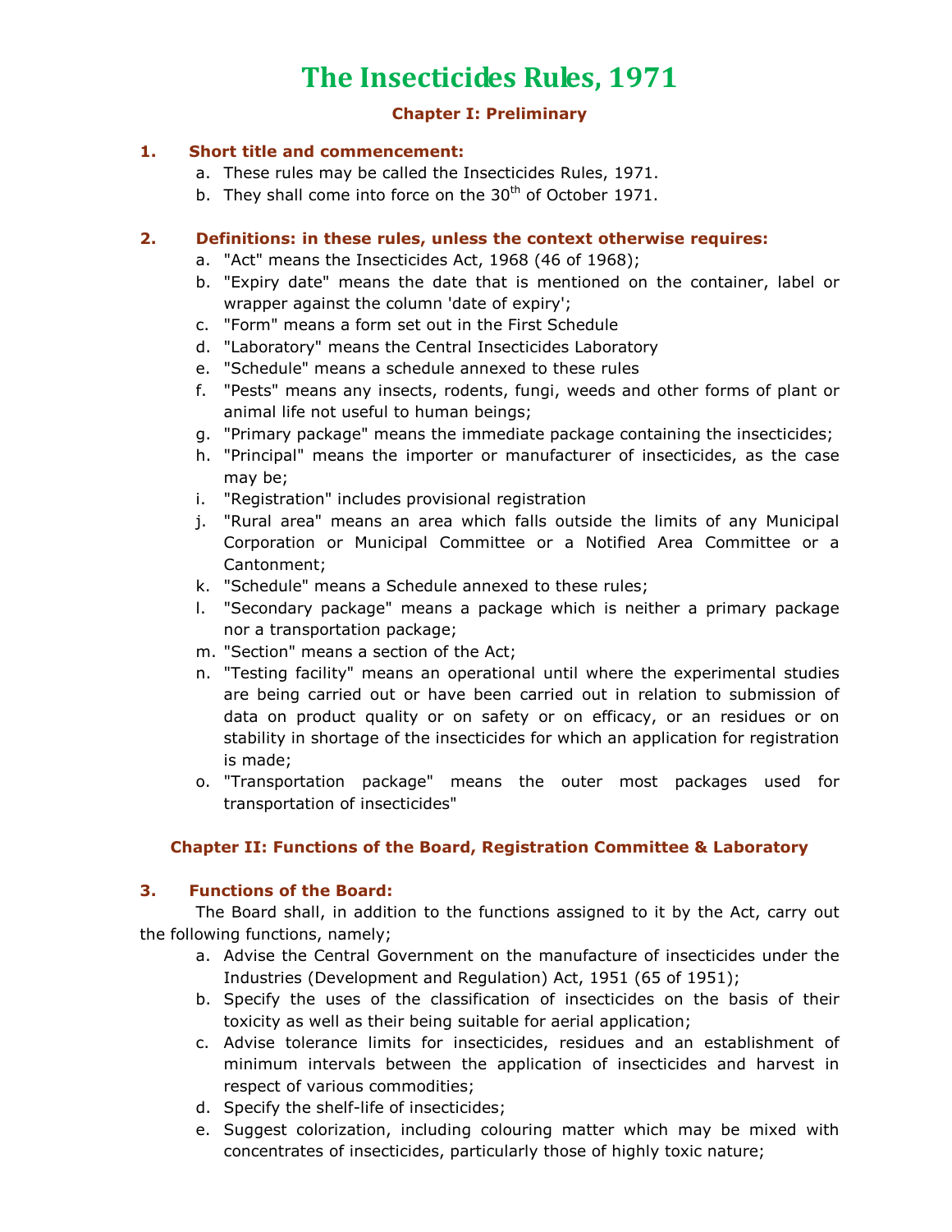# The Insecticides Rules, 1971

## Chapter I: Preliminary

### 1. Short title and commencement:

a. These rules may be called the Insecticides Rules, 1971.
b. They shall come into force on the 30th of October 1971.

### 2. Definitions: in these rules, unless the context otherwise requires:

a. "Act" means the Insecticides Act, 1968 (46 of 1968);
b. "Expiry date" means the date that is mentioned on the container, label or wrapper against the column 'date of expiry';
c. "Form" means a form set out in the First Schedule
d. "Laboratory" means the Central Insecticides Laboratory
e. "Schedule" means a schedule annexed to these rules
f. "Pests" means any insects, rodents, fungi, weeds and other forms of plant or animal life not useful to human beings;
g. "Primary package" means the immediate package containing the insecticides;
h. "Principal" means the importer or manufacturer of insecticides, as the case may be;
i. "Registration" includes provisional registration
j. "Rural area" means an area which falls outside the limits of any Municipal Corporation or Municipal Committee or a Notified Area Committee or a Cantonment;
k. "Schedule" means a Schedule annexed to these rules;
l. "Secondary package" means a package which is neither a primary package nor a transportation package;
m. "Section" means a section of the Act;
n. "Testing facility" means an operational until where the experimental studies are being carried out or have been carried out in relation to submission of data on product quality or on safety or on efficacy, or an residues or on stability in shortage of the insecticides for which an application for registration is made;
o. "Transportation package" means the outer most packages used for transportation of insecticides"

## Chapter II: Functions of the Board, Registration Committee & Laboratory

### 3. Functions of the Board:

The Board shall, in addition to the functions assigned to it by the Act, carry out the following functions, namely;

a. Advise the Central Government on the manufacture of insecticides under the Industries (Development and Regulation) Act, 1951 (65 of 1951);
b. Specify the uses of the classification of insecticides on the basis of their toxicity as well as their being suitable for aerial application;
c. Advise tolerance limits for insecticides, residues and an establishment of minimum intervals between the application of insecticides and harvest in respect of various commodities;
d. Specify the shelf-life of insecticides;
e. Suggest colorization, including colouring matter which may be mixed with concentrates of insecticides, particularly those of highly toxic nature;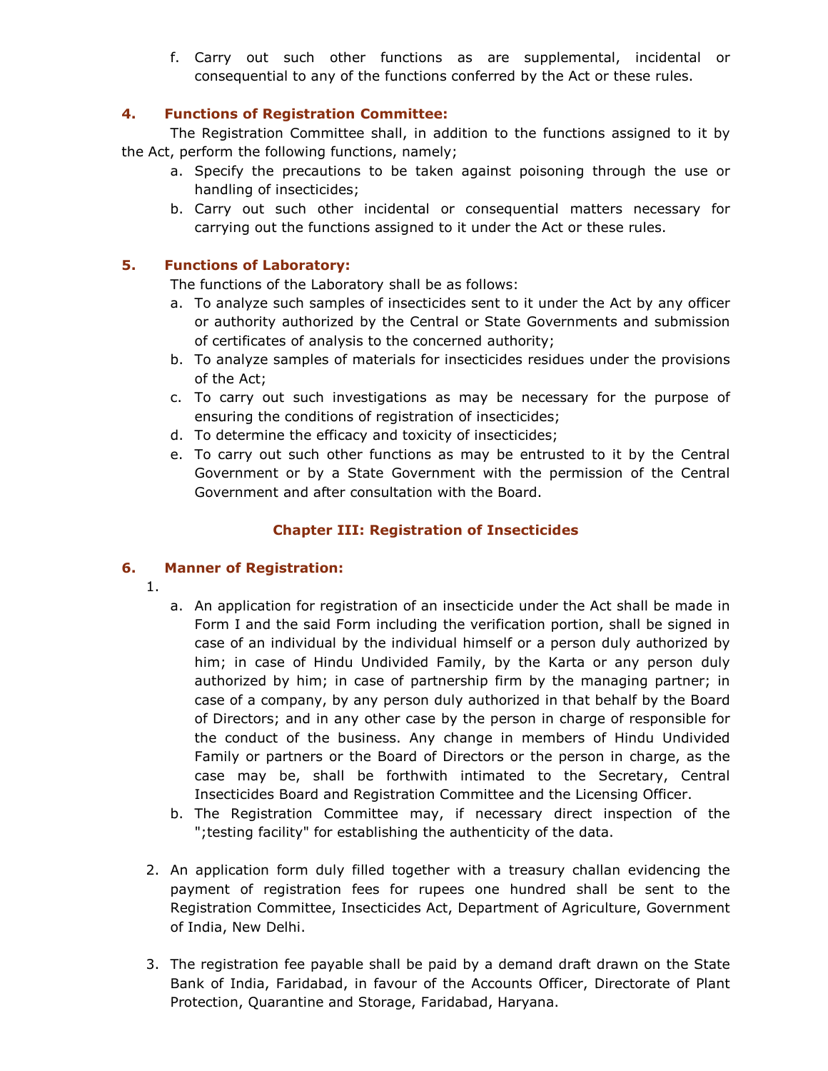f. Carry out such other functions as are supplemental, incidental or consequential to any of the functions conferred by the Act or these rules.

### 4. Functions of Registration Committee:

The Registration Committee shall, in addition to the functions assigned to it by the Act, perform the following functions, namely;

a. Specify the precautions to be taken against poisoning through the use or handling of insecticides;
b. Carry out such other incidental or consequential matters necessary for carrying out the functions assigned to it under the Act or these rules.

### 5. Functions of Laboratory:

The functions of the Laboratory shall be as follows:

a. To analyze such samples of insecticides sent to it under the Act by any officer or authority authorized by the Central or State Governments and submission of certificates of analysis to the concerned authority;
b. To analyze samples of materials for insecticides residues under the provisions of the Act;
c. To carry out such investigations as may be necessary for the purpose of ensuring the conditions of registration of insecticides;
d. To determine the efficacy and toxicity of insecticides;
e. To carry out such other functions as may be entrusted to it by the Central Government or by a State Government with the permission of the Central Government and after consultation with the Board.

## Chapter III: Registration of Insecticides

### 6. Manner of Registration:

1.
    a. An application for registration of an insecticide under the Act shall be made in Form I and the said Form including the verification portion, shall be signed in case of an individual by the individual himself or a person duly authorized by him; in case of Hindu Undivided Family, by the Karta or any person duly authorized by him; in case of partnership firm by the managing partner; in case of a company, by any person duly authorized in that behalf by the Board of Directors; and in any other case by the person in charge of responsible for the conduct of the business. Any change in members of Hindu Undivided Family or partners or the Board of Directors or the person in charge, as the case may be, shall be forthwith intimated to the Secretary, Central Insecticides Board and Registration Committee and the Licensing Officer.
    b. The Registration Committee may, if necessary direct inspection of the ";testing facility" for establishing the authenticity of the data.

2. An application form duly filled together with a treasury challan evidencing the payment of registration fees for rupees one hundred shall be sent to the Registration Committee, Insecticides Act, Department of Agriculture, Government of India, New Delhi.

3. The registration fee payable shall be paid by a demand draft drawn on the State Bank of India, Faridabad, in favour of the Accounts Officer, Directorate of Plant Protection, Quarantine and Storage, Faridabad, Haryana.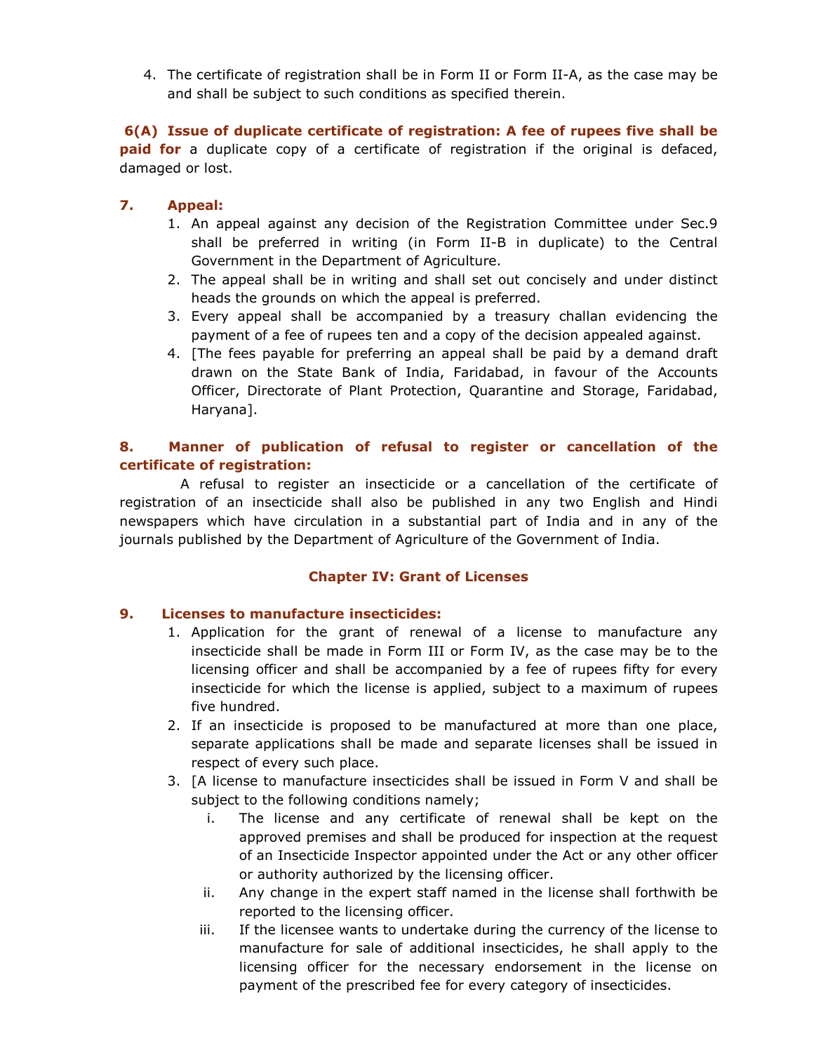4. The certificate of registration shall be in Form II or Form II-A, as the case may be and shall be subject to such conditions as specified therein.

**6(A) Issue of duplicate certificate of registration: A fee of rupees five shall be paid for** a duplicate copy of a certificate of registration if the original is defaced, damaged or lost.

**7. Appeal:**

1. An appeal against any decision of the Registration Committee under Sec.9 shall be preferred in writing (in Form II-B in duplicate) to the Central Government in the Department of Agriculture.
2. The appeal shall be in writing and shall set out concisely and under distinct heads the grounds on which the appeal is preferred.
3. Every appeal shall be accompanied by a treasury challan evidencing the payment of a fee of rupees ten and a copy of the decision appealed against.
4. [The fees payable for preferring an appeal shall be paid by a demand draft drawn on the State Bank of India, Faridabad, in favour of the Accounts Officer, Directorate of Plant Protection, Quarantine and Storage, Faridabad, Haryana].

**8. Manner of publication of refusal to register or cancellation of the certificate of registration:**

A refusal to register an insecticide or a cancellation of the certificate of registration of an insecticide shall also be published in any two English and Hindi newspapers which have circulation in a substantial part of India and in any of the journals published by the Department of Agriculture of the Government of India.

## Chapter IV: Grant of Licenses

**9. Licenses to manufacture insecticides:**

1. Application for the grant of renewal of a license to manufacture any insecticide shall be made in Form III or Form IV, as the case may be to the licensing officer and shall be accompanied by a fee of rupees fifty for every insecticide for which the license is applied, subject to a maximum of rupees five hundred.
2. If an insecticide is proposed to be manufactured at more than one place, separate applications shall be made and separate licenses shall be issued in respect of every such place.
3. [A license to manufacture insecticides shall be issued in Form V and shall be subject to the following conditions namely;
   i. The license and any certificate of renewal shall be kept on the approved premises and shall be produced for inspection at the request of an Insecticide Inspector appointed under the Act or any other officer or authority authorized by the licensing officer.
   ii. Any change in the expert staff named in the license shall forthwith be reported to the licensing officer.
   iii. If the licensee wants to undertake during the currency of the license to manufacture for sale of additional insecticides, he shall apply to the licensing officer for the necessary endorsement in the license on payment of the prescribed fee for every category of insecticides.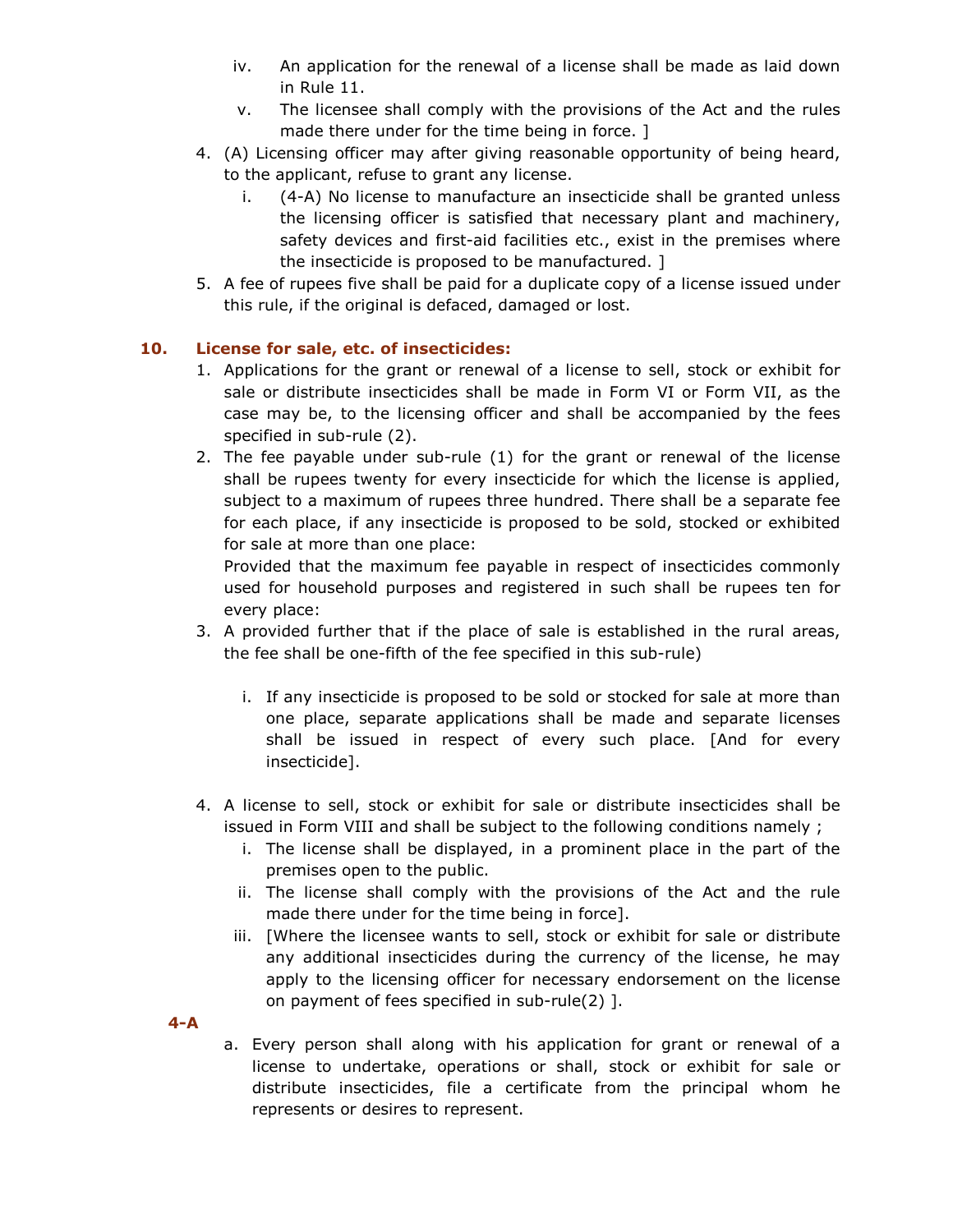iv. An application for the renewal of a license shall be made as laid down in Rule 11.
  v. The licensee shall comply with the provisions of the Act and the rules made there under for the time being in force. ]
4. (A) Licensing officer may after giving reasonable opportunity of being heard, to the applicant, refuse to grant any license.
   i. (4-A) No license to manufacture an insecticide shall be granted unless the licensing officer is satisfied that necessary plant and machinery, safety devices and first-aid facilities etc., exist in the premises where the insecticide is proposed to be manufactured. ]
5. A fee of rupees five shall be paid for a duplicate copy of a license issued under this rule, if the original is defaced, damaged or lost.

**10. License for sale, etc. of insecticides:**

1. Applications for the grant or renewal of a license to sell, stock or exhibit for sale or distribute insecticides shall be made in Form VI or Form VII, as the case may be, to the licensing officer and shall be accompanied by the fees specified in sub-rule (2).
2. The fee payable under sub-rule (1) for the grant or renewal of the license shall be rupees twenty for every insecticide for which the license is applied, subject to a maximum of rupees three hundred. There shall be a separate fee for each place, if any insecticide is proposed to be sold, stocked or exhibited for sale at more than one place:
   Provided that the maximum fee payable in respect of insecticides commonly used for household purposes and registered in such shall be rupees ten for every place:
3. A provided further that if the place of sale is established in the rural areas, the fee shall be one-fifth of the fee specified in this sub-rule)
   i. If any insecticide is proposed to be sold or stocked for sale at more than one place, separate applications shall be made and separate licenses shall be issued in respect of every such place. [And for every insecticide].
4. A license to sell, stock or exhibit for sale or distribute insecticides shall be issued in Form VIII and shall be subject to the following conditions namely ;
   i. The license shall be displayed, in a prominent place in the part of the premises open to the public.
   ii. The license shall comply with the provisions of the Act and the rule made there under for the time being in force].
   iii. [Where the licensee wants to sell, stock or exhibit for sale or distribute any additional insecticides during the currency of the license, he may apply to the licensing officer for necessary endorsement on the license on payment of fees specified in sub-rule(2) ].

**4-A**

a. Every person shall along with his application for grant or renewal of a license to undertake, operations or shall, stock or exhibit for sale or distribute insecticides, file a certificate from the principal whom he represents or desires to represent.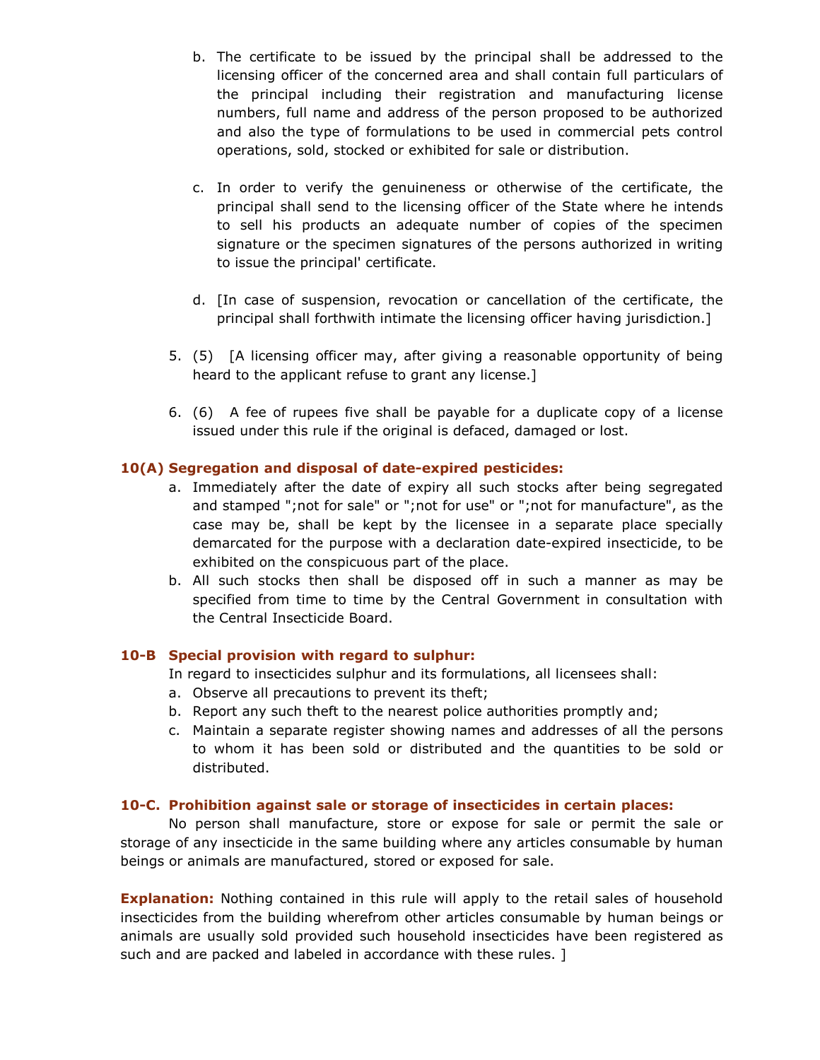b. The certificate to be issued by the principal shall be addressed to the licensing officer of the concerned area and shall contain full particulars of the principal including their registration and manufacturing license numbers, full name and address of the person proposed to be authorized and also the type of formulations to be used in commercial pets control operations, sold, stocked or exhibited for sale or distribution.

c. In order to verify the genuineness or otherwise of the certificate, the principal shall send to the licensing officer of the State where he intends to sell his products an adequate number of copies of the specimen signature or the specimen signatures of the persons authorized in writing to issue the principal' certificate.

d. [In case of suspension, revocation or cancellation of the certificate, the principal shall forthwith intimate the licensing officer having jurisdiction.]

5. (5) [A licensing officer may, after giving a reasonable opportunity of being heard to the applicant refuse to grant any license.]

6. (6) A fee of rupees five shall be payable for a duplicate copy of a license issued under this rule if the original is defaced, damaged or lost.

**10(A) Segregation and disposal of date-expired pesticides:**

a. Immediately after the date of expiry all such stocks after being segregated and stamped ";not for sale" or ";not for use" or ";not for manufacture", as the case may be, shall be kept by the licensee in a separate place specially demarcated for the purpose with a declaration date-expired insecticide, to be exhibited on the conspicuous part of the place.
b. All such stocks then shall be disposed off in such a manner as may be specified from time to time by the Central Government in consultation with the Central Insecticide Board.

**10-B Special provision with regard to sulphur:**

In regard to insecticides sulphur and its formulations, all licensees shall:

a. Observe all precautions to prevent its theft;
b. Report any such theft to the nearest police authorities promptly and;
c. Maintain a separate register showing names and addresses of all the persons to whom it has been sold or distributed and the quantities to be sold or distributed.

**10-C. Prohibition against sale or storage of insecticides in certain places:**

No person shall manufacture, store or expose for sale or permit the sale or storage of any insecticide in the same building where any articles consumable by human beings or animals are manufactured, stored or exposed for sale.

**Explanation:** Nothing contained in this rule will apply to the retail sales of household insecticides from the building wherefrom other articles consumable by human beings or animals are usually sold provided such household insecticides have been registered as such and are packed and labeled in accordance with these rules. ]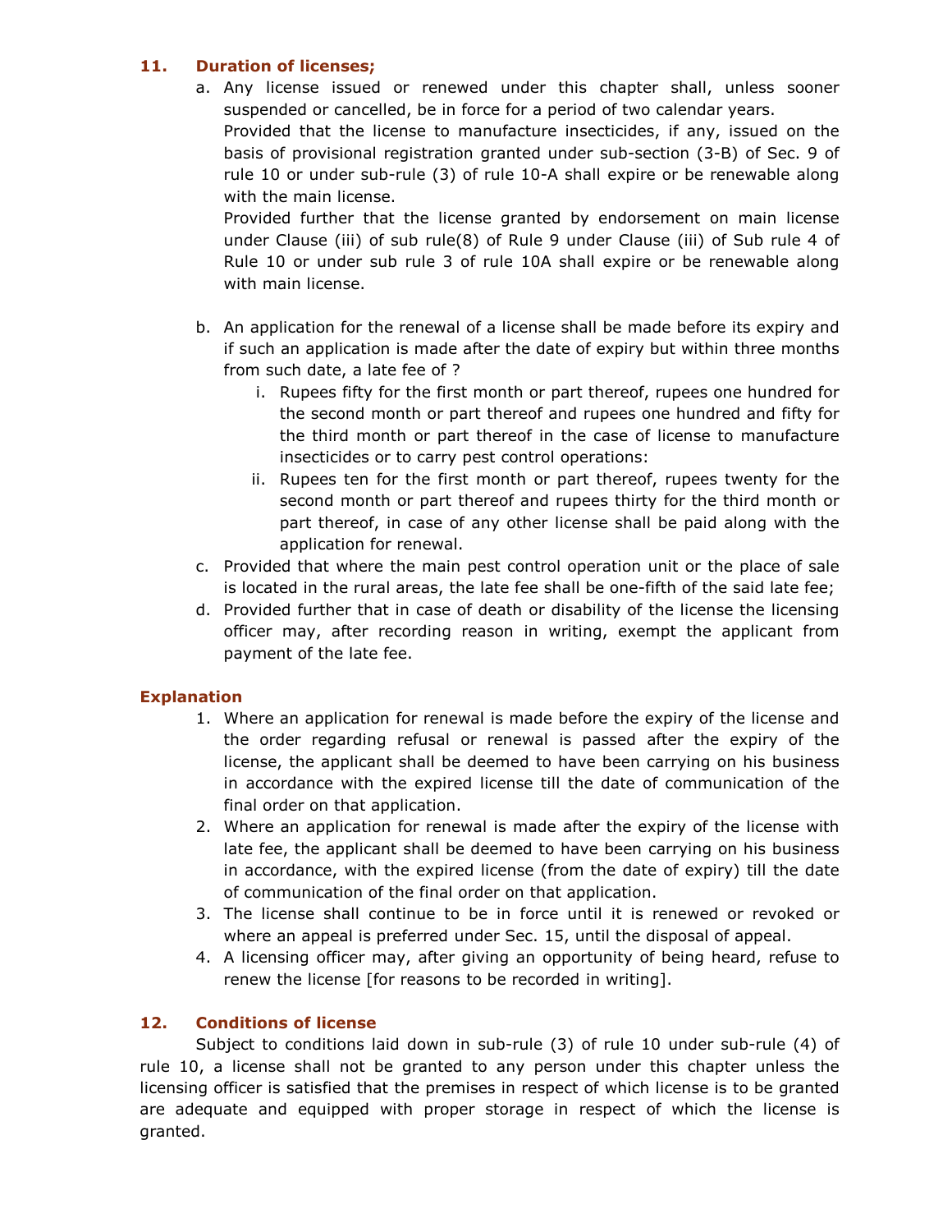## 11. Duration of licenses;

a. Any license issued or renewed under this chapter shall, unless sooner suspended or cancelled, be in force for a period of two calendar years.

   Provided that the license to manufacture insecticides, if any, issued on the basis of provisional registration granted under sub-section (3-B) of Sec. 9 of rule 10 or under sub-rule (3) of rule 10-A shall expire or be renewable along with the main license.

   Provided further that the license granted by endorsement on main license under Clause (iii) of sub rule(8) of Rule 9 under Clause (iii) of Sub rule 4 of Rule 10 or under sub rule 3 of rule 10A shall expire or be renewable along with main license.

b. An application for the renewal of a license shall be made before its expiry and if such an application is made after the date of expiry but within three months from such date, a late fee of ?
   i. Rupees fifty for the first month or part thereof, rupees one hundred for the second month or part thereof and rupees one hundred and fifty for the third month or part thereof in the case of license to manufacture insecticides or to carry pest control operations:
   ii. Rupees ten for the first month or part thereof, rupees twenty for the second month or part thereof and rupees thirty for the third month or part thereof, in case of any other license shall be paid along with the application for renewal.

c. Provided that where the main pest control operation unit or the place of sale is located in the rural areas, the late fee shall be one-fifth of the said late fee;

d. Provided further that in case of death or disability of the license the licensing officer may, after recording reason in writing, exempt the applicant from payment of the late fee.

### Explanation

1. Where an application for renewal is made before the expiry of the license and the order regarding refusal or renewal is passed after the expiry of the license, the applicant shall be deemed to have been carrying on his business in accordance with the expired license till the date of communication of the final order on that application.
2. Where an application for renewal is made after the expiry of the license with late fee, the applicant shall be deemed to have been carrying on his business in accordance, with the expired license (from the date of expiry) till the date of communication of the final order on that application.
3. The license shall continue to be in force until it is renewed or revoked or where an appeal is preferred under Sec. 15, until the disposal of appeal.
4. A licensing officer may, after giving an opportunity of being heard, refuse to renew the license [for reasons to be recorded in writing].

## 12. Conditions of license

Subject to conditions laid down in sub-rule (3) of rule 10 under sub-rule (4) of rule 10, a license shall not be granted to any person under this chapter unless the licensing officer is satisfied that the premises in respect of which license is to be granted are adequate and equipped with proper storage in respect of which the license is granted.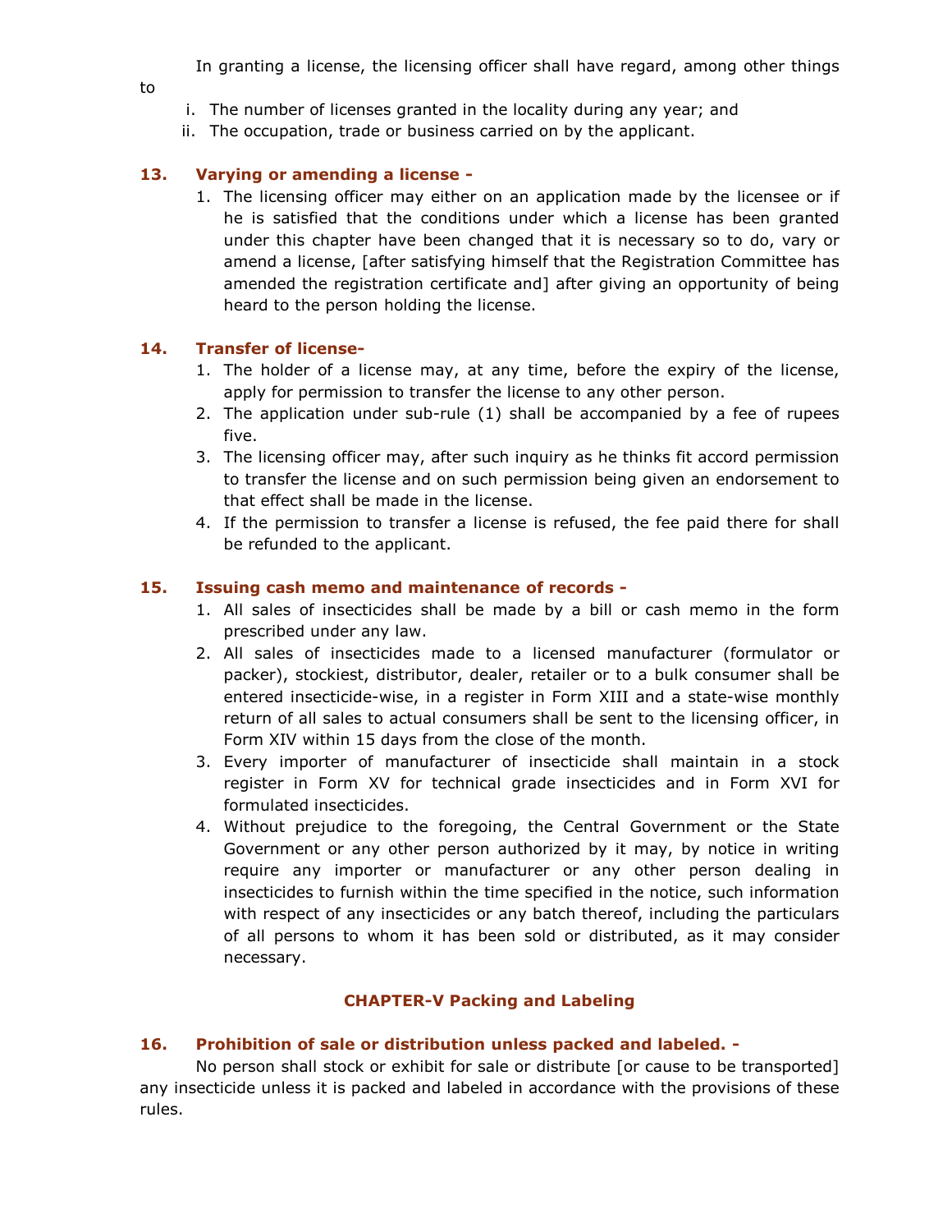In granting a license, the licensing officer shall have regard, among other things to

i. The number of licenses granted in the locality during any year; and
ii. The occupation, trade or business carried on by the applicant.

### 13. Varying or amending a license -

1. The licensing officer may either on an application made by the licensee or if he is satisfied that the conditions under which a license has been granted under this chapter have been changed that it is necessary so to do, vary or amend a license, [after satisfying himself that the Registration Committee has amended the registration certificate and] after giving an opportunity of being heard to the person holding the license.

### 14. Transfer of license-

1. The holder of a license may, at any time, before the expiry of the license, apply for permission to transfer the license to any other person.
2. The application under sub-rule (1) shall be accompanied by a fee of rupees five.
3. The licensing officer may, after such inquiry as he thinks fit accord permission to transfer the license and on such permission being given an endorsement to that effect shall be made in the license.
4. If the permission to transfer a license is refused, the fee paid there for shall be refunded to the applicant.

### 15. Issuing cash memo and maintenance of records -

1. All sales of insecticides shall be made by a bill or cash memo in the form prescribed under any law.
2. All sales of insecticides made to a licensed manufacturer (formulator or packer), stockiest, distributor, dealer, retailer or to a bulk consumer shall be entered insecticide-wise, in a register in Form XIII and a state-wise monthly return of all sales to actual consumers shall be sent to the licensing officer, in Form XIV within 15 days from the close of the month.
3. Every importer of manufacturer of insecticide shall maintain in a stock register in Form XV for technical grade insecticides and in Form XVI for formulated insecticides.
4. Without prejudice to the foregoing, the Central Government or the State Government or any other person authorized by it may, by notice in writing require any importer or manufacturer or any other person dealing in insecticides to furnish within the time specified in the notice, such information with respect of any insecticides or any batch thereof, including the particulars of all persons to whom it has been sold or distributed, as it may consider necessary.

## CHAPTER-V Packing and Labeling

### 16. Prohibition of sale or distribution unless packed and labeled. -

No person shall stock or exhibit for sale or distribute [or cause to be transported] any insecticide unless it is packed and labeled in accordance with the provisions of these rules.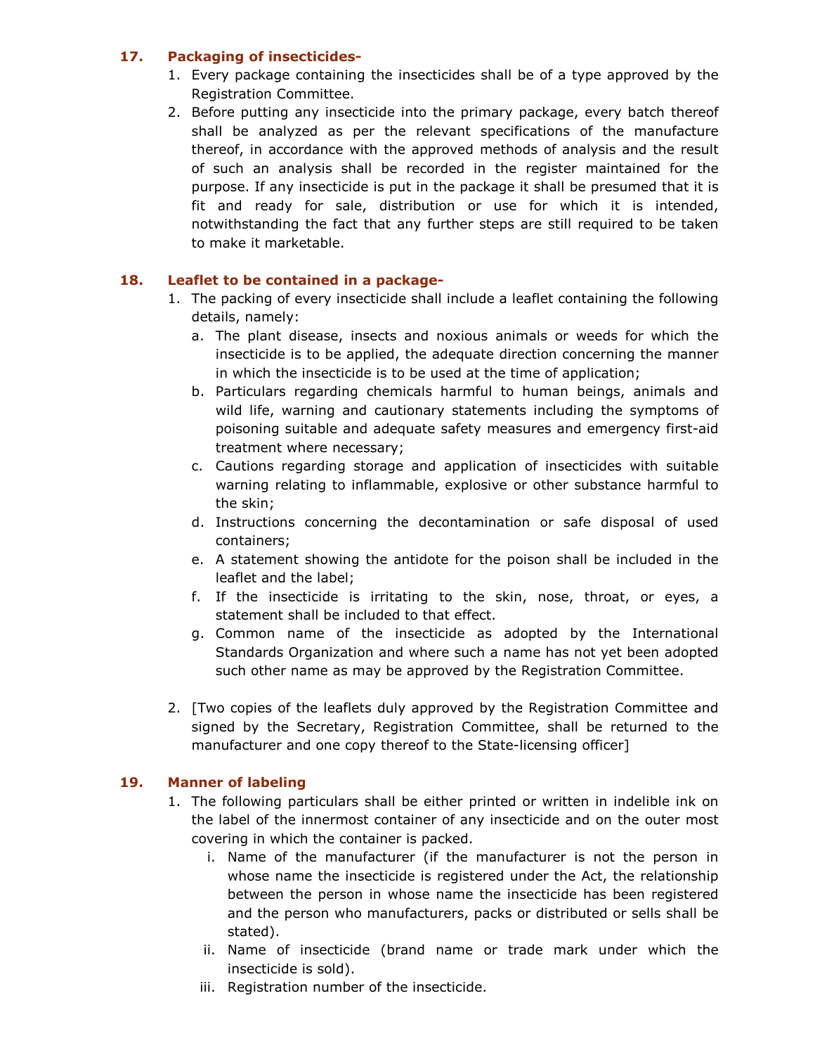### 17. Packaging of insecticides-

1. Every package containing the insecticides shall be of a type approved by the Registration Committee.
2. Before putting any insecticide into the primary package, every batch thereof shall be analyzed as per the relevant specifications of the manufacture thereof, in accordance with the approved methods of analysis and the result of such an analysis shall be recorded in the register maintained for the purpose. If any insecticide is put in the package it shall be presumed that it is fit and ready for sale, distribution or use for which it is intended, notwithstanding the fact that any further steps are still required to be taken to make it marketable.

### 18. Leaflet to be contained in a package-

1. The packing of every insecticide shall include a leaflet containing the following details, namely:
   a. The plant disease, insects and noxious animals or weeds for which the insecticide is to be applied, the adequate direction concerning the manner in which the insecticide is to be used at the time of application;
   b. Particulars regarding chemicals harmful to human beings, animals and wild life, warning and cautionary statements including the symptoms of poisoning suitable and adequate safety measures and emergency first-aid treatment where necessary;
   c. Cautions regarding storage and application of insecticides with suitable warning relating to inflammable, explosive or other substance harmful to the skin;
   d. Instructions concerning the decontamination or safe disposal of used containers;
   e. A statement showing the antidote for the poison shall be included in the leaflet and the label;
   f. If the insecticide is irritating to the skin, nose, throat, or eyes, a statement shall be included to that effect.
   g. Common name of the insecticide as adopted by the International Standards Organization and where such a name has not yet been adopted such other name as may be approved by the Registration Committee.

2. [Two copies of the leaflets duly approved by the Registration Committee and signed by the Secretary, Registration Committee, shall be returned to the manufacturer and one copy thereof to the State-licensing officer]

### 19. Manner of labeling

1. The following particulars shall be either printed or written in indelible ink on the label of the innermost container of any insecticide and on the outer most covering in which the container is packed.
   i. Name of the manufacturer (if the manufacturer is not the person in whose name the insecticide is registered under the Act, the relationship between the person in whose name the insecticide has been registered and the person who manufacturers, packs or distributed or sells shall be stated).
   ii. Name of insecticide (brand name or trade mark under which the insecticide is sold).
   iii. Registration number of the insecticide.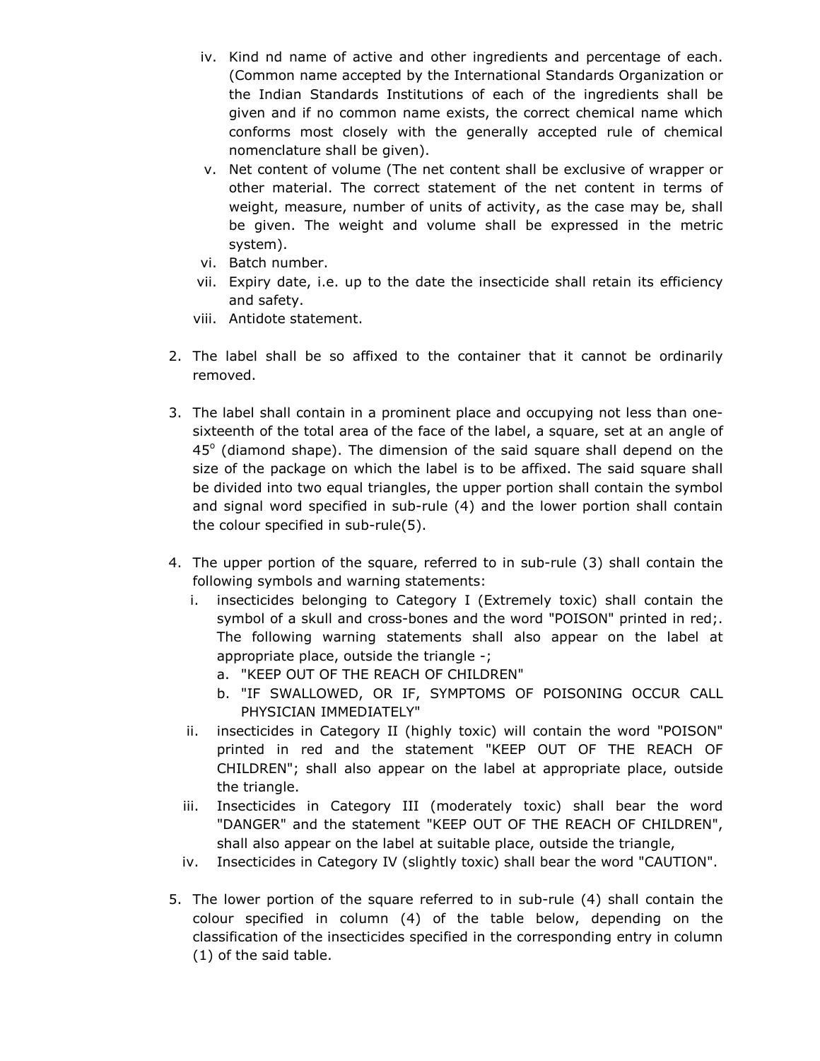iv. Kind nd name of active and other ingredients and percentage of each. (Common name accepted by the International Standards Organization or the Indian Standards Institutions of each of the ingredients shall be given and if no common name exists, the correct chemical name which conforms most closely with the generally accepted rule of chemical nomenclature shall be given).

v. Net content of volume (The net content shall be exclusive of wrapper or other material. The correct statement of the net content in terms of weight, measure, number of units of activity, as the case may be, shall be given. The weight and volume shall be expressed in the metric system).

vi. Batch number.

vii. Expiry date, i.e. up to the date the insecticide shall retain its efficiency and safety.

viii. Antidote statement.

2. The label shall be so affixed to the container that it cannot be ordinarily removed.

3. The label shall contain in a prominent place and occupying not less than one-sixteenth of the total area of the face of the label, a square, set at an angle of $45^{o}$ (diamond shape). The dimension of the said square shall depend on the size of the package on which the label is to be affixed. The said square shall be divided into two equal triangles, the upper portion shall contain the symbol and signal word specified in sub-rule (4) and the lower portion shall contain the colour specified in sub-rule(5).

4. The upper portion of the square, referred to in sub-rule (3) shall contain the following symbols and warning statements:
   i. insecticides belonging to Category I (Extremely toxic) shall contain the symbol of a skull and cross-bones and the word "POISON" printed in red;. The following warning statements shall also appear on the label at appropriate place, outside the triangle -;
      a. "KEEP OUT OF THE REACH OF CHILDREN"
      b. "IF SWALLOWED, OR IF, SYMPTOMS OF POISONING OCCUR CALL PHYSICIAN IMMEDIATELY"
   ii. insecticides in Category II (highly toxic) will contain the word "POISON" printed in red and the statement "KEEP OUT OF THE REACH OF CHILDREN"; shall also appear on the label at appropriate place, outside the triangle.
   iii. Insecticides in Category III (moderately toxic) shall bear the word "DANGER" and the statement "KEEP OUT OF THE REACH OF CHILDREN", shall also appear on the label at suitable place, outside the triangle,
   iv. Insecticides in Category IV (slightly toxic) shall bear the word "CAUTION".

5. The lower portion of the square referred to in sub-rule (4) shall contain the colour specified in column (4) of the table below, depending on the classification of the insecticides specified in the corresponding entry in column (1) of the said table.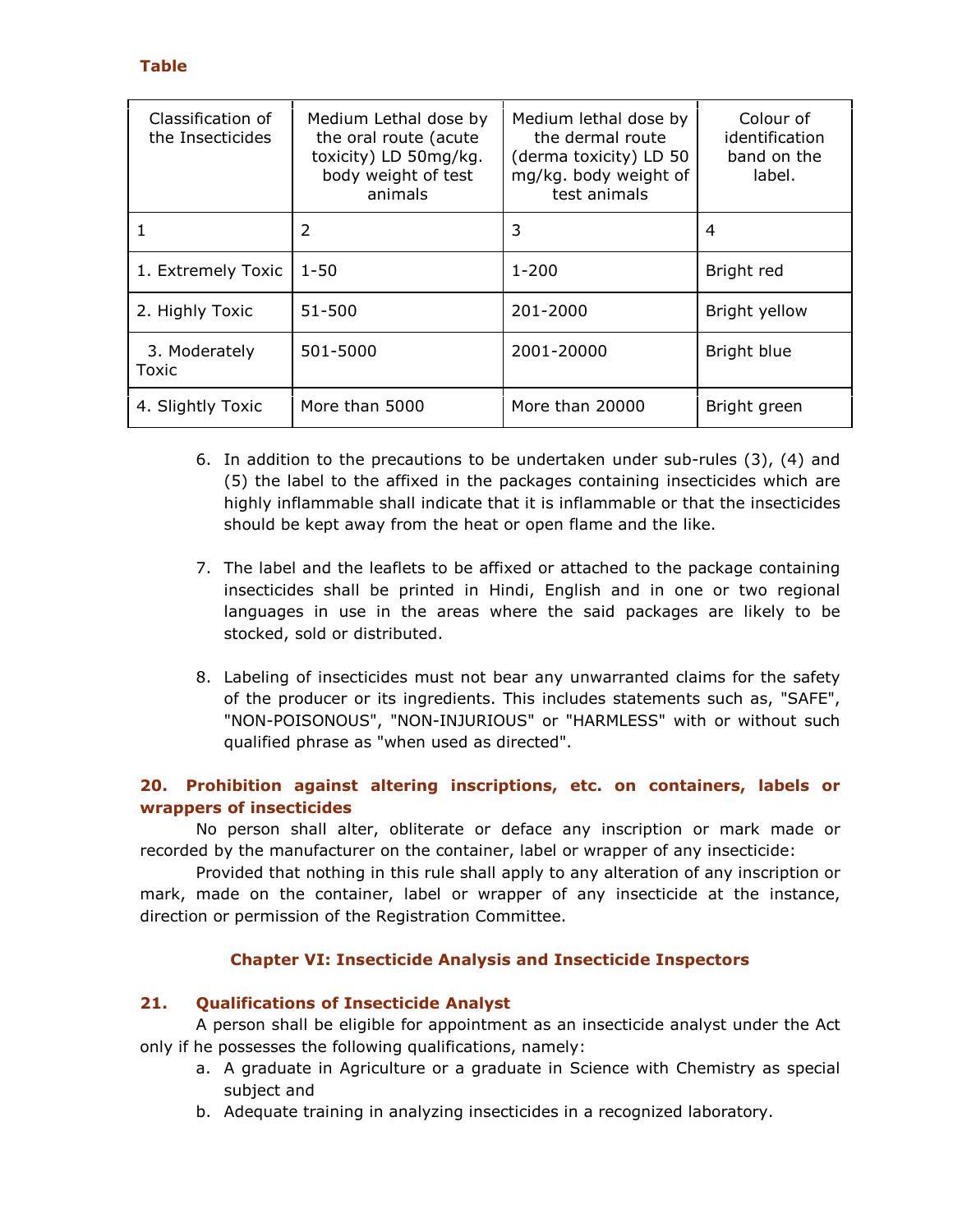**Table**

| Classification of the Insecticides | Medium Lethal dose by the oral route (acute toxicity) LD 50mg/kg. body weight of test animals | Medium lethal dose by the dermal route (derma toxicity) LD 50 mg/kg. body weight of test animals | Colour of identification band on the label. |
|---|---|---|---|
| 1 | 2 | 3 | 4 |
| 1. Extremely Toxic | 1-50 | 1-200 | Bright red |
| 2. Highly Toxic | 51-500 | 201-2000 | Bright yellow |
| 3. Moderately Toxic | 501-5000 | 2001-20000 | Bright blue |
| 4. Slightly Toxic | More than 5000 | More than 20000 | Bright green |

6. In addition to the precautions to be undertaken under sub-rules (3), (4) and (5) the label to the affixed in the packages containing insecticides which are highly inflammable shall indicate that it is inflammable or that the insecticides should be kept away from the heat or open flame and the like.

7. The label and the leaflets to be affixed or attached to the package containing insecticides shall be printed in Hindi, English and in one or two regional languages in use in the areas where the said packages are likely to be stocked, sold or distributed.

8. Labeling of insecticides must not bear any unwarranted claims for the safety of the producer or its ingredients. This includes statements such as, "SAFE", "NON-POISONOUS", "NON-INJURIOUS" or "HARMLESS" with or without such qualified phrase as "when used as directed".

### 20. Prohibition against altering inscriptions, etc. on containers, labels or wrappers of insecticides

No person shall alter, obliterate or deface any inscription or mark made or recorded by the manufacturer on the container, label or wrapper of any insecticide:

Provided that nothing in this rule shall apply to any alteration of any inscription or mark, made on the container, label or wrapper of any insecticide at the instance, direction or permission of the Registration Committee.

## Chapter VI: Insecticide Analysis and Insecticide Inspectors

### 21. Qualifications of Insecticide Analyst

A person shall be eligible for appointment as an insecticide analyst under the Act only if he possesses the following qualifications, namely:

a. A graduate in Agriculture or a graduate in Science with Chemistry as special subject and
b. Adequate training in analyzing insecticides in a recognized laboratory.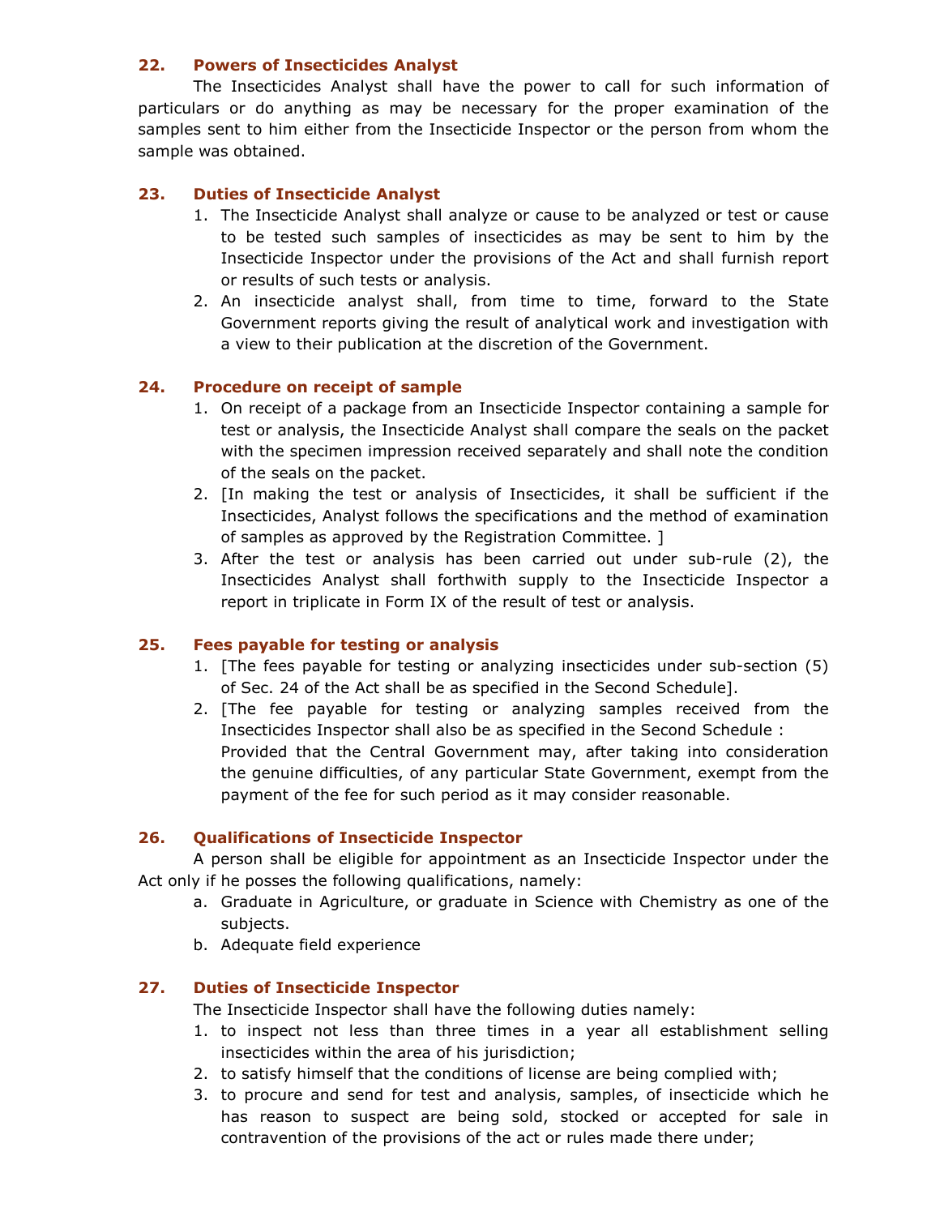### 22. Powers of Insecticides Analyst

The Insecticides Analyst shall have the power to call for such information of particulars or do anything as may be necessary for the proper examination of the samples sent to him either from the Insecticide Inspector or the person from whom the sample was obtained.

### 23. Duties of Insecticide Analyst

1. The Insecticide Analyst shall analyze or cause to be analyzed or test or cause to be tested such samples of insecticides as may be sent to him by the Insecticide Inspector under the provisions of the Act and shall furnish report or results of such tests or analysis.
2. An insecticide analyst shall, from time to time, forward to the State Government reports giving the result of analytical work and investigation with a view to their publication at the discretion of the Government.

### 24. Procedure on receipt of sample

1. On receipt of a package from an Insecticide Inspector containing a sample for test or analysis, the Insecticide Analyst shall compare the seals on the packet with the specimen impression received separately and shall note the condition of the seals on the packet.
2. [In making the test or analysis of Insecticides, it shall be sufficient if the Insecticides, Analyst follows the specifications and the method of examination of samples as approved by the Registration Committee. ]
3. After the test or analysis has been carried out under sub-rule (2), the Insecticides Analyst shall forthwith supply to the Insecticide Inspector a report in triplicate in Form IX of the result of test or analysis.

### 25. Fees payable for testing or analysis

1. [The fees payable for testing or analyzing insecticides under sub-section (5) of Sec. 24 of the Act shall be as specified in the Second Schedule].
2. [The fee payable for testing or analyzing samples received from the Insecticides Inspector shall also be as specified in the Second Schedule :
   Provided that the Central Government may, after taking into consideration the genuine difficulties, of any particular State Government, exempt from the payment of the fee for such period as it may consider reasonable.

### 26. Qualifications of Insecticide Inspector

A person shall be eligible for appointment as an Insecticide Inspector under the Act only if he posses the following qualifications, namely:

a. Graduate in Agriculture, or graduate in Science with Chemistry as one of the subjects.
b. Adequate field experience

### 27. Duties of Insecticide Inspector

The Insecticide Inspector shall have the following duties namely:

1. to inspect not less than three times in a year all establishment selling insecticides within the area of his jurisdiction;
2. to satisfy himself that the conditions of license are being complied with;
3. to procure and send for test and analysis, samples, of insecticide which he has reason to suspect are being sold, stocked or accepted for sale in contravention of the provisions of the act or rules made there under;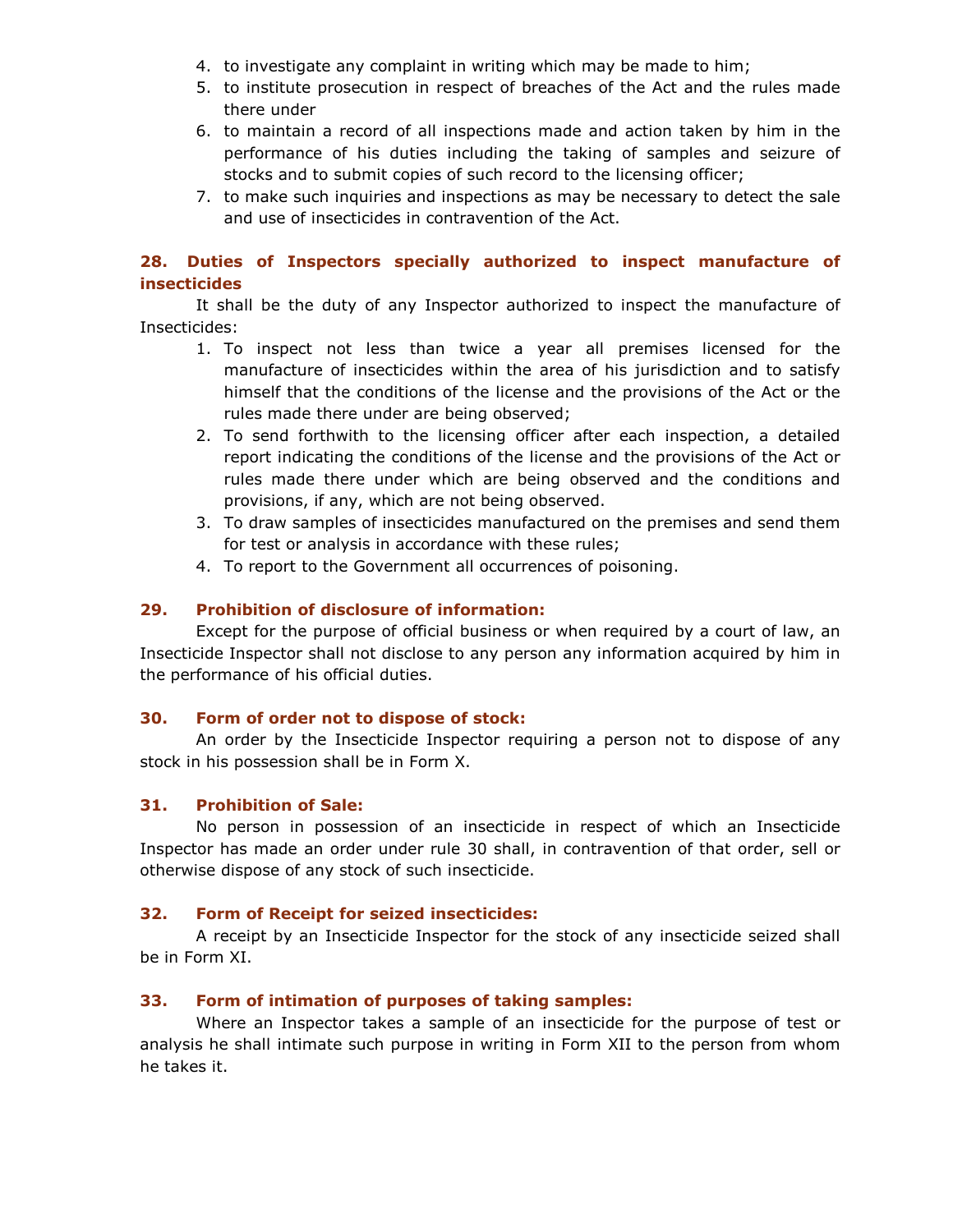4. to investigate any complaint in writing which may be made to him;
5. to institute prosecution in respect of breaches of the Act and the rules made there under
6. to maintain a record of all inspections made and action taken by him in the performance of his duties including the taking of samples and seizure of stocks and to submit copies of such record to the licensing officer;
7. to make such inquiries and inspections as may be necessary to detect the sale and use of insecticides in contravention of the Act.

### 28. Duties of Inspectors specially authorized to inspect manufacture of insecticides

It shall be the duty of any Inspector authorized to inspect the manufacture of Insecticides:

1. To inspect not less than twice a year all premises licensed for the manufacture of insecticides within the area of his jurisdiction and to satisfy himself that the conditions of the license and the provisions of the Act or the rules made there under are being observed;
2. To send forthwith to the licensing officer after each inspection, a detailed report indicating the conditions of the license and the provisions of the Act or rules made there under which are being observed and the conditions and provisions, if any, which are not being observed.
3. To draw samples of insecticides manufactured on the premises and send them for test or analysis in accordance with these rules;
4. To report to the Government all occurrences of poisoning.

### 29. Prohibition of disclosure of information:

Except for the purpose of official business or when required by a court of law, an Insecticide Inspector shall not disclose to any person any information acquired by him in the performance of his official duties.

### 30. Form of order not to dispose of stock:

An order by the Insecticide Inspector requiring a person not to dispose of any stock in his possession shall be in Form X.

### 31. Prohibition of Sale:

No person in possession of an insecticide in respect of which an Insecticide Inspector has made an order under rule 30 shall, in contravention of that order, sell or otherwise dispose of any stock of such insecticide.

### 32. Form of Receipt for seized insecticides:

A receipt by an Insecticide Inspector for the stock of any insecticide seized shall be in Form XI.

### 33. Form of intimation of purposes of taking samples:

Where an Inspector takes a sample of an insecticide for the purpose of test or analysis he shall intimate such purpose in writing in Form XII to the person from whom he takes it.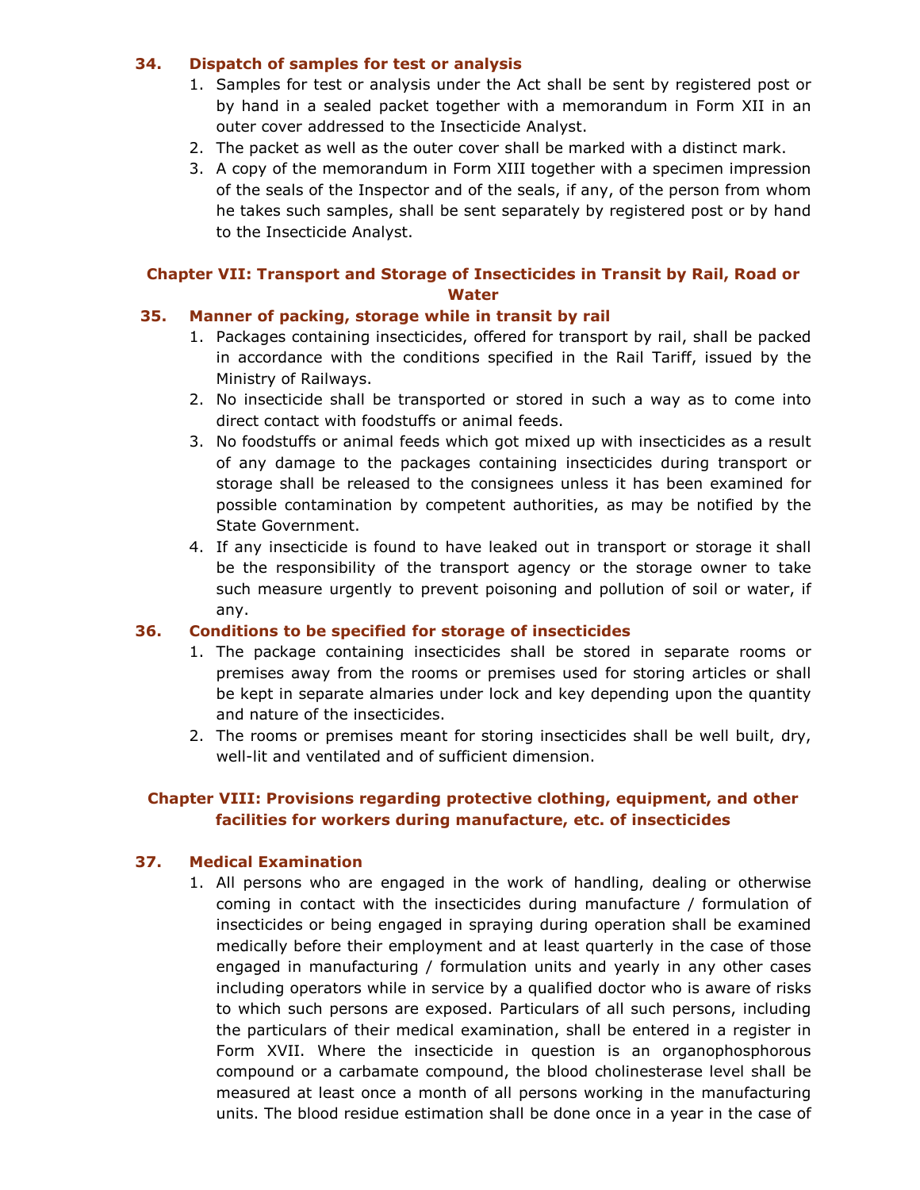### 34. Dispatch of samples for test or analysis

1. Samples for test or analysis under the Act shall be sent by registered post or by hand in a sealed packet together with a memorandum in Form XII in an outer cover addressed to the Insecticide Analyst.
2. The packet as well as the outer cover shall be marked with a distinct mark.
3. A copy of the memorandum in Form XIII together with a specimen impression of the seals of the Inspector and of the seals, if any, of the person from whom he takes such samples, shall be sent separately by registered post or by hand to the Insecticide Analyst.

## Chapter VII: Transport and Storage of Insecticides in Transit by Rail, Road or Water

### 35. Manner of packing, storage while in transit by rail

1. Packages containing insecticides, offered for transport by rail, shall be packed in accordance with the conditions specified in the Rail Tariff, issued by the Ministry of Railways.
2. No insecticide shall be transported or stored in such a way as to come into direct contact with foodstuffs or animal feeds.
3. No foodstuffs or animal feeds which got mixed up with insecticides as a result of any damage to the packages containing insecticides during transport or storage shall be released to the consignees unless it has been examined for possible contamination by competent authorities, as may be notified by the State Government.
4. If any insecticide is found to have leaked out in transport or storage it shall be the responsibility of the transport agency or the storage owner to take such measure urgently to prevent poisoning and pollution of soil or water, if any.

### 36. Conditions to be specified for storage of insecticides

1. The package containing insecticides shall be stored in separate rooms or premises away from the rooms or premises used for storing articles or shall be kept in separate almaries under lock and key depending upon the quantity and nature of the insecticides.
2. The rooms or premises meant for storing insecticides shall be well built, dry, well-lit and ventilated and of sufficient dimension.

## Chapter VIII: Provisions regarding protective clothing, equipment, and other facilities for workers during manufacture, etc. of insecticides

### 37. Medical Examination

1. All persons who are engaged in the work of handling, dealing or otherwise coming in contact with the insecticides during manufacture / formulation of insecticides or being engaged in spraying during operation shall be examined medically before their employment and at least quarterly in the case of those engaged in manufacturing / formulation units and yearly in any other cases including operators while in service by a qualified doctor who is aware of risks to which such persons are exposed. Particulars of all such persons, including the particulars of their medical examination, shall be entered in a register in Form XVII. Where the insecticide in question is an organophosphorous compound or a carbamate compound, the blood cholinesterase level shall be measured at least once a month of all persons working in the manufacturing units. The blood residue estimation shall be done once in a year in the case of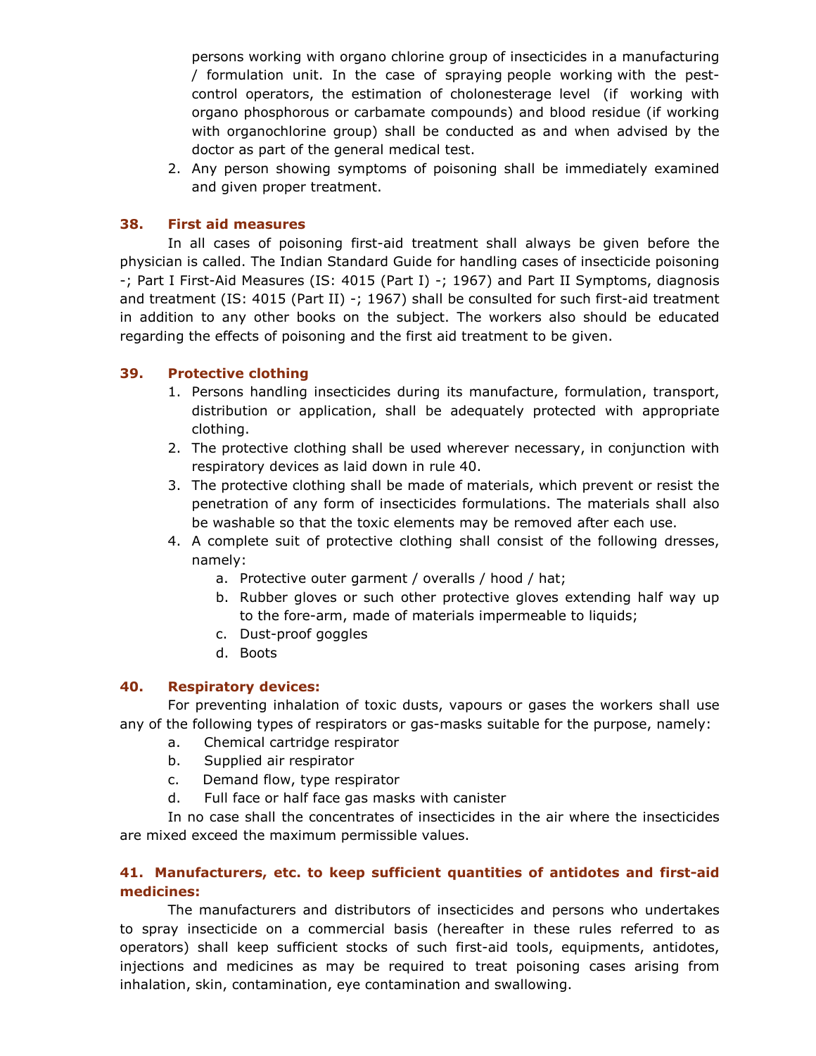persons working with organo chlorine group of insecticides in a manufacturing / formulation unit. In the case of spraying people working with the pest-control operators, the estimation of cholonesterage level (if working with organo phosphorous or carbamate compounds) and blood residue (if working with organochlorine group) shall be conducted as and when advised by the doctor as part of the general medical test.

2. Any person showing symptoms of poisoning shall be immediately examined and given proper treatment.

### 38. First aid measures

In all cases of poisoning first-aid treatment shall always be given before the physician is called. The Indian Standard Guide for handling cases of insecticide poisoning -; Part I First-Aid Measures (IS: 4015 (Part I) -; 1967) and Part II Symptoms, diagnosis and treatment (IS: 4015 (Part II) -; 1967) shall be consulted for such first-aid treatment in addition to any other books on the subject. The workers also should be educated regarding the effects of poisoning and the first aid treatment to be given.

### 39. Protective clothing

1. Persons handling insecticides during its manufacture, formulation, transport, distribution or application, shall be adequately protected with appropriate clothing.
2. The protective clothing shall be used wherever necessary, in conjunction with respiratory devices as laid down in rule 40.
3. The protective clothing shall be made of materials, which prevent or resist the penetration of any form of insecticides formulations. The materials shall also be washable so that the toxic elements may be removed after each use.
4. A complete suit of protective clothing shall consist of the following dresses, namely:
   a. Protective outer garment / overalls / hood / hat;
   b. Rubber gloves or such other protective gloves extending half way up to the fore-arm, made of materials impermeable to liquids;
   c. Dust-proof goggles
   d. Boots

### 40. Respiratory devices:

For preventing inhalation of toxic dusts, vapours or gases the workers shall use any of the following types of respirators or gas-masks suitable for the purpose, namely:

a. Chemical cartridge respirator
b. Supplied air respirator
c. Demand flow, type respirator
d. Full face or half face gas masks with canister

In no case shall the concentrates of insecticides in the air where the insecticides are mixed exceed the maximum permissible values.

### 41. Manufacturers, etc. to keep sufficient quantities of antidotes and first-aid medicines:

The manufacturers and distributors of insecticides and persons who undertakes to spray insecticide on a commercial basis (hereafter in these rules referred to as operators) shall keep sufficient stocks of such first-aid tools, equipments, antidotes, injections and medicines as may be required to treat poisoning cases arising from inhalation, skin, contamination, eye contamination and swallowing.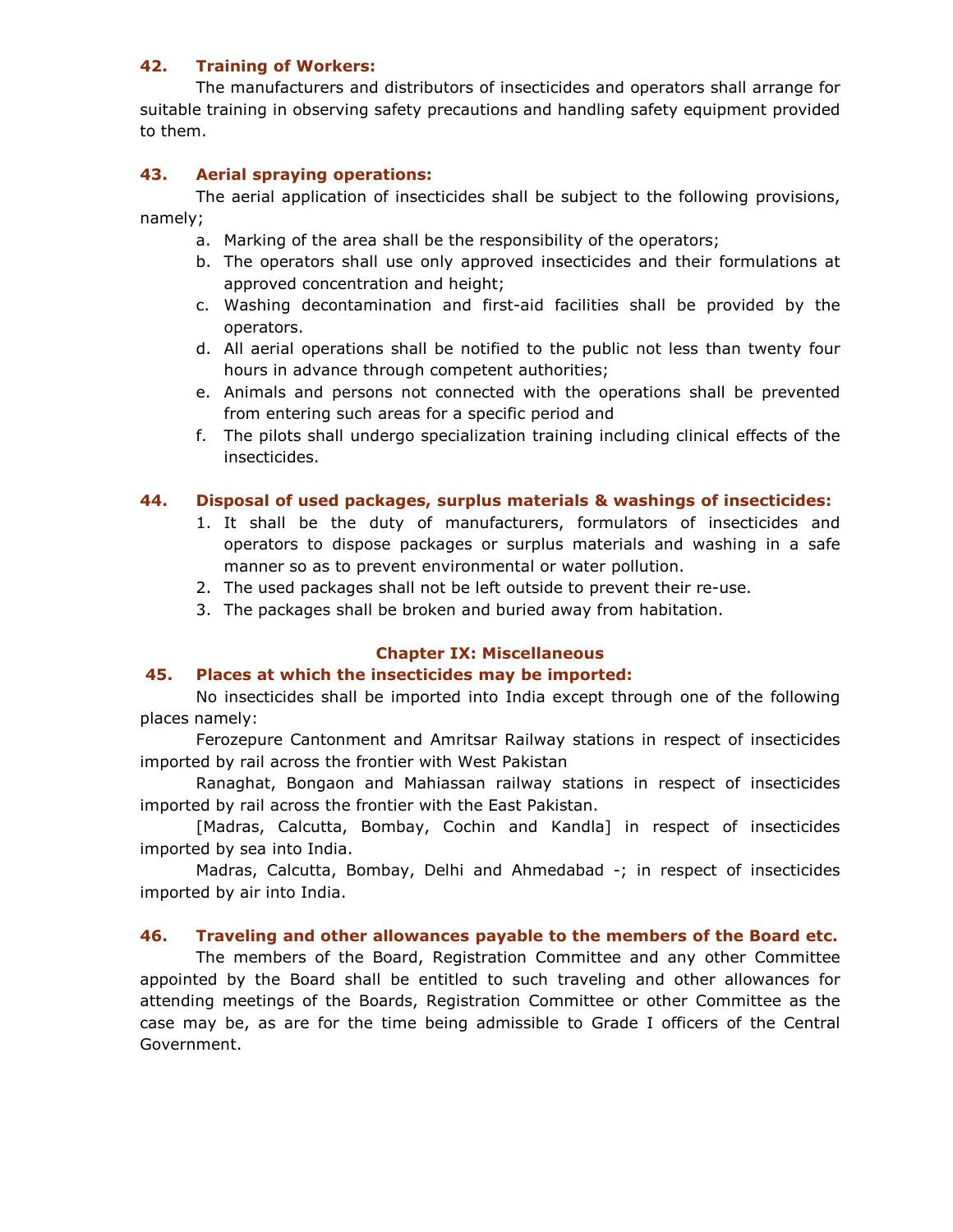### 42. Training of Workers:

The manufacturers and distributors of insecticides and operators shall arrange for suitable training in observing safety precautions and handling safety equipment provided to them.

### 43. Aerial spraying operations:

The aerial application of insecticides shall be subject to the following provisions, namely;

a. Marking of the area shall be the responsibility of the operators;
b. The operators shall use only approved insecticides and their formulations at approved concentration and height;
c. Washing decontamination and first-aid facilities shall be provided by the operators.
d. All aerial operations shall be notified to the public not less than twenty four hours in advance through competent authorities;
e. Animals and persons not connected with the operations shall be prevented from entering such areas for a specific period and
f. The pilots shall undergo specialization training including clinical effects of the insecticides.

### 44. Disposal of used packages, surplus materials & washings of insecticides:

1. It shall be the duty of manufacturers, formulators of insecticides and operators to dispose packages or surplus materials and washing in a safe manner so as to prevent environmental or water pollution.
2. The used packages shall not be left outside to prevent their re-use.
3. The packages shall be broken and buried away from habitation.

## Chapter IX: Miscellaneous

### 45. Places at which the insecticides may be imported:

No insecticides shall be imported into India except through one of the following places namely:

Ferozepure Cantonment and Amritsar Railway stations in respect of insecticides imported by rail across the frontier with West Pakistan

Ranaghat, Bongaon and Mahiassan railway stations in respect of insecticides imported by rail across the frontier with the East Pakistan.

[Madras, Calcutta, Bombay, Cochin and Kandla] in respect of insecticides imported by sea into India.

Madras, Calcutta, Bombay, Delhi and Ahmedabad -; in respect of insecticides imported by air into India.

### 46. Traveling and other allowances payable to the members of the Board etc.

The members of the Board, Registration Committee and any other Committee appointed by the Board shall be entitled to such traveling and other allowances for attending meetings of the Boards, Registration Committee or other Committee as the case may be, as are for the time being admissible to Grade I officers of the Central Government.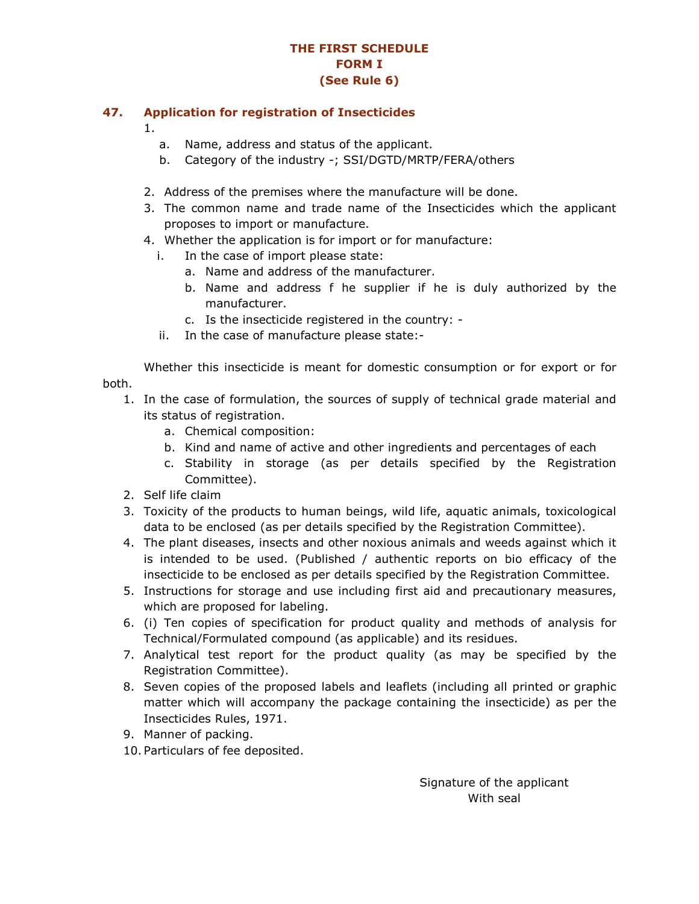**THE FIRST SCHEDULE**
**FORM I**
**(See Rule 6)**

## 47. Application for registration of Insecticides

1.
   a. Name, address and status of the applicant.
   b. Category of the industry -; SSI/DGTD/MRTP/FERA/others

2. Address of the premises where the manufacture will be done.
3. The common name and trade name of the Insecticides which the applicant proposes to import or manufacture.
4. Whether the application is for import or for manufacture:
   i. In the case of import please state:
      a. Name and address of the manufacturer.
      b. Name and address f he supplier if he is duly authorized by the manufacturer.
      c. Is the insecticide registered in the country: -
   ii. In the case of manufacture please state:-

Whether this insecticide is meant for domestic consumption or for export or for both.

1. In the case of formulation, the sources of supply of technical grade material and its status of registration.
   a. Chemical composition:
   b. Kind and name of active and other ingredients and percentages of each
   c. Stability in storage (as per details specified by the Registration Committee).
2. Self life claim
3. Toxicity of the products to human beings, wild life, aquatic animals, toxicological data to be enclosed (as per details specified by the Registration Committee).
4. The plant diseases, insects and other noxious animals and weeds against which it is intended to be used. (Published / authentic reports on bio efficacy of the insecticide to be enclosed as per details specified by the Registration Committee.
5. Instructions for storage and use including first aid and precautionary measures, which are proposed for labeling.
6. (i) Ten copies of specification for product quality and methods of analysis for Technical/Formulated compound (as applicable) and its residues.
7. Analytical test report for the product quality (as may be specified by the Registration Committee).
8. Seven copies of the proposed labels and leaflets (including all printed or graphic matter which will accompany the package containing the insecticide) as per the Insecticides Rules, 1971.
9. Manner of packing.
10. Particulars of fee deposited.

Signature of the applicant
With seal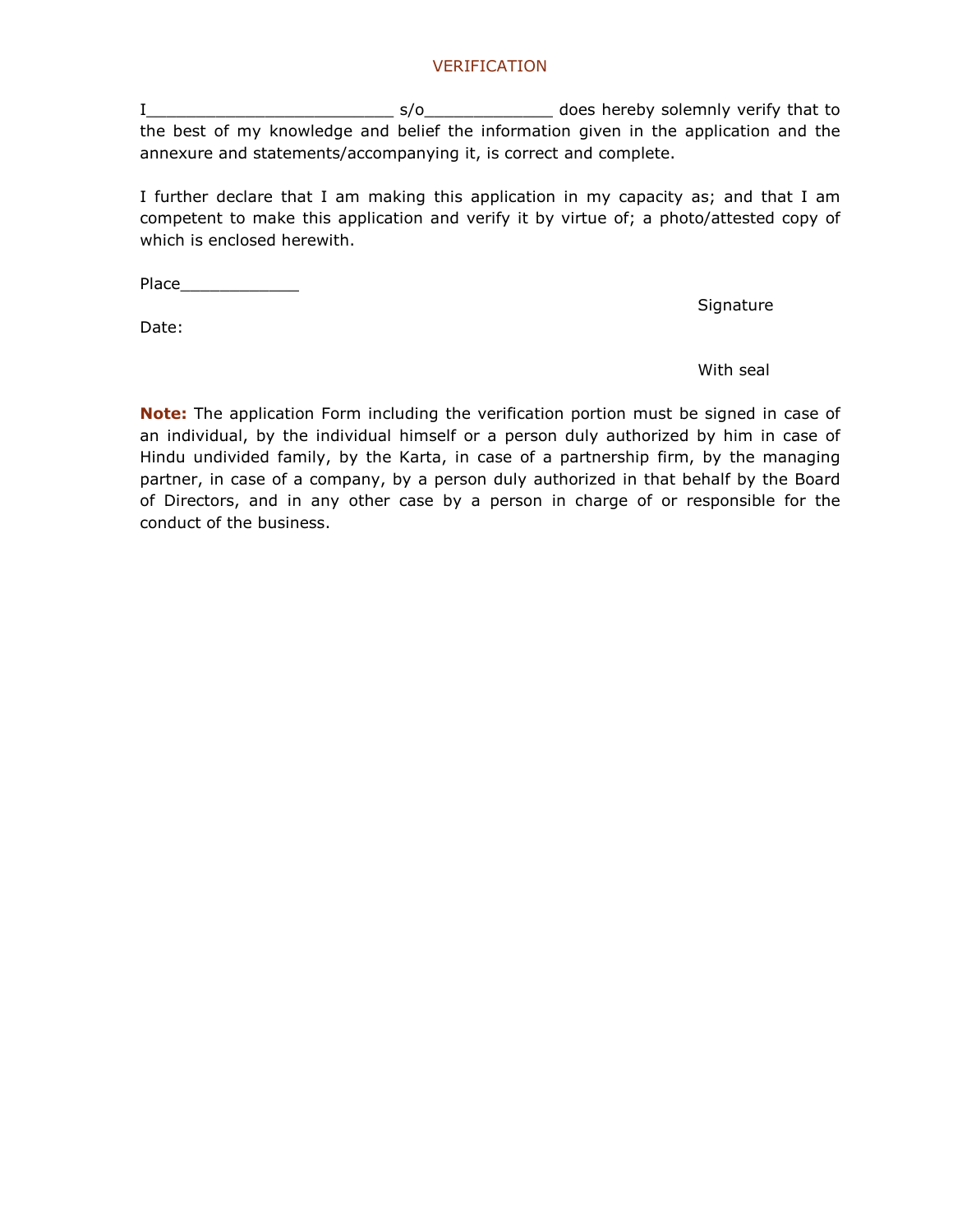## VERIFICATION

I_________________________ s/o_____________ does hereby solemnly verify that to the best of my knowledge and belief the information given in the application and the annexure and statements/accompanying it, is correct and complete.

I further declare that I am making this application in my capacity as; and that I am competent to make this application and verify it by virtue of; a photo/attested copy of which is enclosed herewith.

Place____________

Signature

Date:

With seal

**Note:** The application Form including the verification portion must be signed in case of an individual, by the individual himself or a person duly authorized by him in case of Hindu undivided family, by the Karta, in case of a partnership firm, by the managing partner, in case of a company, by a person duly authorized in that behalf by the Board of Directors, and in any other case by a person in charge of or responsible for the conduct of the business.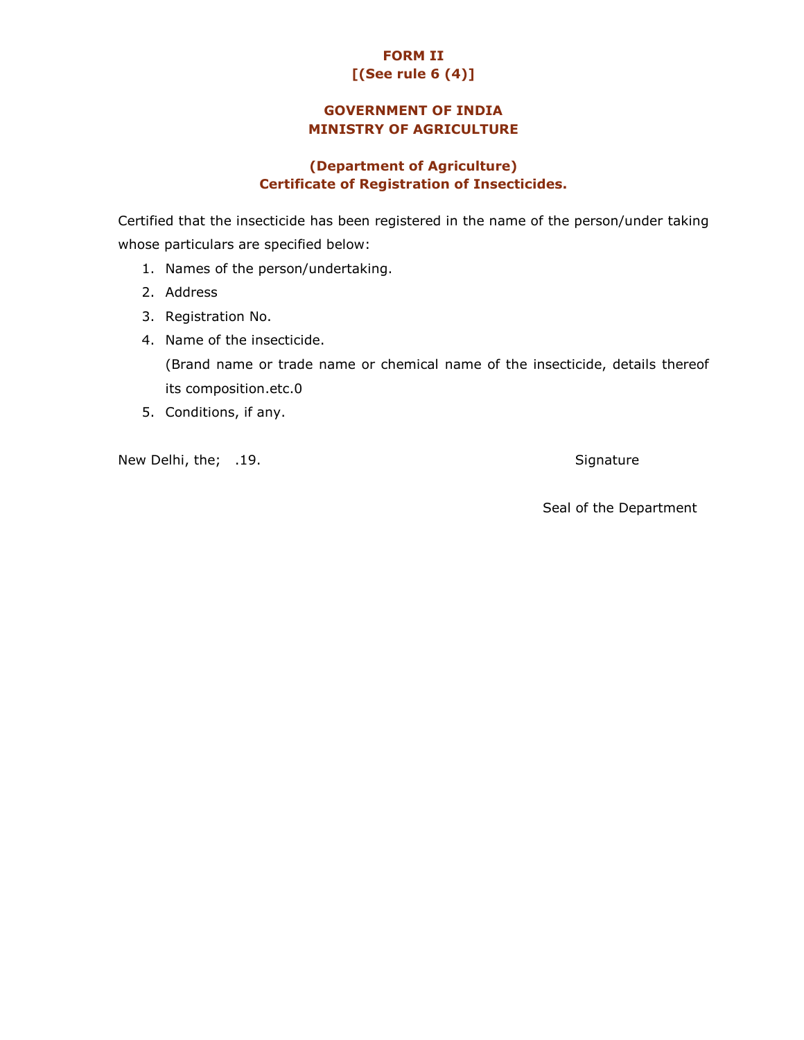# FORM II
**[(See rule 6 (4)]**

## GOVERNMENT OF INDIA
## MINISTRY OF AGRICULTURE

### (Department of Agriculture)
### Certificate of Registration of Insecticides.

Certified that the insecticide has been registered in the name of the person/under taking whose particulars are specified below:

1. Names of the person/undertaking.
2. Address
3. Registration No.
4. Name of the insecticide.
   (Brand name or trade name or chemical name of the insecticide, details thereof its composition.etc.0
5. Conditions, if any.

New Delhi, the; .19. Signature

Seal of the Department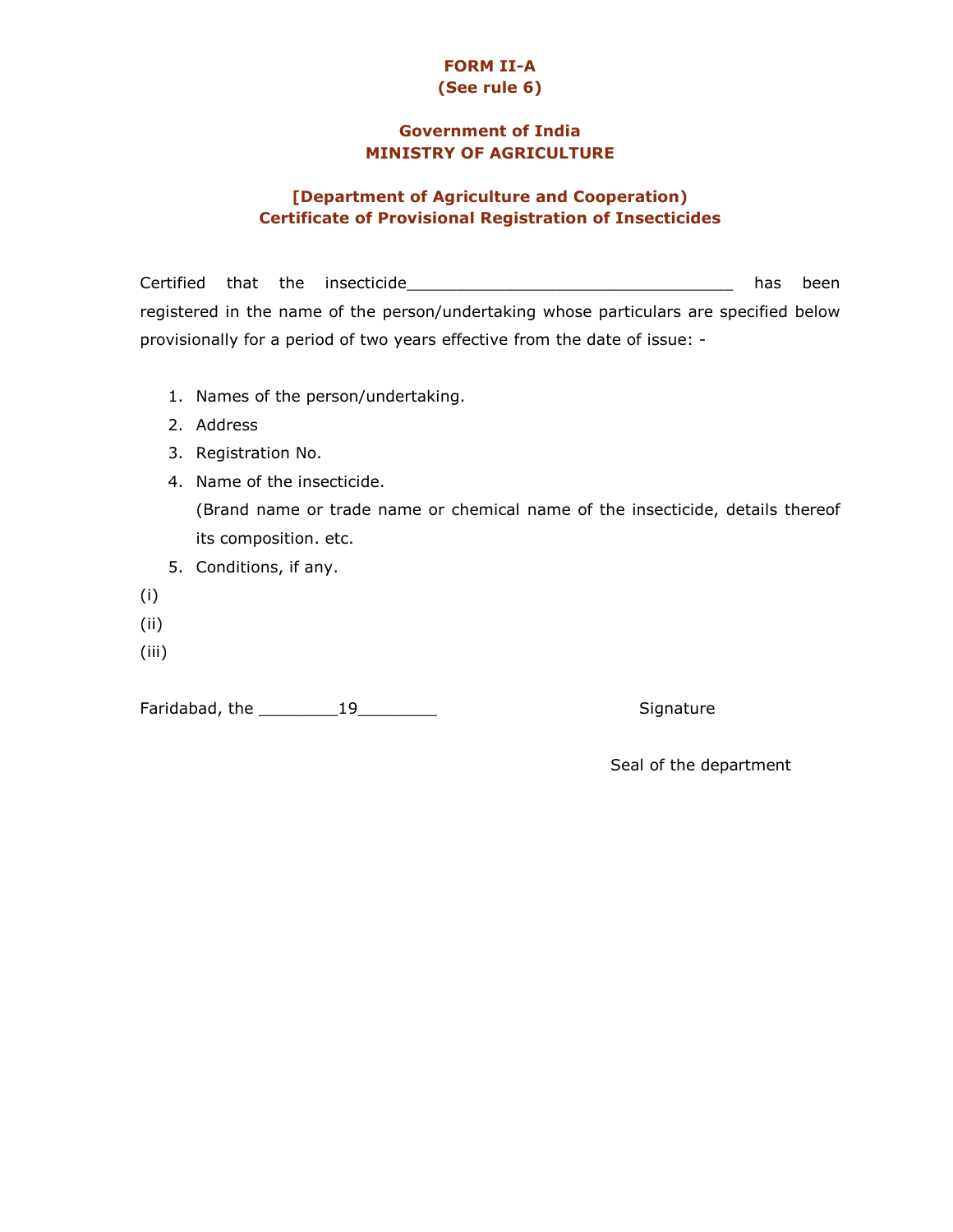**FORM II-A**
**(See rule 6)**

**Government of India**
**MINISTRY OF AGRICULTURE**

**[Department of Agriculture and Cooperation)**
**Certificate of Provisional Registration of Insecticides**

Certified that the insecticide_________________________________ has been registered in the name of the person/undertaking whose particulars are specified below provisionally for a period of two years effective from the date of issue: -

1. Names of the person/undertaking.
2. Address
3. Registration No.
4. Name of the insecticide.
   (Brand name or trade name or chemical name of the insecticide, details thereof its composition. etc.
5. Conditions, if any.

(i)

(ii)

(iii)

Faridabad, the ________19________ Signature

Seal of the department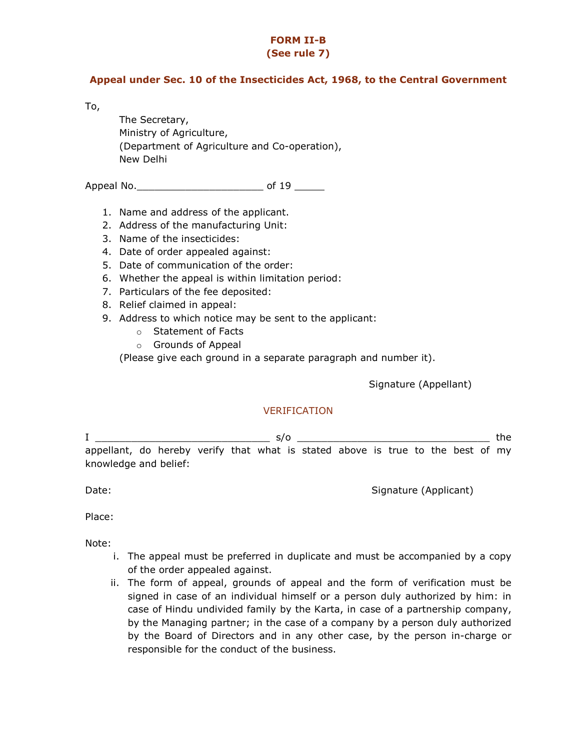# FORM II-B
## (See rule 7)

### Appeal under Sec. 10 of the Insecticides Act, 1968, to the Central Government

To,

The Secretary,
Ministry of Agriculture,
(Department of Agriculture and Co-operation),
New Delhi

Appeal No.______________________ of 19 _____

1. Name and address of the applicant.
2. Address of the manufacturing Unit:
3. Name of the insecticides:
4. Date of order appealed against:
5. Date of communication of the order:
6. Whether the appeal is within limitation period:
7. Particulars of the fee deposited:
8. Relief claimed in appeal:
9. Address to which notice may be sent to the applicant:
   - Statement of Facts
   - Grounds of Appeal

   (Please give each ground in a separate paragraph and number it).

Signature (Appellant)

VERIFICATION

I ______________________________ s/o _________________________________ the appellant, do hereby verify that what is stated above is true to the best of my knowledge and belief:

Date: Signature (Applicant)

Place:

Note:

i. The appeal must be preferred in duplicate and must be accompanied by a copy of the order appealed against.
ii. The form of appeal, grounds of appeal and the form of verification must be signed in case of an individual himself or a person duly authorized by him: in case of Hindu undivided family by the Karta, in case of a partnership company, by the Managing partner; in the case of a company by a person duly authorized by the Board of Directors and in any other case, by the person in-charge or responsible for the conduct of the business.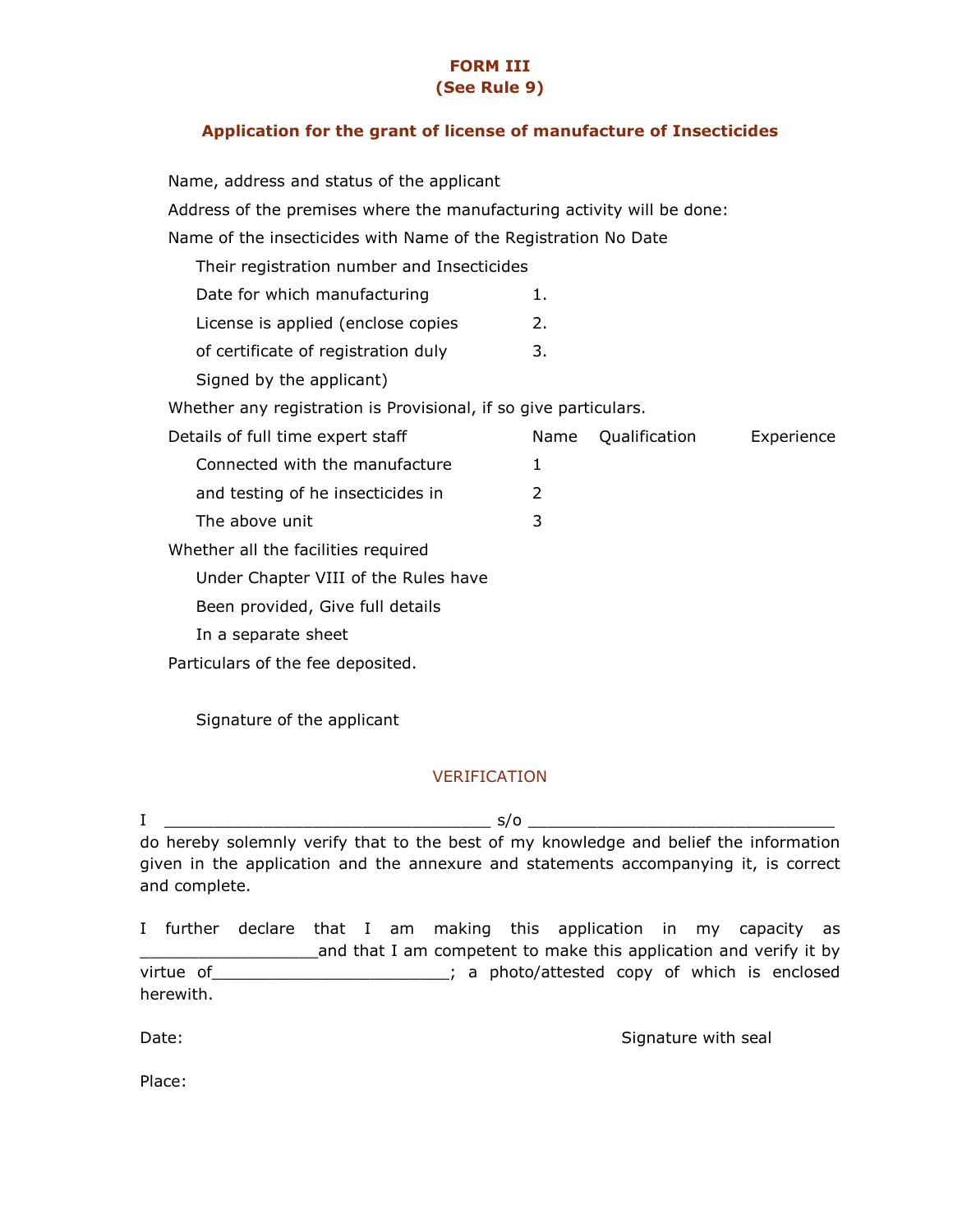# FORM III
## (See Rule 9)

### Application for the grant of license of manufacture of Insecticides

Name, address and status of the applicant

Address of the premises where the manufacturing activity will be done:

Name of the insecticides with Name of the Registration No Date

Their registration number and Insecticides

Date for which manufacturing 1.

License is applied (enclose copies 2.

of certificate of registration duly 3.

Signed by the applicant)

Whether any registration is Provisional, if so give particulars.

| Details of full time expert staff | Name | Qualification | Experience |
|---|---|---|---|
| Connected with the manufacture | 1 | | |
| and testing of he insecticides in | 2 | | |
| The above unit | 3 | | |

Whether all the facilities required Under Chapter VIII of the Rules have Been provided, Give full details In a separate sheet

Particulars of the fee deposited.

Signature of the applicant

VERIFICATION

I ________________________________ s/o _______________________________ do hereby solemnly verify that to the best of my knowledge and belief the information given in the application and the annexure and statements accompanying it, is correct and complete.

I further declare that I am making this application in my capacity as __________________and that I am competent to make this application and verify it by virtue of________________________; a photo/attested copy of which is enclosed herewith.

Date: Signature with seal

Place: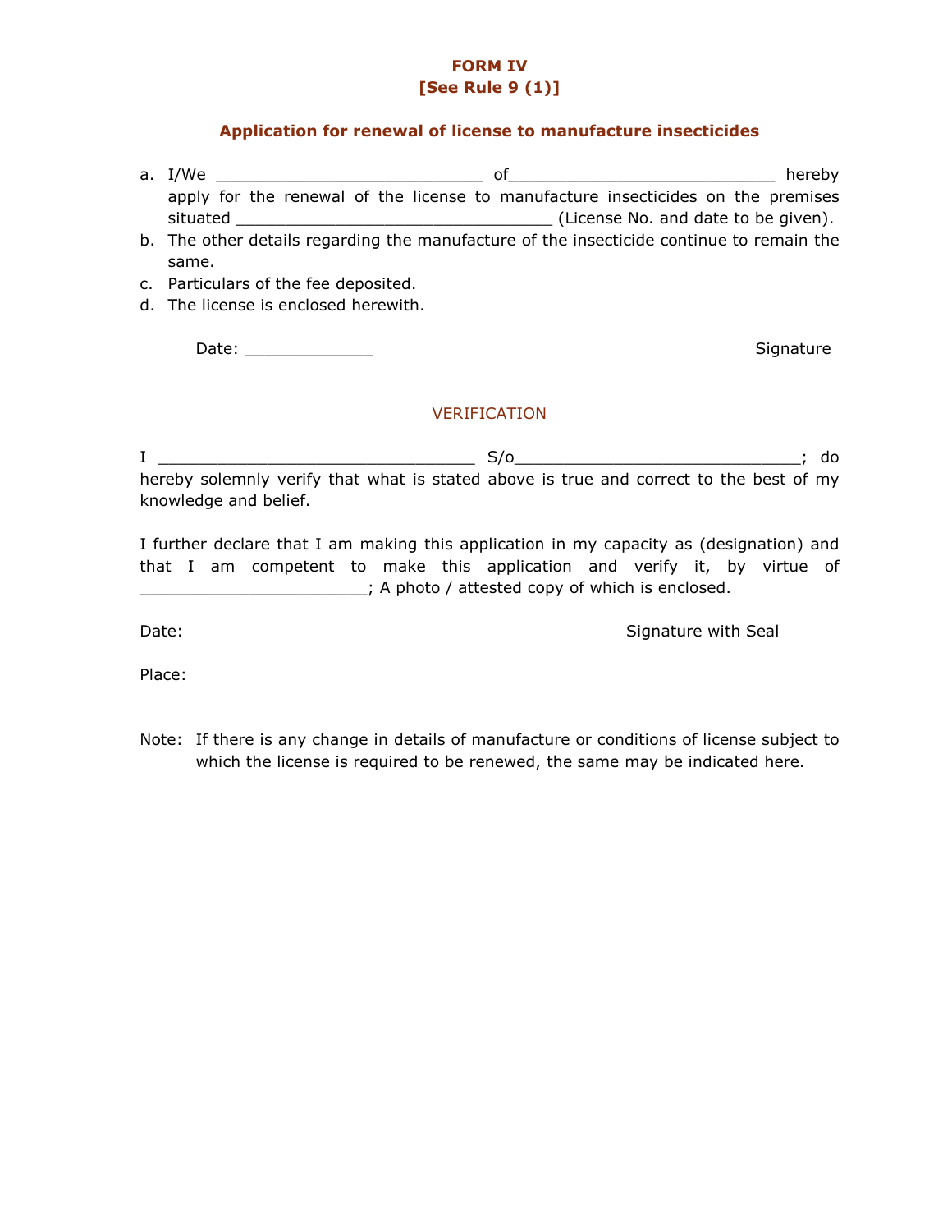**FORM IV**
**[See Rule 9 (1)]**

**Application for renewal of license to manufacture insecticides**

a. I/We ___________________________ of___________________________ hereby apply for the renewal of the license to manufacture insecticides on the premises situated ________________________________ (License No. and date to be given).
b. The other details regarding the manufacture of the insecticide continue to remain the same.
c. Particulars of the fee deposited.
d. The license is enclosed herewith.

Date: _____________ Signature

VERIFICATION

I ________________________________ S/o_____________________________; do hereby solemnly verify that what is stated above is true and correct to the best of my knowledge and belief.

I further declare that I am making this application in my capacity as (designation) and that I am competent to make this application and verify it, by virtue of _______________________; A photo / attested copy of which is enclosed.

Date: Signature with Seal

Place:

Note: If there is any change in details of manufacture or conditions of license subject to which the license is required to be renewed, the same may be indicated here.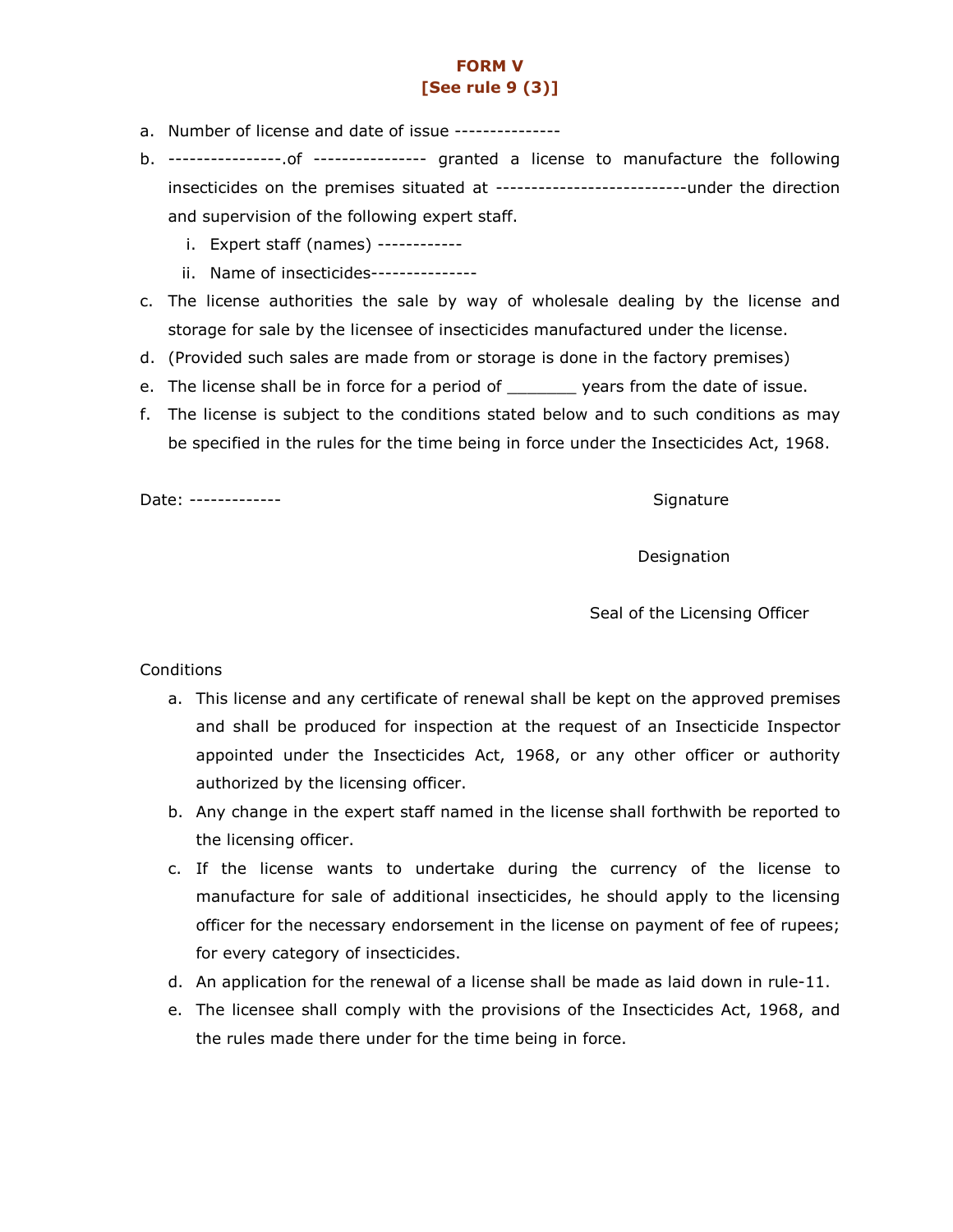# FORM V
## [See rule 9 (3)]

a. Number of license and date of issue ---------------

b. ----------------.of ---------------- granted a license to manufacture the following insecticides on the premises situated at --------------------------under the direction and supervision of the following expert staff.

   i. Expert staff (names) ------------

   ii. Name of insecticides---------------

c. The license authorities the sale by way of wholesale dealing by the license and storage for sale by the licensee of insecticides manufactured under the license.

d. (Provided such sales are made from or storage is done in the factory premises)

e. The license shall be in force for a period of _______ years from the date of issue.

f. The license is subject to the conditions stated below and to such conditions as may be specified in the rules for the time being in force under the Insecticides Act, 1968.

Date: -------------

Signature

Designation

Seal of the Licensing Officer

Conditions

a. This license and any certificate of renewal shall be kept on the approved premises and shall be produced for inspection at the request of an Insecticide Inspector appointed under the Insecticides Act, 1968, or any other officer or authority authorized by the licensing officer.

b. Any change in the expert staff named in the license shall forthwith be reported to the licensing officer.

c. If the license wants to undertake during the currency of the license to manufacture for sale of additional insecticides, he should apply to the licensing officer for the necessary endorsement in the license on payment of fee of rupees; for every category of insecticides.

d. An application for the renewal of a license shall be made as laid down in rule-11.

e. The licensee shall comply with the provisions of the Insecticides Act, 1968, and the rules made there under for the time being in force.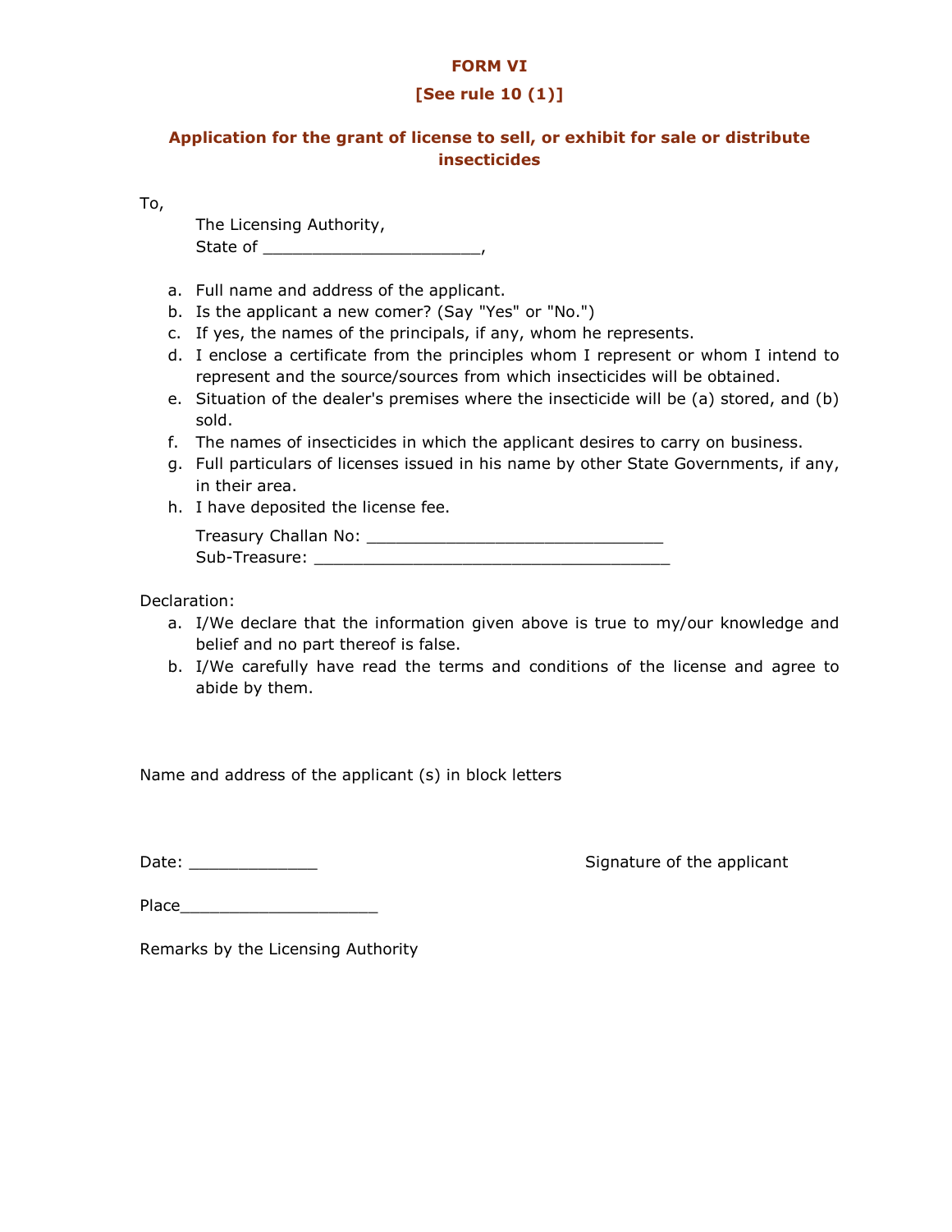# FORM VI

**[See rule 10 (1)]**

## Application for the grant of license to sell, or exhibit for sale or distribute insecticides

To,

The Licensing Authority,
State of ______________________,

a. Full name and address of the applicant.
b. Is the applicant a new comer? (Say "Yes" or "No.")
c. If yes, the names of the principals, if any, whom he represents.
d. I enclose a certificate from the principles whom I represent or whom I intend to represent and the source/sources from which insecticides will be obtained.
e. Situation of the dealer's premises where the insecticide will be (a) stored, and (b) sold.
f. The names of insecticides in which the applicant desires to carry on business.
g. Full particulars of licenses issued in his name by other State Governments, if any, in their area.
h. I have deposited the license fee.

Treasury Challan No: _______________________________
Sub-Treasure: _____________________________________

Declaration:

a. I/We declare that the information given above is true to my/our knowledge and belief and no part thereof is false.
b. I/We carefully have read the terms and conditions of the license and agree to abide by them.

Name and address of the applicant (s) in block letters

Date: _____________

Signature of the applicant

Place____________________

Remarks by the Licensing Authority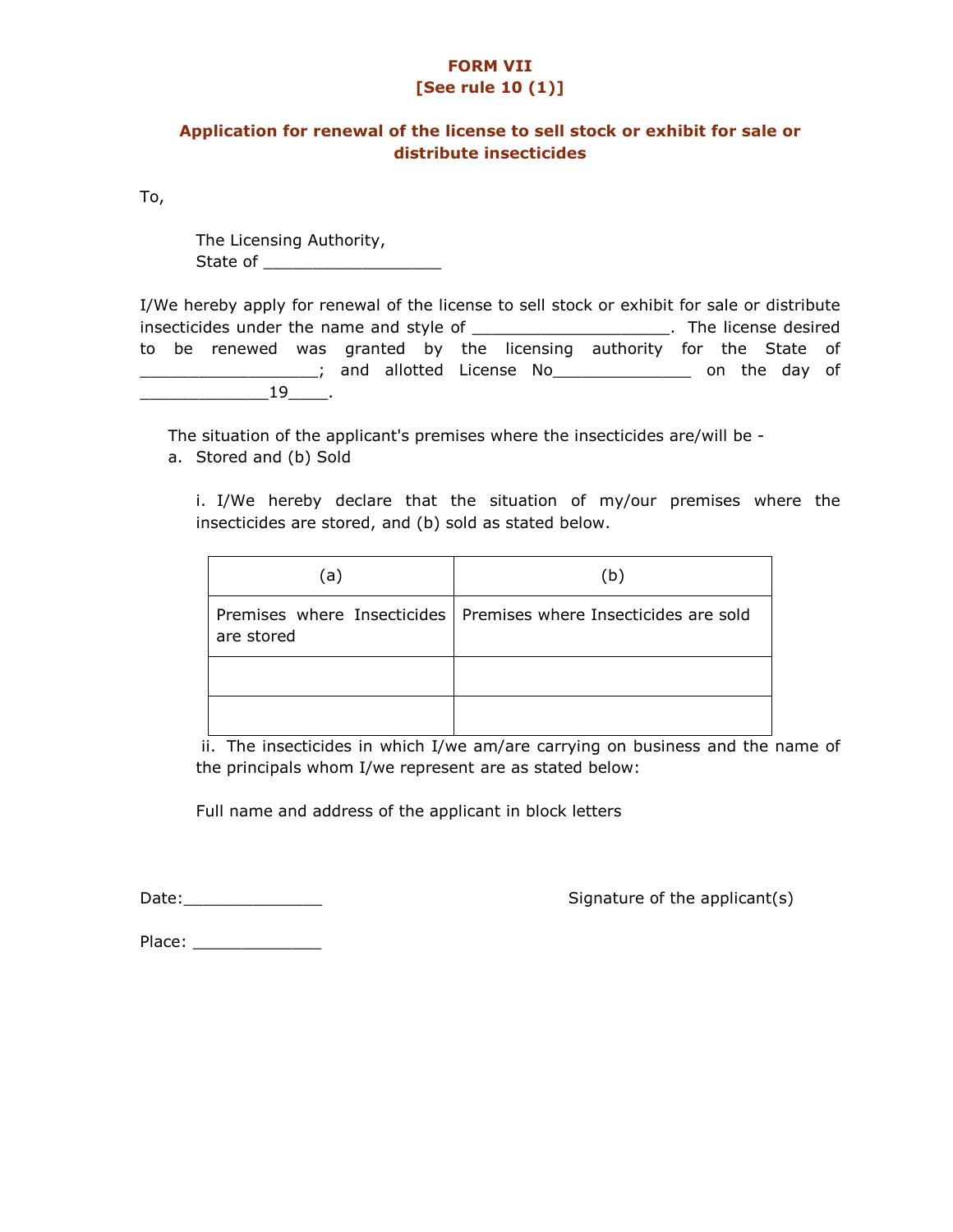# FORM VII
## [See rule 10 (1)]

### Application for renewal of the license to sell stock or exhibit for sale or distribute insecticides

To,

The Licensing Authority,
State of ___________________

I/We hereby apply for renewal of the license to sell stock or exhibit for sale or distribute insecticides under the name and style of ____________________. The license desired to be renewed was granted by the licensing authority for the State of ___________________; and allotted License No_______________ on the day of ______________19____.

The situation of the applicant's premises where the insecticides are/will be -

a. Stored and (b) Sold

i. I/We hereby declare that the situation of my/our premises where the insecticides are stored, and (b) sold as stated below.

| (a) | (b) |
|---|---|
| Premises where Insecticides are stored | Premises where Insecticides are sold |
| | |
| | |

ii. The insecticides in which I/we am/are carrying on business and the name of the principals whom I/we represent are as stated below:

Full name and address of the applicant in block letters

Date:_______________

Signature of the applicant(s)

Place: ______________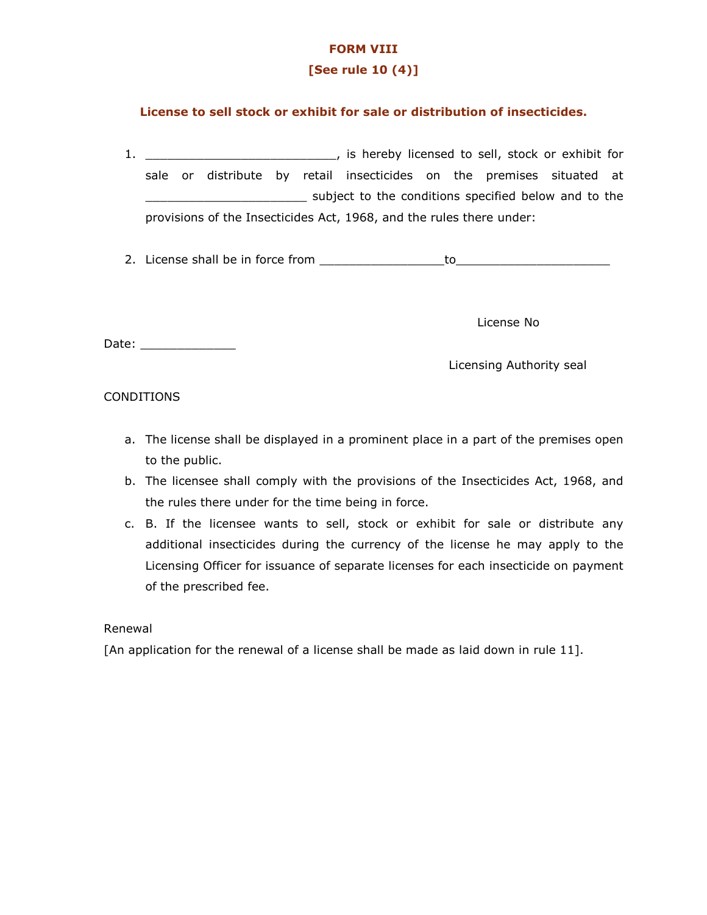**FORM VIII**

**[See rule 10 (4)]**

**License to sell stock or exhibit for sale or distribution of insecticides.**

1. ___________________________, is hereby licensed to sell, stock or exhibit for sale or distribute by retail insecticides on the premises situated at ______________________ subject to the conditions specified below and to the provisions of the Insecticides Act, 1968, and the rules there under:

2. License shall be in force from _________________to_____________________

License No

Date: _____________

Licensing Authority seal

CONDITIONS

a. The license shall be displayed in a prominent place in a part of the premises open to the public.
b. The licensee shall comply with the provisions of the Insecticides Act, 1968, and the rules there under for the time being in force.
c. B. If the licensee wants to sell, stock or exhibit for sale or distribute any additional insecticides during the currency of the license he may apply to the Licensing Officer for issuance of separate licenses for each insecticide on payment of the prescribed fee.

Renewal

[An application for the renewal of a license shall be made as laid down in rule 11].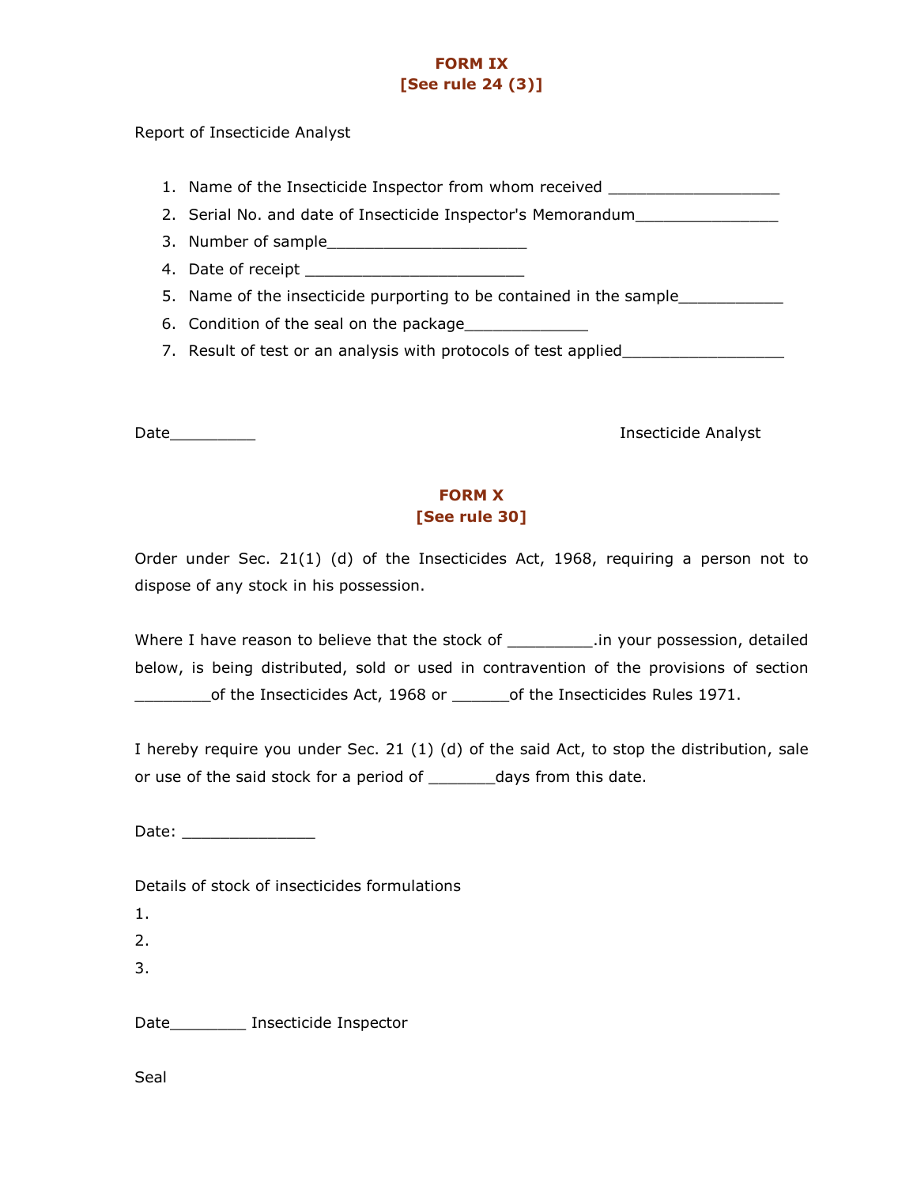# FORM IX
## [See rule 24 (3)]

Report of Insecticide Analyst

1. Name of the Insecticide Inspector from whom received ___________________
2. Serial No. and date of Insecticide Inspector's Memorandum________________
3. Number of sample______________________
4. Date of receipt ________________________
5. Name of the insecticide purporting to be contained in the sample___________
6. Condition of the seal on the package_____________
7. Result of test or an analysis with protocols of test applied_________________

Date_________ Insecticide Analyst

# FORM X
## [See rule 30]

Order under Sec. 21(1) (d) of the Insecticides Act, 1968, requiring a person not to dispose of any stock in his possession.

Where I have reason to believe that the stock of _________.in your possession, detailed below, is being distributed, sold or used in contravention of the provisions of section ________of the Insecticides Act, 1968 or ______of the Insecticides Rules 1971.

I hereby require you under Sec. 21 (1) (d) of the said Act, to stop the distribution, sale or use of the said stock for a period of _______days from this date.

Date: ______________

Details of stock of insecticides formulations

1.
2.
3.

Date________ Insecticide Inspector

Seal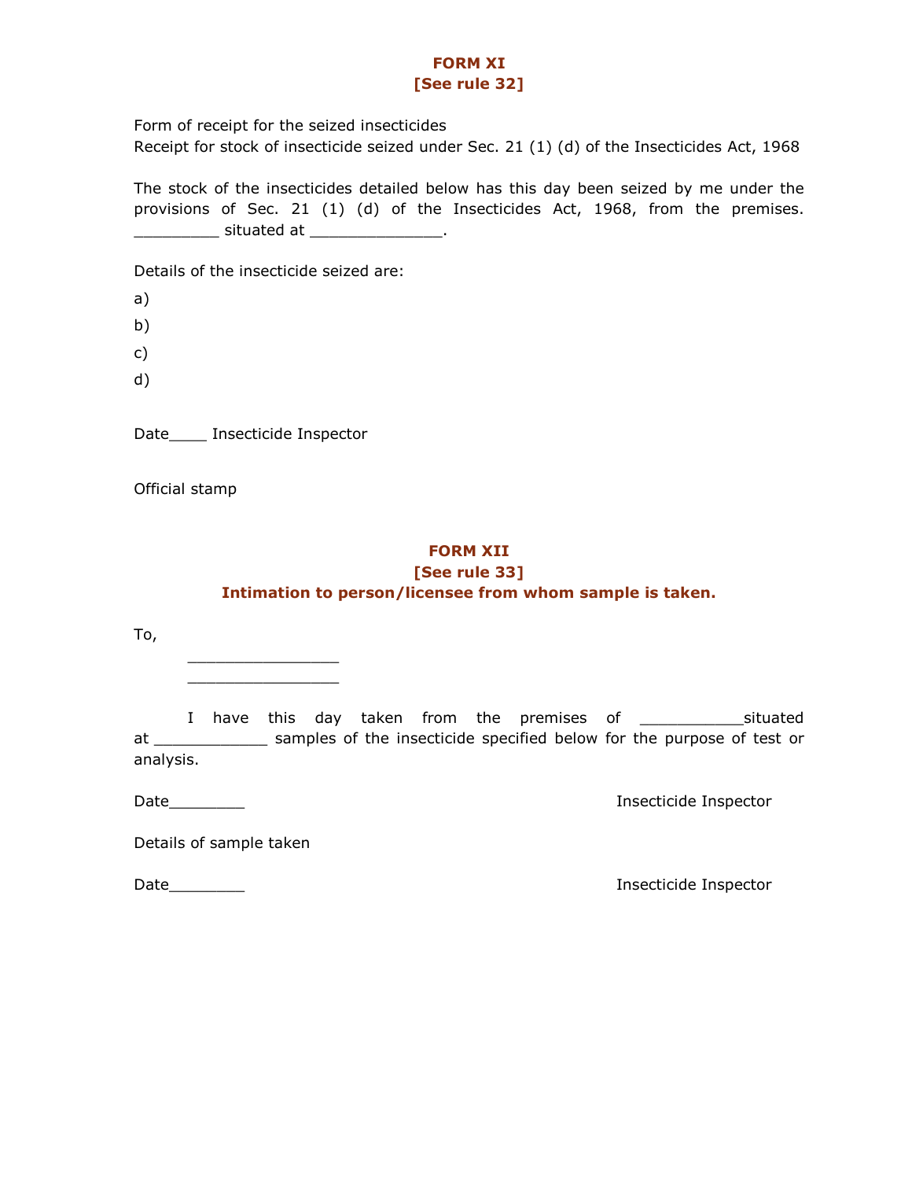## FORM XI
### [See rule 32]

Form of receipt for the seized insecticides
Receipt for stock of insecticide seized under Sec. 21 (1) (d) of the Insecticides Act, 1968

The stock of the insecticides detailed below has this day been seized by me under the provisions of Sec. 21 (1) (d) of the Insecticides Act, 1968, from the premises. _________ situated at ______________.

Details of the insecticide seized are:

a)

b)

c)

d)

Date____ Insecticide Inspector

Official stamp

## FORM XII
### [See rule 33]
### Intimation to person/licensee from whom sample is taken.

To,

________________
________________

I have this day taken from the premises of ___________situated at ____________ samples of the insecticide specified below for the purpose of test or analysis.

Date________ Insecticide Inspector

Details of sample taken

Date________ Insecticide Inspector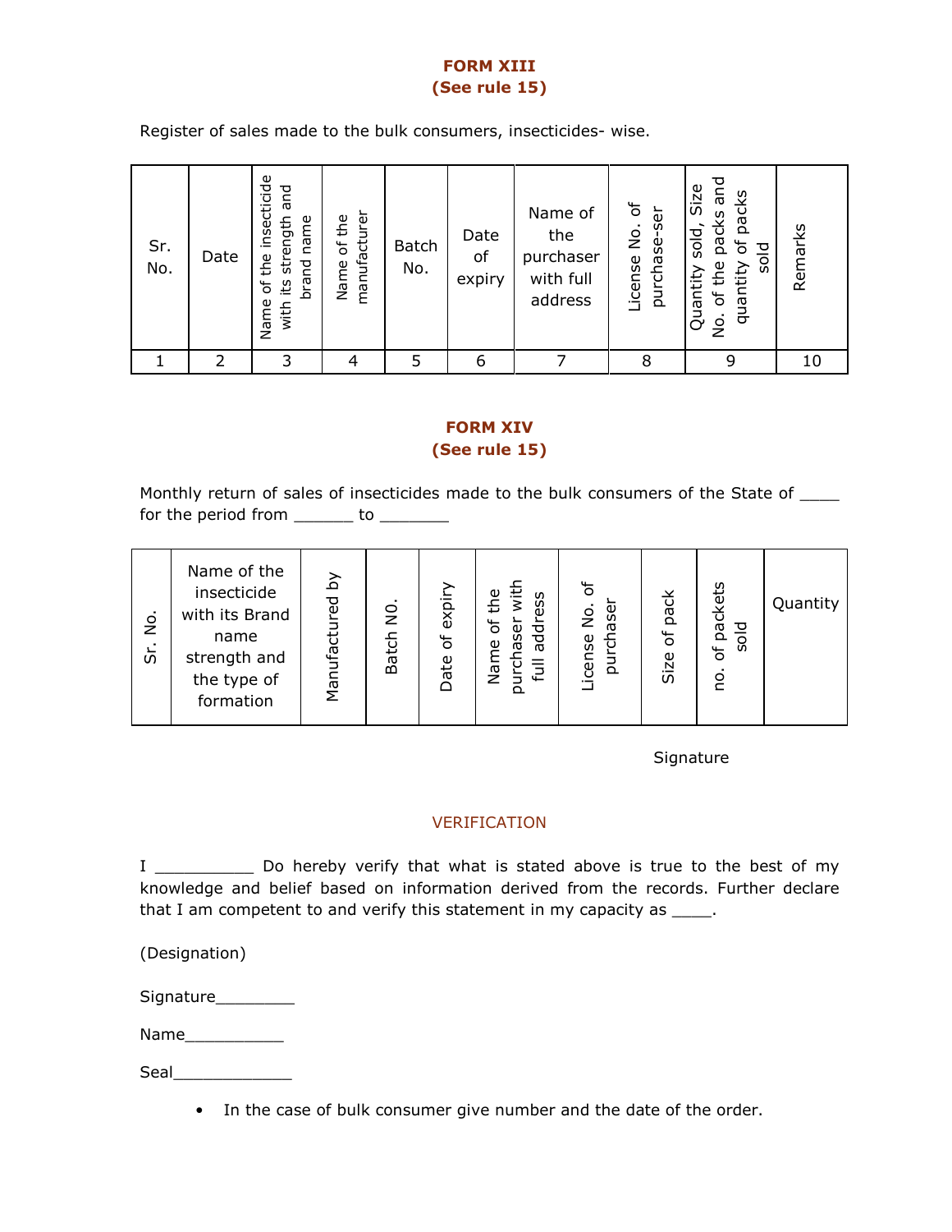## FORM XIII
## (See rule 15)

Register of sales made to the bulk consumers, insecticides- wise.

| Sr. No. | Date | Name of the insecticide with its strength and brand name | Name of the manufacturer | Batch No. | Date of expiry | Name of the purchaser with full address | License No. of purchase-ser | Quantity sold, Size No. of the packs and quantity of packs sold | Remarks |
|---|---|---|---|---|---|---|---|---|---|
| 1 | 2 | 3 | 4 | 5 | 6 | 7 | 8 | 9 | 10 |

## FORM XIV
## (See rule 15)

Monthly return of sales of insecticides made to the bulk consumers of the State of ____ for the period from ______ to ________

| Sr. No. | Name of the insecticide with its Brand name strength and the type of formation | Manufactured by | Batch N0. | Date of expiry | Name of the purchaser with full address | License No. of purchaser | Size of pack | no. of packets sold | Quantity |
|---|---|---|---|---|---|---|---|---|---|

Signature

### VERIFICATION

I __________ Do hereby verify that what is stated above is true to the best of my knowledge and belief based on information derived from the records. Further declare that I am competent to and verify this statement in my capacity as ____.

(Designation)

Signature________

Name__________

Seal____________

- In the case of bulk consumer give number and the date of the order.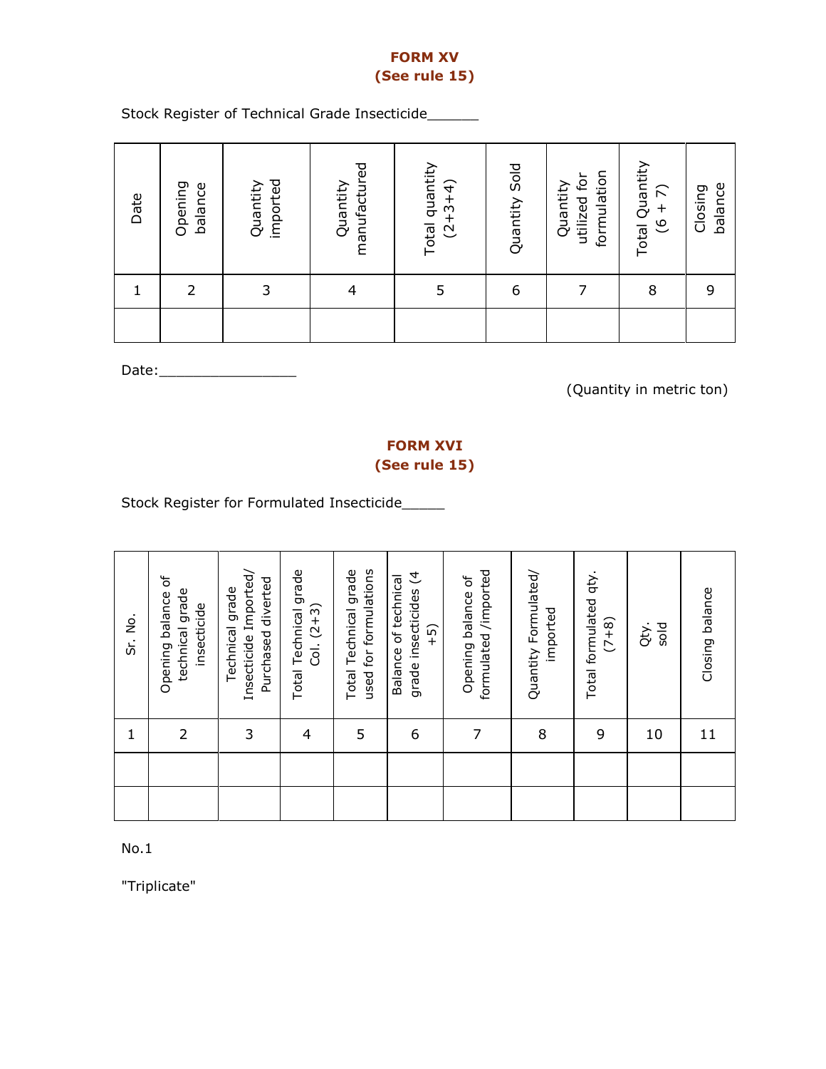## FORM XV
## (See rule 15)

Stock Register of Technical Grade Insecticide______

| Date | Opening balance | Quantity imported | Quantity manufactured | Total quantity (2+3+4) | Quantity Sold | Quantity utilized for formulation | Total Quantity (6 + 7) | Closing balance |
|---|---|---|---|---|---|---|---|---|
| 1 | 2 | 3 | 4 | 5 | 6 | 7 | 8 | 9 |
| | | | | | | | | |

Date:________________

(Quantity in metric ton)

## FORM XVI
## (See rule 15)

Stock Register for Formulated Insecticide_____

| Sr. No. | Opening balance of technical grade insecticide | Technical grade Insecticide Imported/ Purchased diverted | Total Technical grade Col. (2+3) | Total Technical grade used for formulations | Balance of technical grade insecticides (4 +5) | Opening balance of formulated /imported | Quantity Formulated/ imported | Total formulated qty. (7+8) | Qty. sold | Closing balance |
|---|---|---|---|---|---|---|---|---|---|---|
| 1 | 2 | 3 | 4 | 5 | 6 | 7 | 8 | 9 | 10 | 11 |
| | | | | | | | | | | |
| | | | | | | | | | | |

No.1

"Triplicate"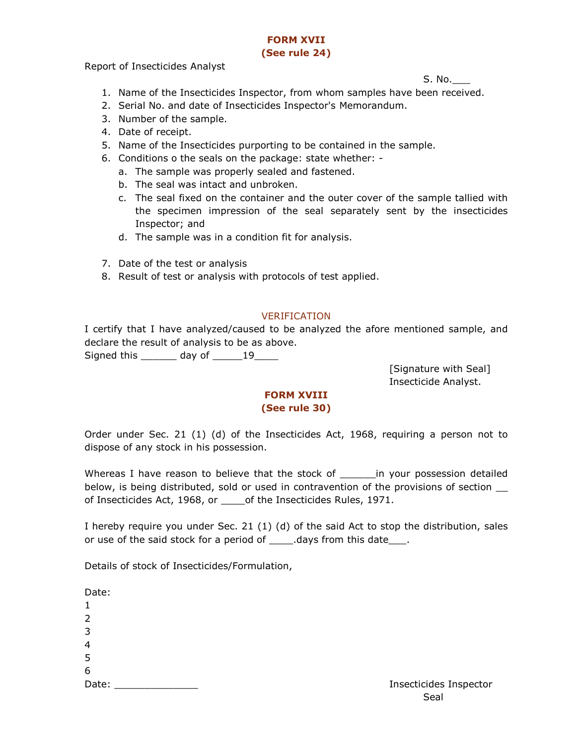## FORM XVII
## (See rule 24)

Report of Insecticides Analyst

S. No.___

1. Name of the Insecticides Inspector, from whom samples have been received.
2. Serial No. and date of Insecticides Inspector's Memorandum.
3. Number of the sample.
4. Date of receipt.
5. Name of the Insecticides purporting to be contained in the sample.
6. Conditions o the seals on the package: state whether: -
   a. The sample was properly sealed and fastened.
   b. The seal was intact and unbroken.
   c. The seal fixed on the container and the outer cover of the sample tallied with the specimen impression of the seal separately sent by the insecticides Inspector; and
   d. The sample was in a condition fit for analysis.
7. Date of the test or analysis
8. Result of test or analysis with protocols of test applied.

### VERIFICATION

I certify that I have analyzed/caused to be analyzed the afore mentioned sample, and declare the result of analysis to be as above.

Signed this ______ day of _____19____

[Signature with Seal]
Insecticide Analyst.

## FORM XVIII
## (See rule 30)

Order under Sec. 21 (1) (d) of the Insecticides Act, 1968, requiring a person not to dispose of any stock in his possession.

Whereas I have reason to believe that the stock of ______in your possession detailed below, is being distributed, sold or used in contravention of the provisions of section __ of Insecticides Act, 1968, or ____of the Insecticides Rules, 1971.

I hereby require you under Sec. 21 (1) (d) of the said Act to stop the distribution, sales or use of the said stock for a period of ____.days from this date___.

Details of stock of Insecticides/Formulation,

Date:
1
2
3
4
5
6

Date: ______________

Insecticides Inspector
Seal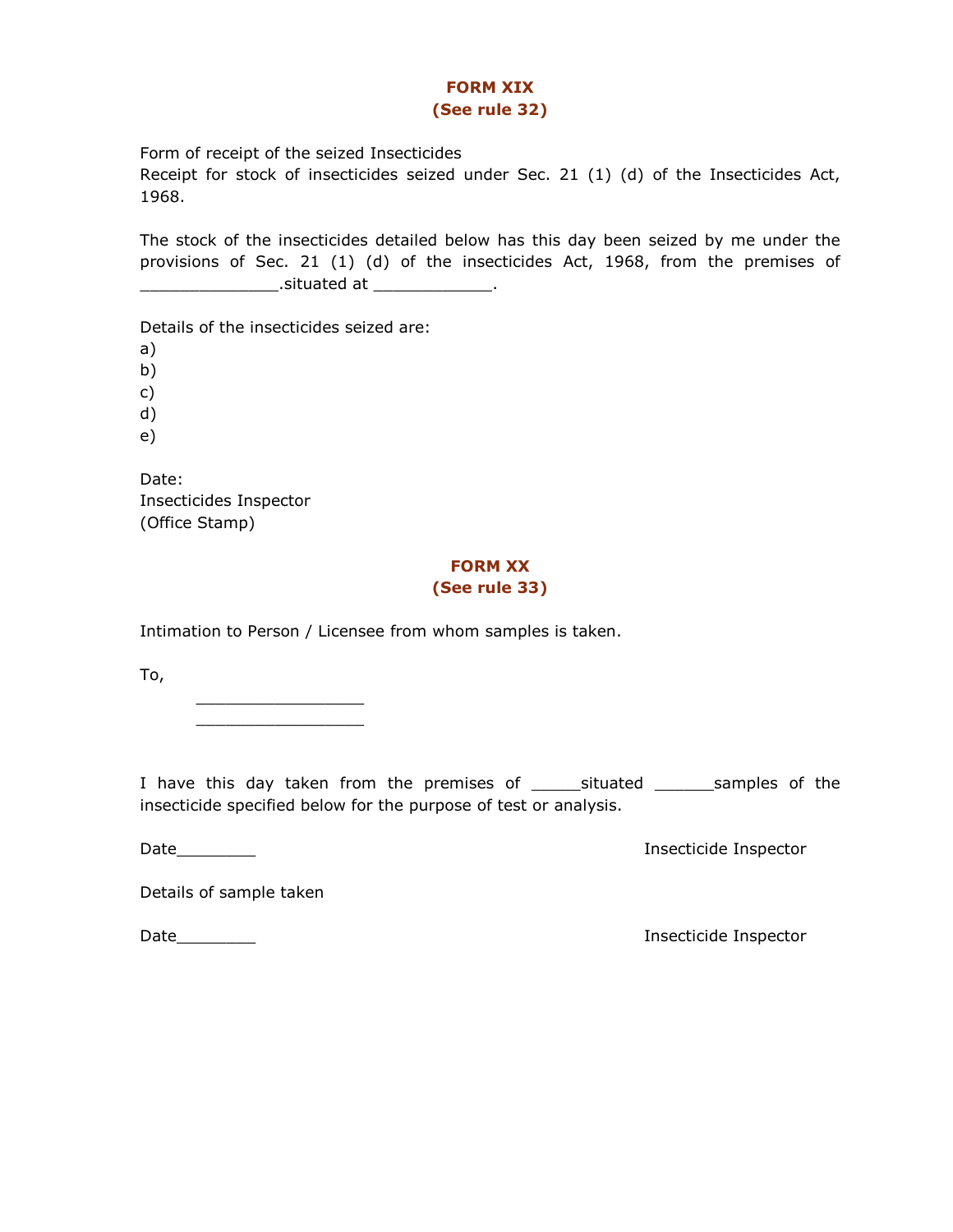## FORM XIX
### (See rule 32)

Form of receipt of the seized Insecticides
Receipt for stock of insecticides seized under Sec. 21 (1) (d) of the Insecticides Act, 1968.

The stock of the insecticides detailed below has this day been seized by me under the provisions of Sec. 21 (1) (d) of the insecticides Act, 1968, from the premises of ______________.situated at ____________.

Details of the insecticides seized are:

a)
b)
c)
d)
e)

Date:
Insecticides Inspector
(Office Stamp)

## FORM XX
### (See rule 33)

Intimation to Person / Licensee from whom samples is taken.

To,

_________________
_________________

I have this day taken from the premises of _____situated ______samples of the insecticide specified below for the purpose of test or analysis.

Date________ Insecticide Inspector

Details of sample taken

Date________ Insecticide Inspector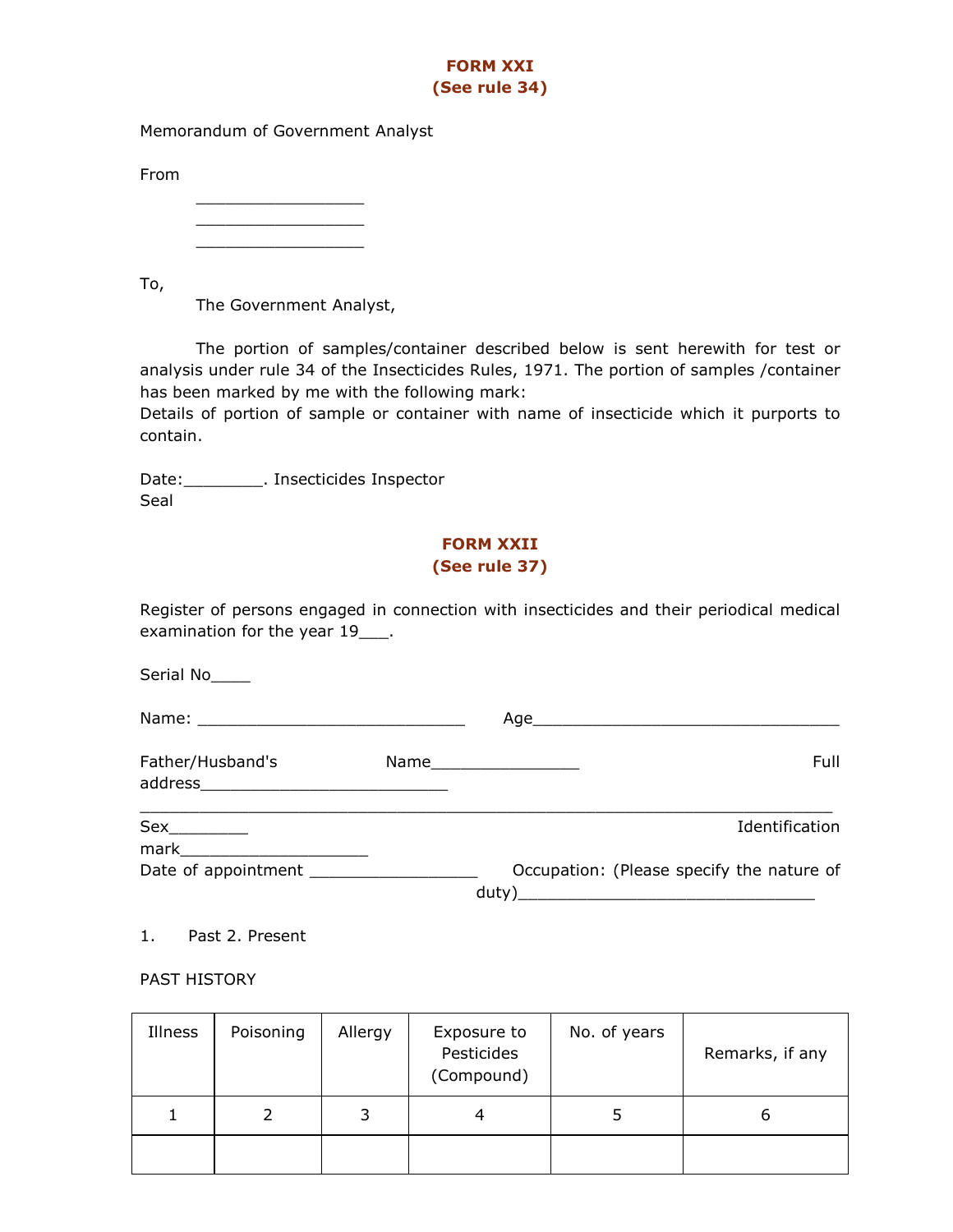## FORM XXI
### (See rule 34)

Memorandum of Government Analyst

From

__________________
__________________
__________________

To,

The Government Analyst,

The portion of samples/container described below is sent herewith for test or analysis under rule 34 of the Insecticides Rules, 1971. The portion of samples /container has been marked by me with the following mark:

Details of portion of sample or container with name of insecticide which it purports to contain.

Date:________. Insecticides Inspector

Seal

## FORM XXII
### (See rule 37)

Register of persons engaged in connection with insecticides and their periodical medical examination for the year 19___.

Serial No____

Name: ____________________________ Age________________________________

Father/Husband's Name_______________ Full address__________________________

___________________________________________________________________________

Sex________ Identification mark____________________

Date of appointment _________________ Occupation: (Please specify the nature of duty)______________________________

1. Past 2. Present

PAST HISTORY

| Illness | Poisoning | Allergy | Exposure to Pesticides (Compound) | No. of years | Remarks, if any |
|---|---|---|---|---|---|
| 1 | 2 | 3 | 4 | 5 | 6 |
| | | | | | |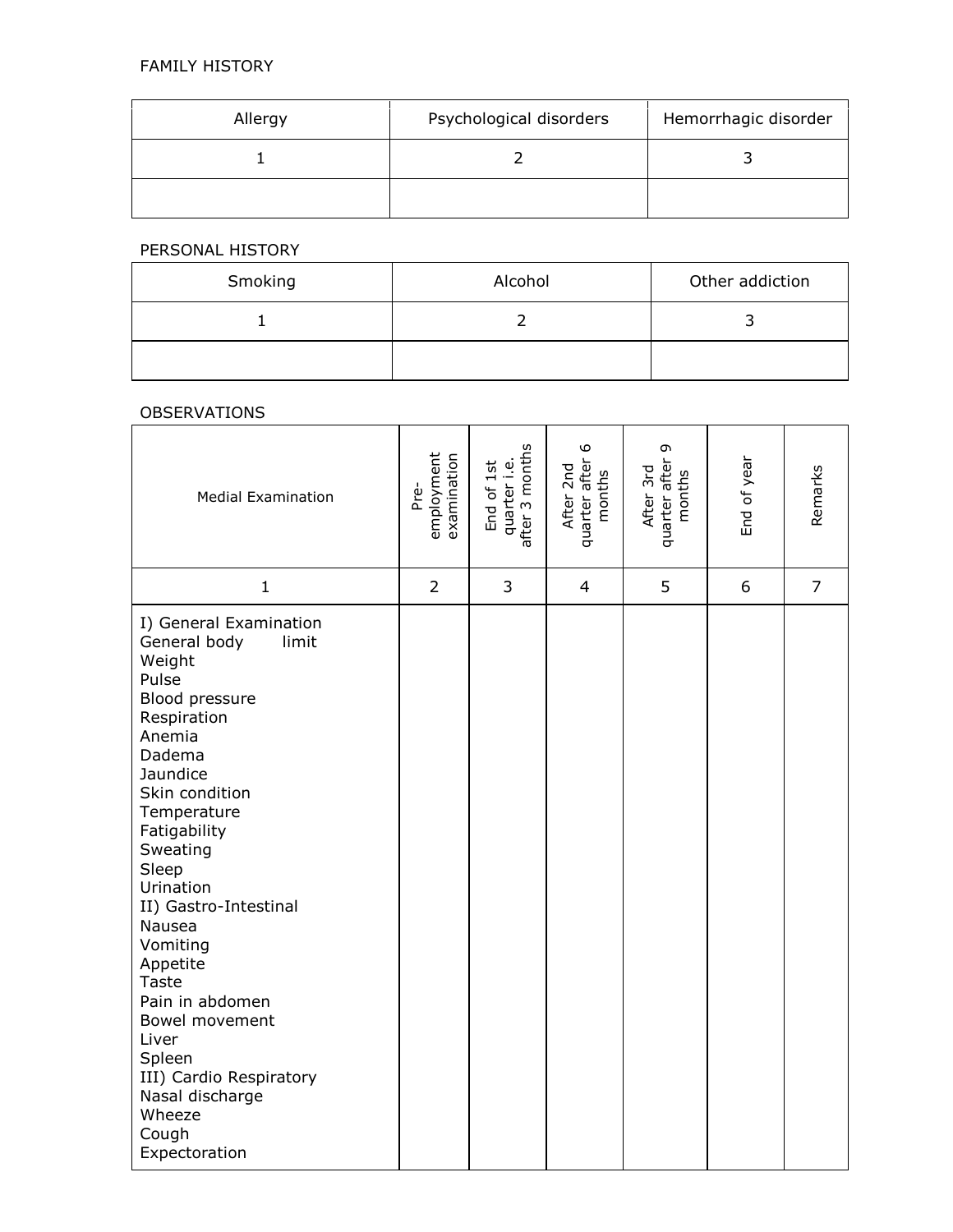FAMILY HISTORY

| Allergy | Psychological disorders | Hemorrhagic disorder |
|---|---|---|
| 1 | 2 | 3 |
| | | |

PERSONAL HISTORY

| Smoking | Alcohol | Other addiction |
|---|---|---|
| 1 | 2 | 3 |
| | | |

OBSERVATIONS

| Medial Examination | Pre-employment examination | End of 1st quarter i.e. after 3 months | After 2nd quarter after 6 months | After 3rd quarter after 9 months | End of year | Remarks |
|---|---|---|---|---|---|---|
| 1 | 2 | 3 | 4 | 5 | 6 | 7 |
| I) General Examination<br>General body limit<br>Weight<br>Pulse<br>Blood pressure<br>Respiration<br>Anemia<br>Dadema<br>Jaundice<br>Skin condition<br>Temperature<br>Fatigability<br>Sweating<br>Sleep<br>Urination<br>II) Gastro-Intestinal<br>Nausea<br>Vomiting<br>Appetite<br>Taste<br>Pain in abdomen<br>Bowel movement<br>Liver<br>Spleen<br>III) Cardio Respiratory<br>Nasal discharge<br>Wheeze<br>Cough<br>Expectoration | | | | | | |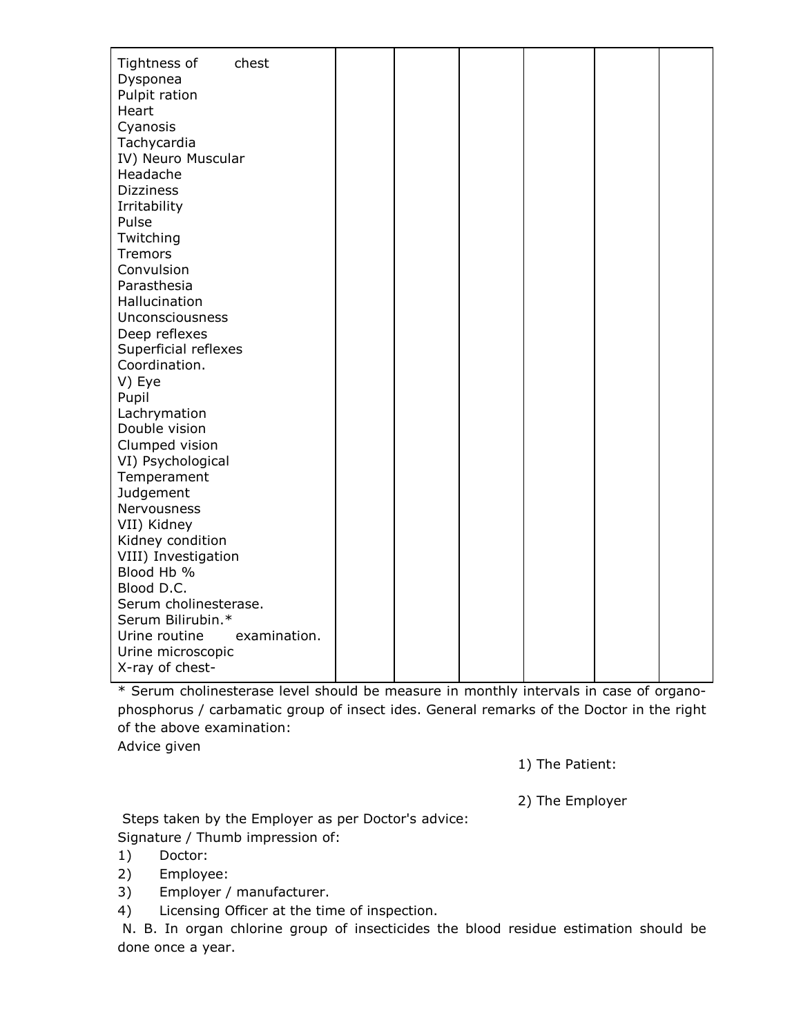| | | | | | | |
|---|---|---|---|---|---|---|
| Tightness of chest<br>Dysponea<br>Pulpit ration<br>Heart<br>Cyanosis<br>Tachycardia<br>IV) Neuro Muscular<br>Headache<br>Dizziness<br>Irritability<br>Pulse<br>Twitching<br>Tremors<br>Convulsion<br>Parasthesia<br>Hallucination<br>Unconsciousness<br>Deep reflexes<br>Superficial reflexes<br>Coordination.<br>V) Eye<br>Pupil<br>Lachrymation<br>Double vision<br>Clumped vision<br>VI) Psychological<br>Temperament<br>Judgement<br>Nervousness<br>VII) Kidney<br>Kidney condition<br>VIII) Investigation<br>Blood Hb %<br>Blood D.C.<br>Serum cholinesterase.<br>Serum Bilirubin.*<br>Urine routine examination.<br>Urine microscopic<br>X-ray of chest- | | | | | | |

* Serum cholinesterase level should be measure in monthly intervals in case of organo-phosphorus / carbamatic group of insect ides. General remarks of the Doctor in the right of the above examination:

Advice given

1) The Patient:

2) The Employer

Steps taken by the Employer as per Doctor's advice:

Signature / Thumb impression of:

1) Doctor:
2) Employee:
3) Employer / manufacturer.
4) Licensing Officer at the time of inspection.

N. B. In organ chlorine group of insecticides the blood residue estimation should be done once a year.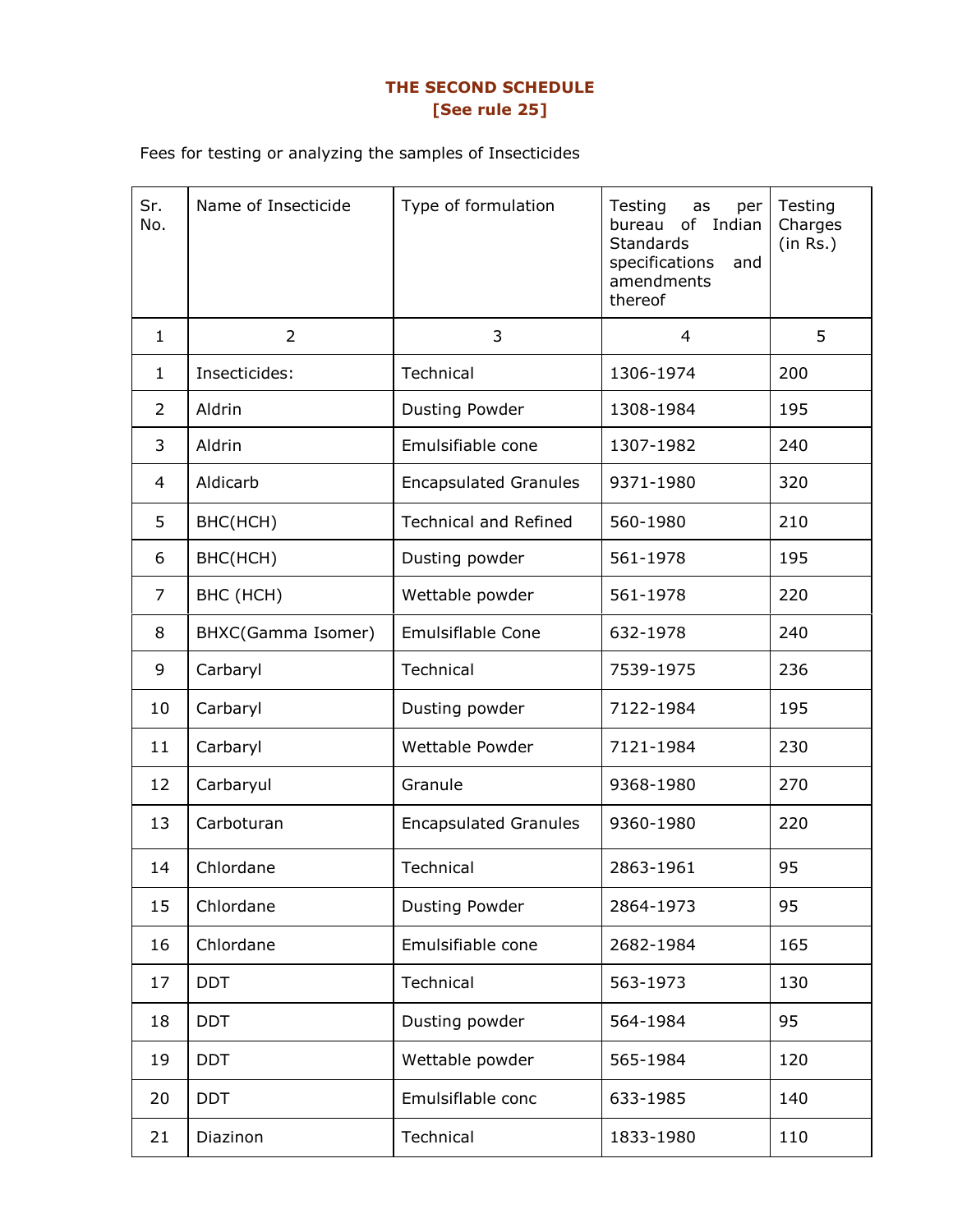**THE SECOND SCHEDULE**
**[See rule 25]**

Fees for testing or analyzing the samples of Insecticides

| Sr. No. | Name of Insecticide | Type of formulation | Testing as per bureau of Indian Standards specifications and amendments thereof | Testing Charges (in Rs.) |
|---|---|---|---|---|
| 1 | 2 | 3 | 4 | 5 |
| 1 | Insecticides: | Technical | 1306-1974 | 200 |
| 2 | Aldrin | Dusting Powder | 1308-1984 | 195 |
| 3 | Aldrin | Emulsifiable cone | 1307-1982 | 240 |
| 4 | Aldicarb | Encapsulated Granules | 9371-1980 | 320 |
| 5 | BHC(HCH) | Technical and Refined | 560-1980 | 210 |
| 6 | BHC(HCH) | Dusting powder | 561-1978 | 195 |
| 7 | BHC (HCH) | Wettable powder | 561-1978 | 220 |
| 8 | BHXC(Gamma Isomer) | Emulsiflable Cone | 632-1978 | 240 |
| 9 | Carbaryl | Technical | 7539-1975 | 236 |
| 10 | Carbaryl | Dusting powder | 7122-1984 | 195 |
| 11 | Carbaryl | Wettable Powder | 7121-1984 | 230 |
| 12 | Carbaryul | Granule | 9368-1980 | 270 |
| 13 | Carboturan | Encapsulated Granules | 9360-1980 | 220 |
| 14 | Chlordane | Technical | 2863-1961 | 95 |
| 15 | Chlordane | Dusting Powder | 2864-1973 | 95 |
| 16 | Chlordane | Emulsifiable cone | 2682-1984 | 165 |
| 17 | DDT | Technical | 563-1973 | 130 |
| 18 | DDT | Dusting powder | 564-1984 | 95 |
| 19 | DDT | Wettable powder | 565-1984 | 120 |
| 20 | DDT | Emulsiflable conc | 633-1985 | 140 |
| 21 | Diazinon | Technical | 1833-1980 | 110 |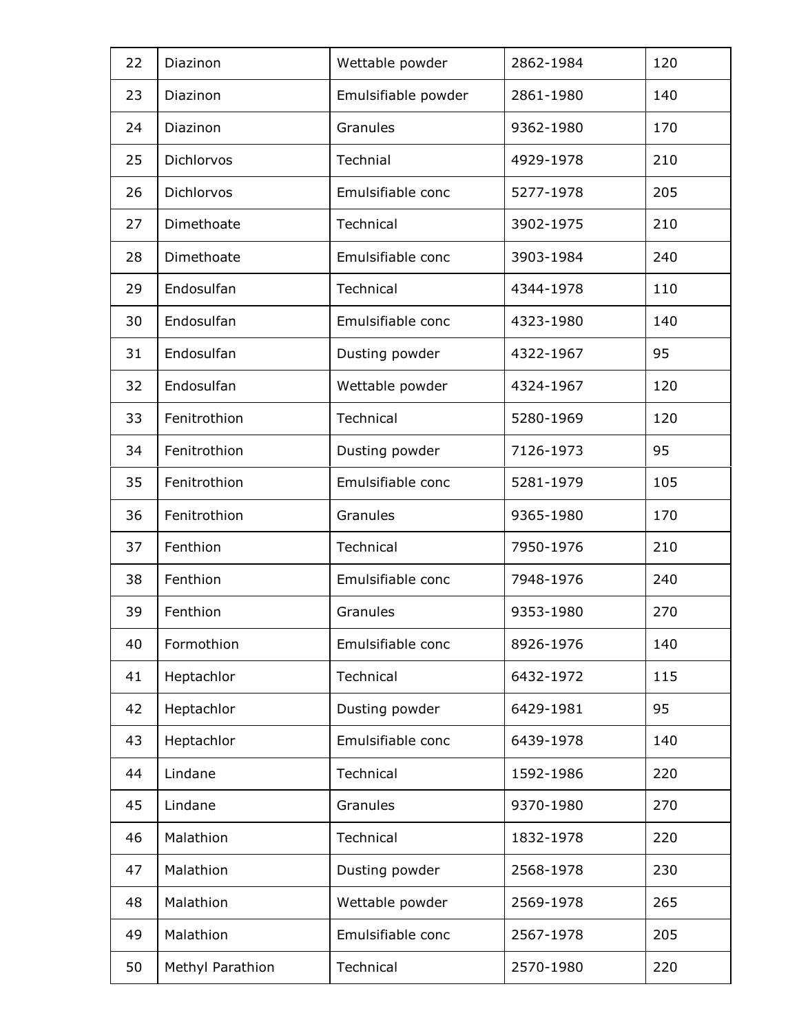| 22 | Diazinon | Wettable powder | 2862-1984 | 120 |
|---|---|---|---|---|
| 23 | Diazinon | Emulsifiable powder | 2861-1980 | 140 |
| 24 | Diazinon | Granules | 9362-1980 | 170 |
| 25 | Dichlorvos | Technial | 4929-1978 | 210 |
| 26 | Dichlorvos | Emulsifiable conc | 5277-1978 | 205 |
| 27 | Dimethoate | Technical | 3902-1975 | 210 |
| 28 | Dimethoate | Emulsifiable conc | 3903-1984 | 240 |
| 29 | Endosulfan | Technical | 4344-1978 | 110 |
| 30 | Endosulfan | Emulsifiable conc | 4323-1980 | 140 |
| 31 | Endosulfan | Dusting powder | 4322-1967 | 95 |
| 32 | Endosulfan | Wettable powder | 4324-1967 | 120 |
| 33 | Fenitrothion | Technical | 5280-1969 | 120 |
| 34 | Fenitrothion | Dusting powder | 7126-1973 | 95 |
| 35 | Fenitrothion | Emulsifiable conc | 5281-1979 | 105 |
| 36 | Fenitrothion | Granules | 9365-1980 | 170 |
| 37 | Fenthion | Technical | 7950-1976 | 210 |
| 38 | Fenthion | Emulsifiable conc | 7948-1976 | 240 |
| 39 | Fenthion | Granules | 9353-1980 | 270 |
| 40 | Formothion | Emulsifiable conc | 8926-1976 | 140 |
| 41 | Heptachlor | Technical | 6432-1972 | 115 |
| 42 | Heptachlor | Dusting powder | 6429-1981 | 95 |
| 43 | Heptachlor | Emulsifiable conc | 6439-1978 | 140 |
| 44 | Lindane | Technical | 1592-1986 | 220 |
| 45 | Lindane | Granules | 9370-1980 | 270 |
| 46 | Malathion | Technical | 1832-1978 | 220 |
| 47 | Malathion | Dusting powder | 2568-1978 | 230 |
| 48 | Malathion | Wettable powder | 2569-1978 | 265 |
| 49 | Malathion | Emulsifiable conc | 2567-1978 | 205 |
| 50 | Methyl Parathion | Technical | 2570-1980 | 220 |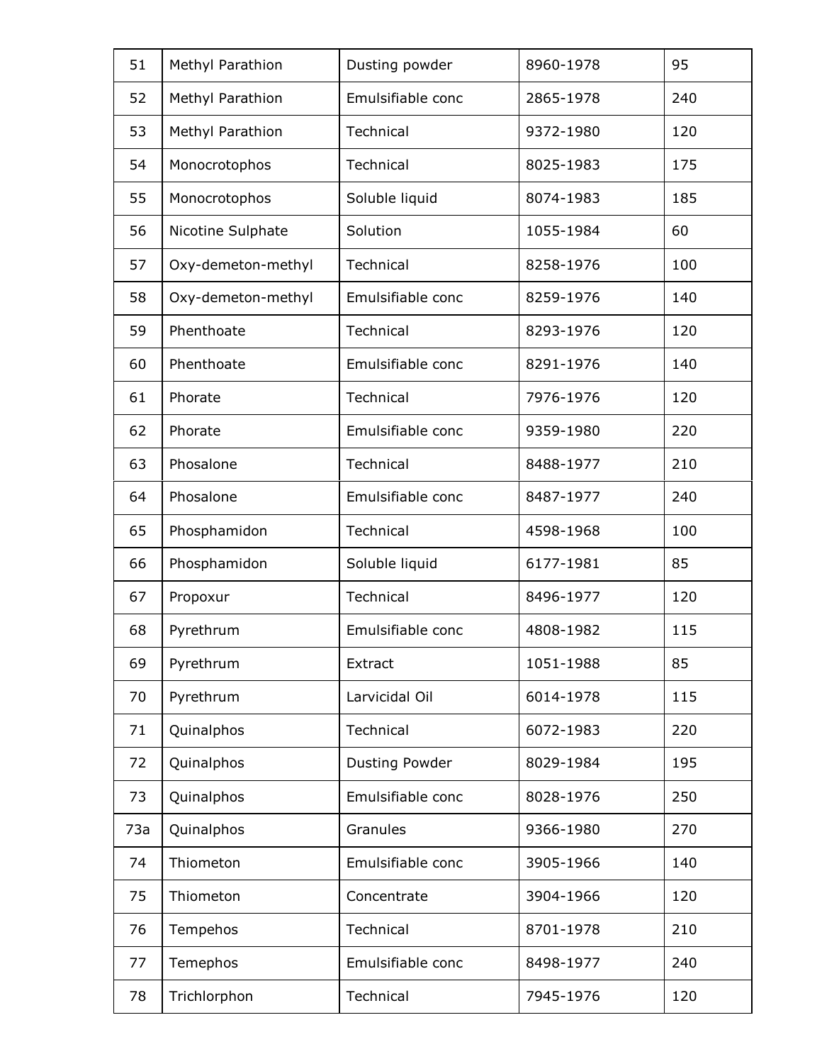| 51 | Methyl Parathion | Dusting powder | 8960-1978 | 95 |
|---|---|---|---|---|
| 52 | Methyl Parathion | Emulsifiable conc | 2865-1978 | 240 |
| 53 | Methyl Parathion | Technical | 9372-1980 | 120 |
| 54 | Monocrotophos | Technical | 8025-1983 | 175 |
| 55 | Monocrotophos | Soluble liquid | 8074-1983 | 185 |
| 56 | Nicotine Sulphate | Solution | 1055-1984 | 60 |
| 57 | Oxy-demeton-methyl | Technical | 8258-1976 | 100 |
| 58 | Oxy-demeton-methyl | Emulsifiable conc | 8259-1976 | 140 |
| 59 | Phenthoate | Technical | 8293-1976 | 120 |
| 60 | Phenthoate | Emulsifiable conc | 8291-1976 | 140 |
| 61 | Phorate | Technical | 7976-1976 | 120 |
| 62 | Phorate | Emulsifiable conc | 9359-1980 | 220 |
| 63 | Phosalone | Technical | 8488-1977 | 210 |
| 64 | Phosalone | Emulsifiable conc | 8487-1977 | 240 |
| 65 | Phosphamidon | Technical | 4598-1968 | 100 |
| 66 | Phosphamidon | Soluble liquid | 6177-1981 | 85 |
| 67 | Propoxur | Technical | 8496-1977 | 120 |
| 68 | Pyrethrum | Emulsifiable conc | 4808-1982 | 115 |
| 69 | Pyrethrum | Extract | 1051-1988 | 85 |
| 70 | Pyrethrum | Larvicidal Oil | 6014-1978 | 115 |
| 71 | Quinalphos | Technical | 6072-1983 | 220 |
| 72 | Quinalphos | Dusting Powder | 8029-1984 | 195 |
| 73 | Quinalphos | Emulsifiable conc | 8028-1976 | 250 |
| 73a | Quinalphos | Granules | 9366-1980 | 270 |
| 74 | Thiometon | Emulsifiable conc | 3905-1966 | 140 |
| 75 | Thiometon | Concentrate | 3904-1966 | 120 |
| 76 | Tempehos | Technical | 8701-1978 | 210 |
| 77 | Temephos | Emulsifiable conc | 8498-1977 | 240 |
| 78 | Trichlorphon | Technical | 7945-1976 | 120 |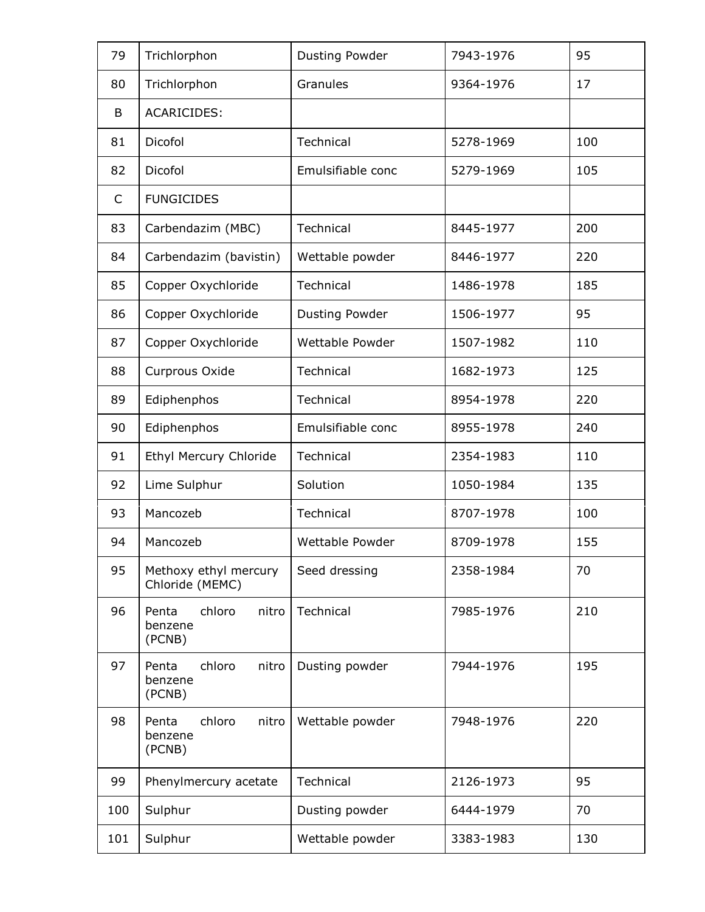| 79 | Trichlorphon | Dusting Powder | 7943-1976 | 95 |
|---|---|---|---|---|
| 80 | Trichlorphon | Granules | 9364-1976 | 17 |
| B | ACARICIDES: | | | |
| 81 | Dicofol | Technical | 5278-1969 | 100 |
| 82 | Dicofol | Emulsifiable conc | 5279-1969 | 105 |
| C | FUNGICIDES | | | |
| 83 | Carbendazim (MBC) | Technical | 8445-1977 | 200 |
| 84 | Carbendazim (bavistin) | Wettable powder | 8446-1977 | 220 |
| 85 | Copper Oxychloride | Technical | 1486-1978 | 185 |
| 86 | Copper Oxychloride | Dusting Powder | 1506-1977 | 95 |
| 87 | Copper Oxychloride | Wettable Powder | 1507-1982 | 110 |
| 88 | Curprous Oxide | Technical | 1682-1973 | 125 |
| 89 | Ediphenphos | Technical | 8954-1978 | 220 |
| 90 | Ediphenphos | Emulsifiable conc | 8955-1978 | 240 |
| 91 | Ethyl Mercury Chloride | Technical | 2354-1983 | 110 |
| 92 | Lime Sulphur | Solution | 1050-1984 | 135 |
| 93 | Mancozeb | Technical | 8707-1978 | 100 |
| 94 | Mancozeb | Wettable Powder | 8709-1978 | 155 |
| 95 | Methoxy ethyl mercury Chloride (MEMC) | Seed dressing | 2358-1984 | 70 |
| 96 | Penta chloro nitro benzene (PCNB) | Technical | 7985-1976 | 210 |
| 97 | Penta chloro nitro benzene (PCNB) | Dusting powder | 7944-1976 | 195 |
| 98 | Penta chloro nitro benzene (PCNB) | Wettable powder | 7948-1976 | 220 |
| 99 | Phenylmercury acetate | Technical | 2126-1973 | 95 |
| 100 | Sulphur | Dusting powder | 6444-1979 | 70 |
| 101 | Sulphur | Wettable powder | 3383-1983 | 130 |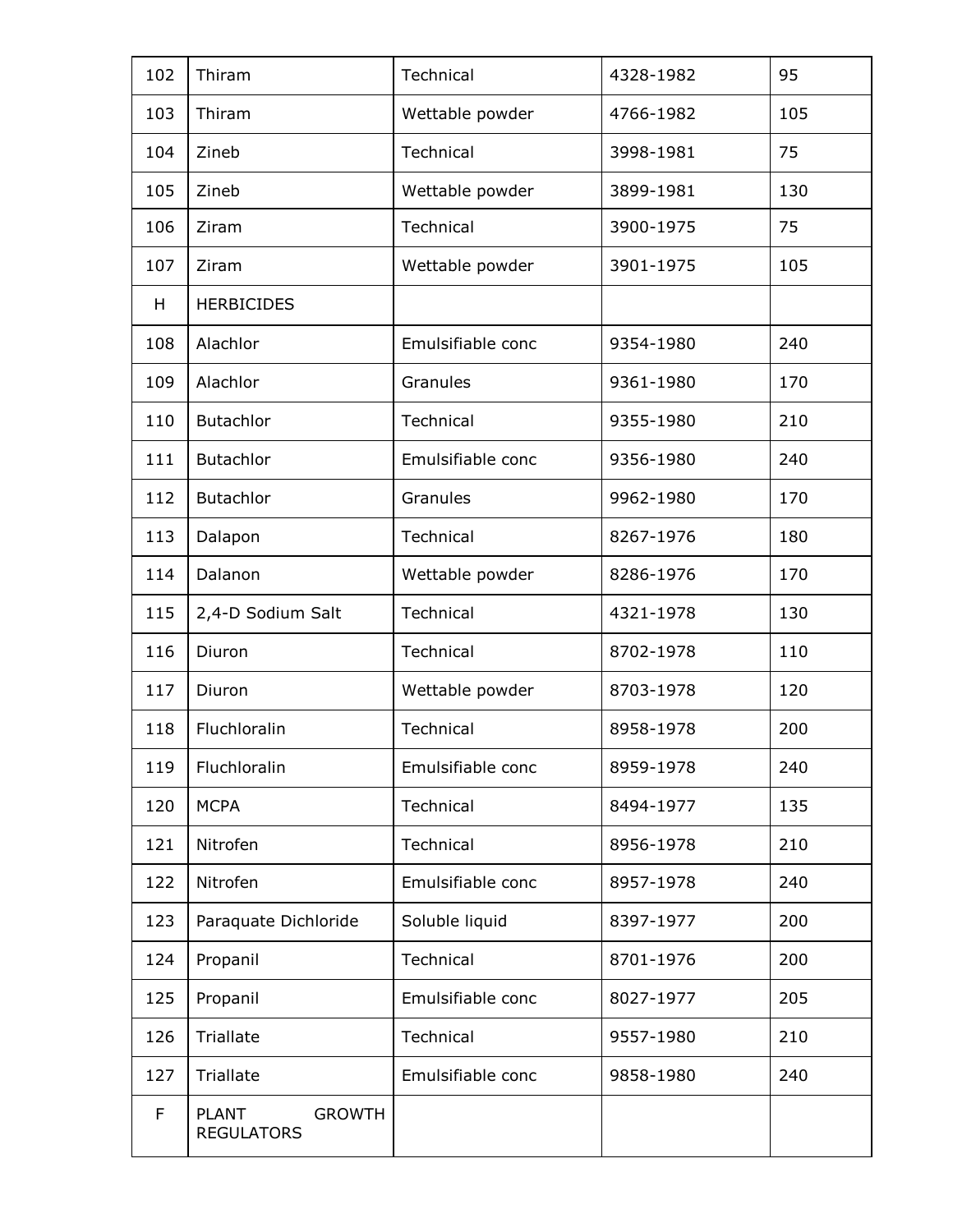| 102 | Thiram | Technical | 4328-1982 | 95 |
|---|---|---|---|---|
| 103 | Thiram | Wettable powder | 4766-1982 | 105 |
| 104 | Zineb | Technical | 3998-1981 | 75 |
| 105 | Zineb | Wettable powder | 3899-1981 | 130 |
| 106 | Ziram | Technical | 3900-1975 | 75 |
| 107 | Ziram | Wettable powder | 3901-1975 | 105 |
| H | HERBICIDES | | | |
| 108 | Alachlor | Emulsifiable conc | 9354-1980 | 240 |
| 109 | Alachlor | Granules | 9361-1980 | 170 |
| 110 | Butachlor | Technical | 9355-1980 | 210 |
| 111 | Butachlor | Emulsifiable conc | 9356-1980 | 240 |
| 112 | Butachlor | Granules | 9962-1980 | 170 |
| 113 | Dalapon | Technical | 8267-1976 | 180 |
| 114 | Dalanon | Wettable powder | 8286-1976 | 170 |
| 115 | 2,4-D Sodium Salt | Technical | 4321-1978 | 130 |
| 116 | Diuron | Technical | 8702-1978 | 110 |
| 117 | Diuron | Wettable powder | 8703-1978 | 120 |
| 118 | Fluchloralin | Technical | 8958-1978 | 200 |
| 119 | Fluchloralin | Emulsifiable conc | 8959-1978 | 240 |
| 120 | MCPA | Technical | 8494-1977 | 135 |
| 121 | Nitrofen | Technical | 8956-1978 | 210 |
| 122 | Nitrofen | Emulsifiable conc | 8957-1978 | 240 |
| 123 | Paraquate Dichloride | Soluble liquid | 8397-1977 | 200 |
| 124 | Propanil | Technical | 8701-1976 | 200 |
| 125 | Propanil | Emulsifiable conc | 8027-1977 | 205 |
| 126 | Triallate | Technical | 9557-1980 | 210 |
| 127 | Triallate | Emulsifiable conc | 9858-1980 | 240 |
| F | PLANT GROWTH REGULATORS | | | |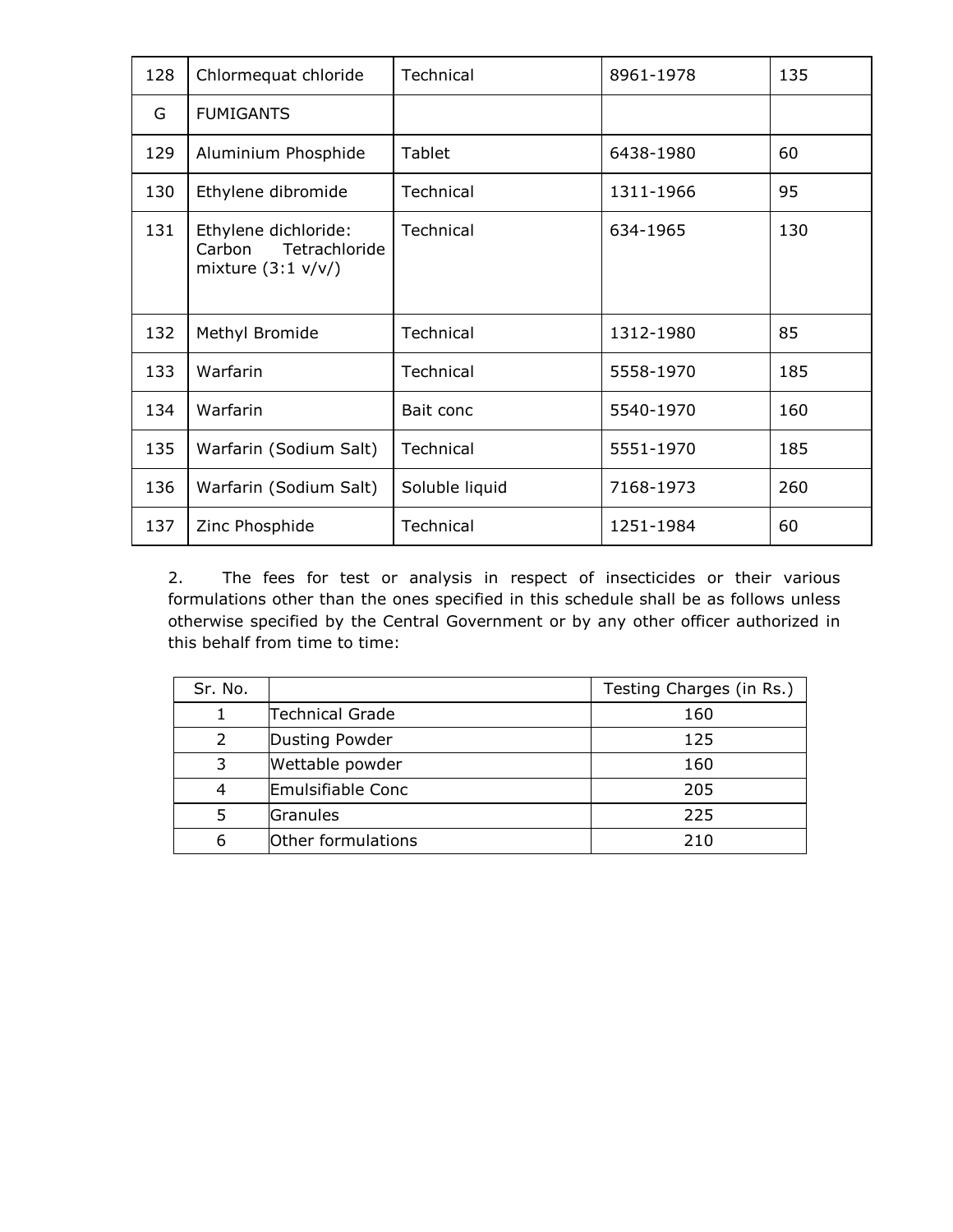| 128 | Chlormequat chloride | Technical | 8961-1978 | 135 |
|---|---|---|---|---|
| G | FUMIGANTS | | | |
| 129 | Aluminium Phosphide | Tablet | 6438-1980 | 60 |
| 130 | Ethylene dibromide | Technical | 1311-1966 | 95 |
| 131 | Ethylene dichloride: Carbon Tetrachloride mixture (3:1 v/v/) | Technical | 634-1965 | 130 |
| 132 | Methyl Bromide | Technical | 1312-1980 | 85 |
| 133 | Warfarin | Technical | 5558-1970 | 185 |
| 134 | Warfarin | Bait conc | 5540-1970 | 160 |
| 135 | Warfarin (Sodium Salt) | Technical | 5551-1970 | 185 |
| 136 | Warfarin (Sodium Salt) | Soluble liquid | 7168-1973 | 260 |
| 137 | Zinc Phosphide | Technical | 1251-1984 | 60 |

2. The fees for test or analysis in respect of insecticides or their various formulations other than the ones specified in this schedule shall be as follows unless otherwise specified by the Central Government or by any other officer authorized in this behalf from time to time:

| Sr. No. | | Testing Charges (in Rs.) |
|---|---|---|
| 1 | Technical Grade | 160 |
| 2 | Dusting Powder | 125 |
| 3 | Wettable powder | 160 |
| 4 | Emulsifiable Conc | 205 |
| 5 | Granules | 225 |
| 6 | Other formulations | 210 |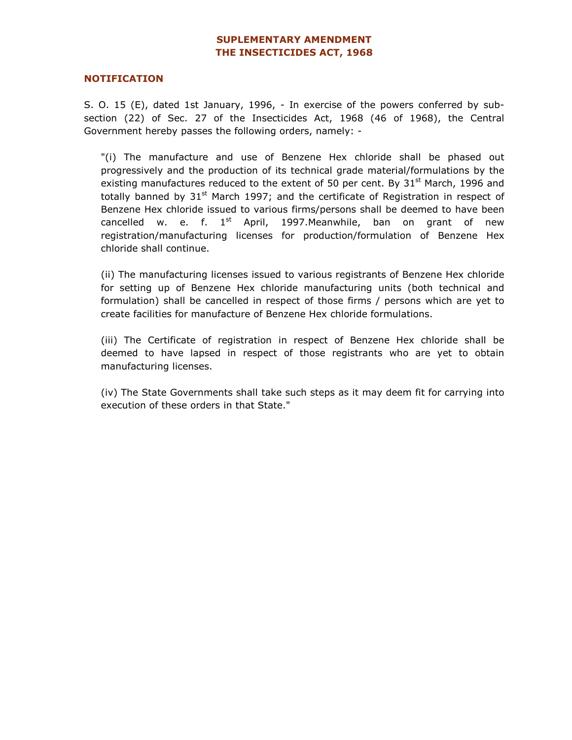## SUPLEMENTARY AMENDMENT
## THE INSECTICIDES ACT, 1968

### NOTIFICATION

S. O. 15 (E), dated 1st January, 1996, - In exercise of the powers conferred by sub-section (22) of Sec. 27 of the Insecticides Act, 1968 (46 of 1968), the Central Government hereby passes the following orders, namely: -

> "(i) The manufacture and use of Benzene Hex chloride shall be phased out progressively and the production of its technical grade material/formulations by the existing manufactures reduced to the extent of 50 per cent. By 31st March, 1996 and totally banned by 31st March 1997; and the certificate of Registration in respect of Benzene Hex chloride issued to various firms/persons shall be deemed to have been cancelled w. e. f. 1st April, 1997.Meanwhile, ban on grant of new registration/manufacturing licenses for production/formulation of Benzene Hex chloride shall continue.
>
> (ii) The manufacturing licenses issued to various registrants of Benzene Hex chloride for setting up of Benzene Hex chloride manufacturing units (both technical and formulation) shall be cancelled in respect of those firms / persons which are yet to create facilities for manufacture of Benzene Hex chloride formulations.
>
> (iii) The Certificate of registration in respect of Benzene Hex chloride shall be deemed to have lapsed in respect of those registrants who are yet to obtain manufacturing licenses.
>
> (iv) The State Governments shall take such steps as it may deem fit for carrying into execution of these orders in that State."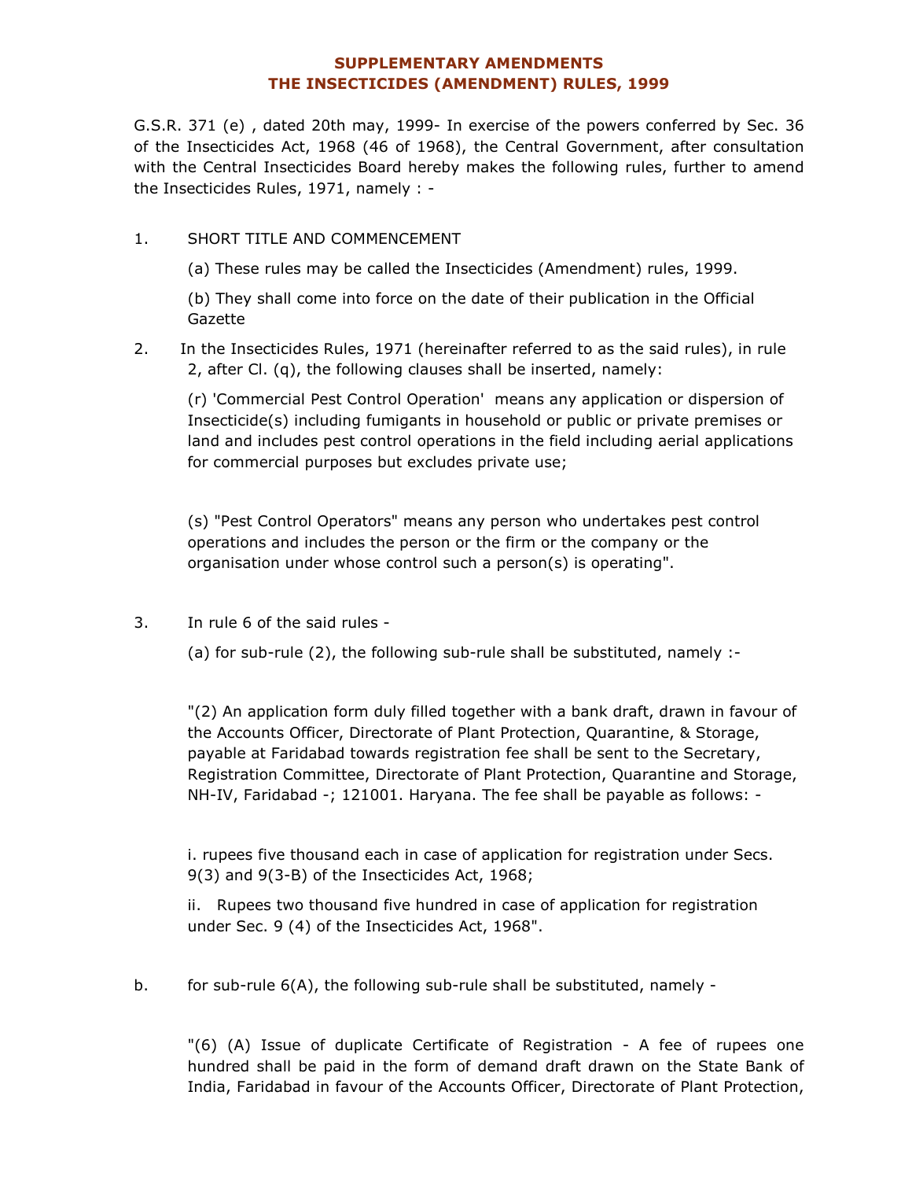## SUPPLEMENTARY AMENDMENTS
## THE INSECTICIDES (AMENDMENT) RULES, 1999

G.S.R. 371 (e) , dated 20th may, 1999- In exercise of the powers conferred by Sec. 36 of the Insecticides Act, 1968 (46 of 1968), the Central Government, after consultation with the Central Insecticides Board hereby makes the following rules, further to amend the Insecticides Rules, 1971, namely : -

1. SHORT TITLE AND COMMENCEMENT

   (a) These rules may be called the Insecticides (Amendment) rules, 1999.

   (b) They shall come into force on the date of their publication in the Official Gazette

2. In the Insecticides Rules, 1971 (hereinafter referred to as the said rules), in rule 2, after Cl. (q), the following clauses shall be inserted, namely:

   (r) 'Commercial Pest Control Operation' means any application or dispersion of Insecticide(s) including fumigants in household or public or private premises or land and includes pest control operations in the field including aerial applications for commercial purposes but excludes private use;

   (s) "Pest Control Operators" means any person who undertakes pest control operations and includes the person or the firm or the company or the organisation under whose control such a person(s) is operating".

3. In rule 6 of the said rules -

   (a) for sub-rule (2), the following sub-rule shall be substituted, namely :-

   "(2) An application form duly filled together with a bank draft, drawn in favour of the Accounts Officer, Directorate of Plant Protection, Quarantine, & Storage, payable at Faridabad towards registration fee shall be sent to the Secretary, Registration Committee, Directorate of Plant Protection, Quarantine and Storage, NH-IV, Faridabad -; 121001. Haryana. The fee shall be payable as follows: -

   i. rupees five thousand each in case of application for registration under Secs. 9(3) and 9(3-B) of the Insecticides Act, 1968;

   ii. Rupees two thousand five hundred in case of application for registration under Sec. 9 (4) of the Insecticides Act, 1968".

b. for sub-rule 6(A), the following sub-rule shall be substituted, namely -

   "(6) (A) Issue of duplicate Certificate of Registration - A fee of rupees one hundred shall be paid in the form of demand draft drawn on the State Bank of India, Faridabad in favour of the Accounts Officer, Directorate of Plant Protection,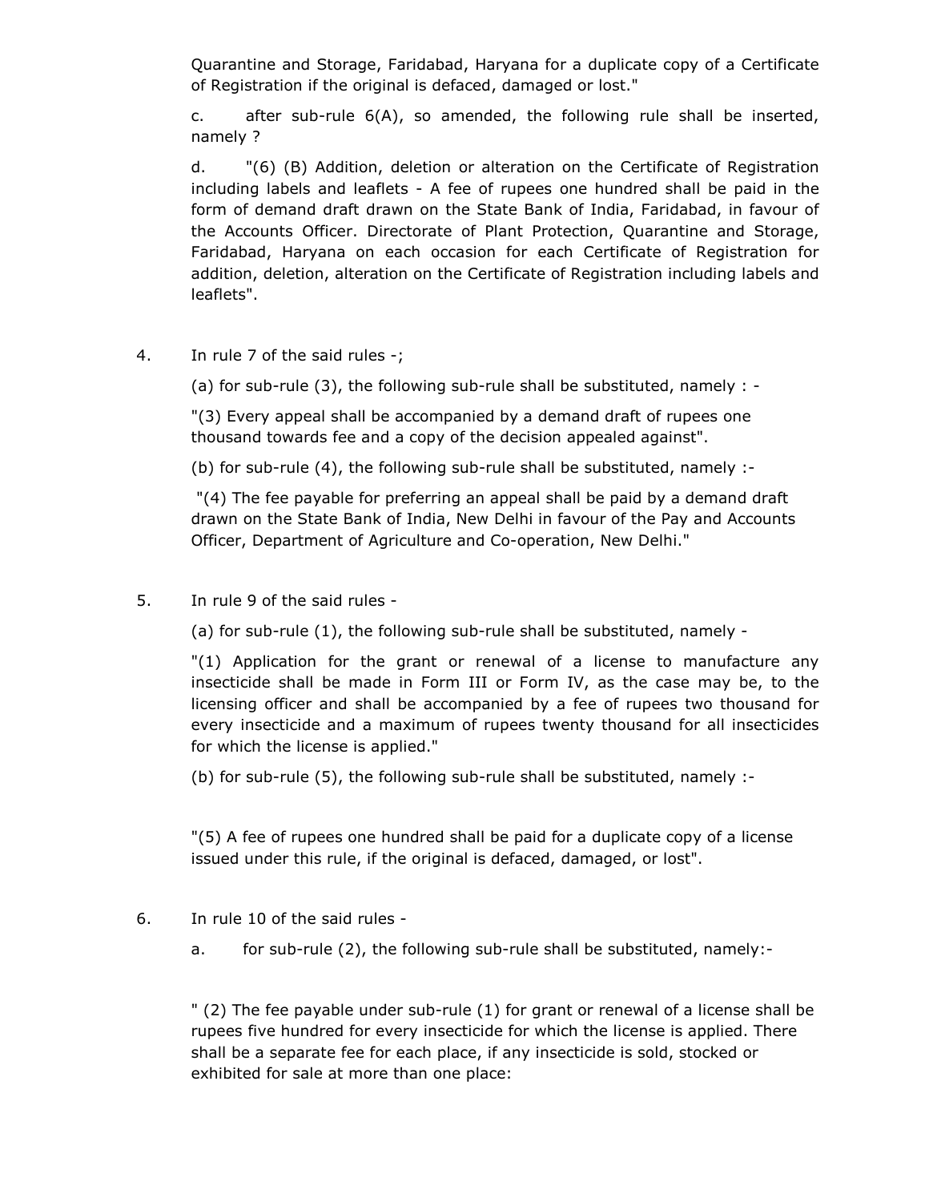Quarantine and Storage, Faridabad, Haryana for a duplicate copy of a Certificate of Registration if the original is defaced, damaged or lost."

c. after sub-rule 6(A), so amended, the following rule shall be inserted, namely ?

d. "(6) (B) Addition, deletion or alteration on the Certificate of Registration including labels and leaflets - A fee of rupees one hundred shall be paid in the form of demand draft drawn on the State Bank of India, Faridabad, in favour of the Accounts Officer. Directorate of Plant Protection, Quarantine and Storage, Faridabad, Haryana on each occasion for each Certificate of Registration for addition, deletion, alteration on the Certificate of Registration including labels and leaflets".

4. In rule 7 of the said rules -;

(a) for sub-rule (3), the following sub-rule shall be substituted, namely : -

"(3) Every appeal shall be accompanied by a demand draft of rupees one thousand towards fee and a copy of the decision appealed against".

(b) for sub-rule (4), the following sub-rule shall be substituted, namely :-

"(4) The fee payable for preferring an appeal shall be paid by a demand draft drawn on the State Bank of India, New Delhi in favour of the Pay and Accounts Officer, Department of Agriculture and Co-operation, New Delhi."

5. In rule 9 of the said rules -

(a) for sub-rule (1), the following sub-rule shall be substituted, namely -

"(1) Application for the grant or renewal of a license to manufacture any insecticide shall be made in Form III or Form IV, as the case may be, to the licensing officer and shall be accompanied by a fee of rupees two thousand for every insecticide and a maximum of rupees twenty thousand for all insecticides for which the license is applied."

(b) for sub-rule (5), the following sub-rule shall be substituted, namely :-

"(5) A fee of rupees one hundred shall be paid for a duplicate copy of a license issued under this rule, if the original is defaced, damaged, or lost".

6. In rule 10 of the said rules -

a. for sub-rule (2), the following sub-rule shall be substituted, namely:-

" (2) The fee payable under sub-rule (1) for grant or renewal of a license shall be rupees five hundred for every insecticide for which the license is applied. There shall be a separate fee for each place, if any insecticide is sold, stocked or exhibited for sale at more than one place: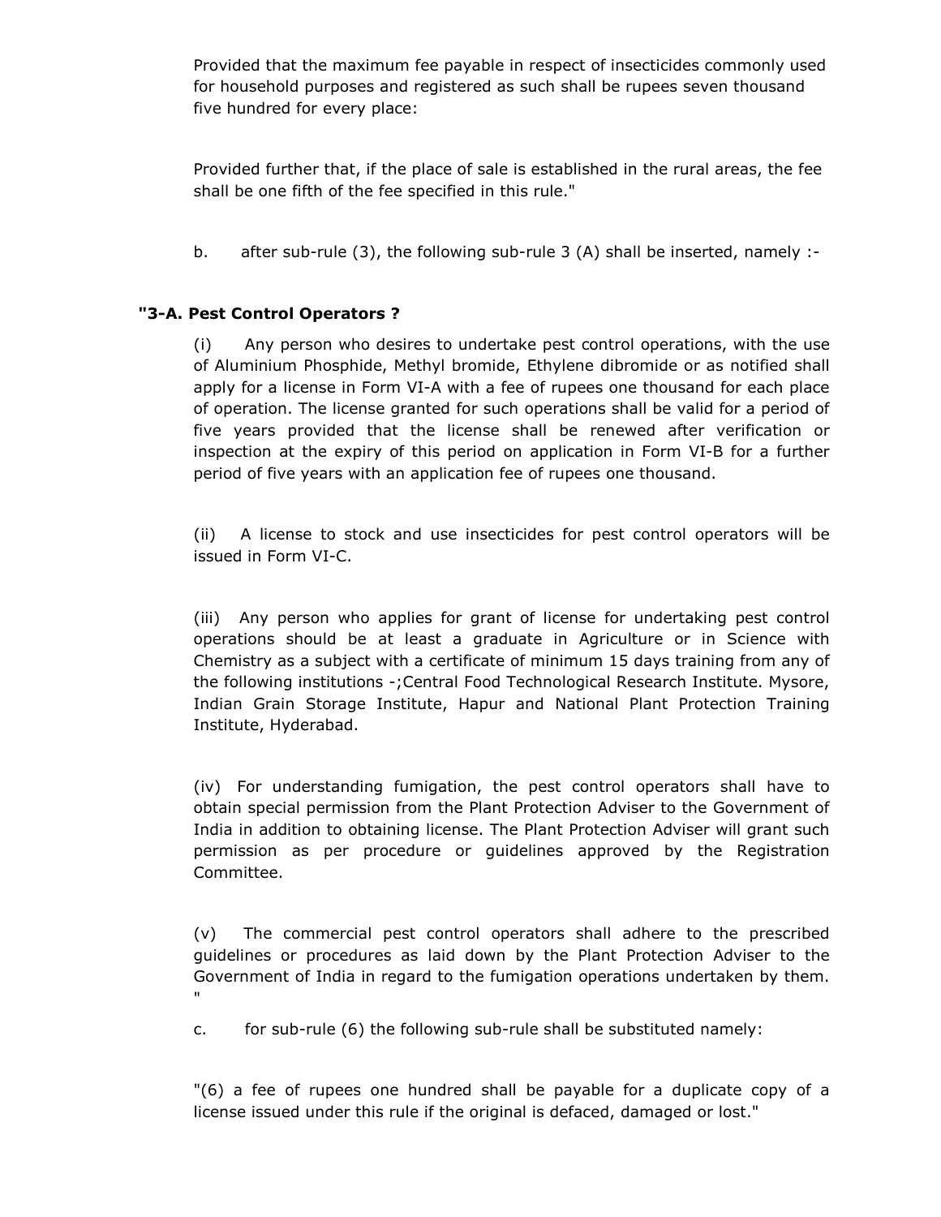Provided that the maximum fee payable in respect of insecticides commonly used for household purposes and registered as such shall be rupees seven thousand five hundred for every place:

Provided further that, if the place of sale is established in the rural areas, the fee shall be one fifth of the fee specified in this rule."

b. after sub-rule (3), the following sub-rule 3 (A) shall be inserted, namely :-

**"3-A. Pest Control Operators ?**

(i) Any person who desires to undertake pest control operations, with the use of Aluminium Phosphide, Methyl bromide, Ethylene dibromide or as notified shall apply for a license in Form VI-A with a fee of rupees one thousand for each place of operation. The license granted for such operations shall be valid for a period of five years provided that the license shall be renewed after verification or inspection at the expiry of this period on application in Form VI-B for a further period of five years with an application fee of rupees one thousand.

(ii) A license to stock and use insecticides for pest control operators will be issued in Form VI-C.

(iii) Any person who applies for grant of license for undertaking pest control operations should be at least a graduate in Agriculture or in Science with Chemistry as a subject with a certificate of minimum 15 days training from any of the following institutions -;Central Food Technological Research Institute. Mysore, Indian Grain Storage Institute, Hapur and National Plant Protection Training Institute, Hyderabad.

(iv) For understanding fumigation, the pest control operators shall have to obtain special permission from the Plant Protection Adviser to the Government of India in addition to obtaining license. The Plant Protection Adviser will grant such permission as per procedure or guidelines approved by the Registration Committee.

(v) The commercial pest control operators shall adhere to the prescribed guidelines or procedures as laid down by the Plant Protection Adviser to the Government of India in regard to the fumigation operations undertaken by them. "

c. for sub-rule (6) the following sub-rule shall be substituted namely:

"(6) a fee of rupees one hundred shall be payable for a duplicate copy of a license issued under this rule if the original is defaced, damaged or lost."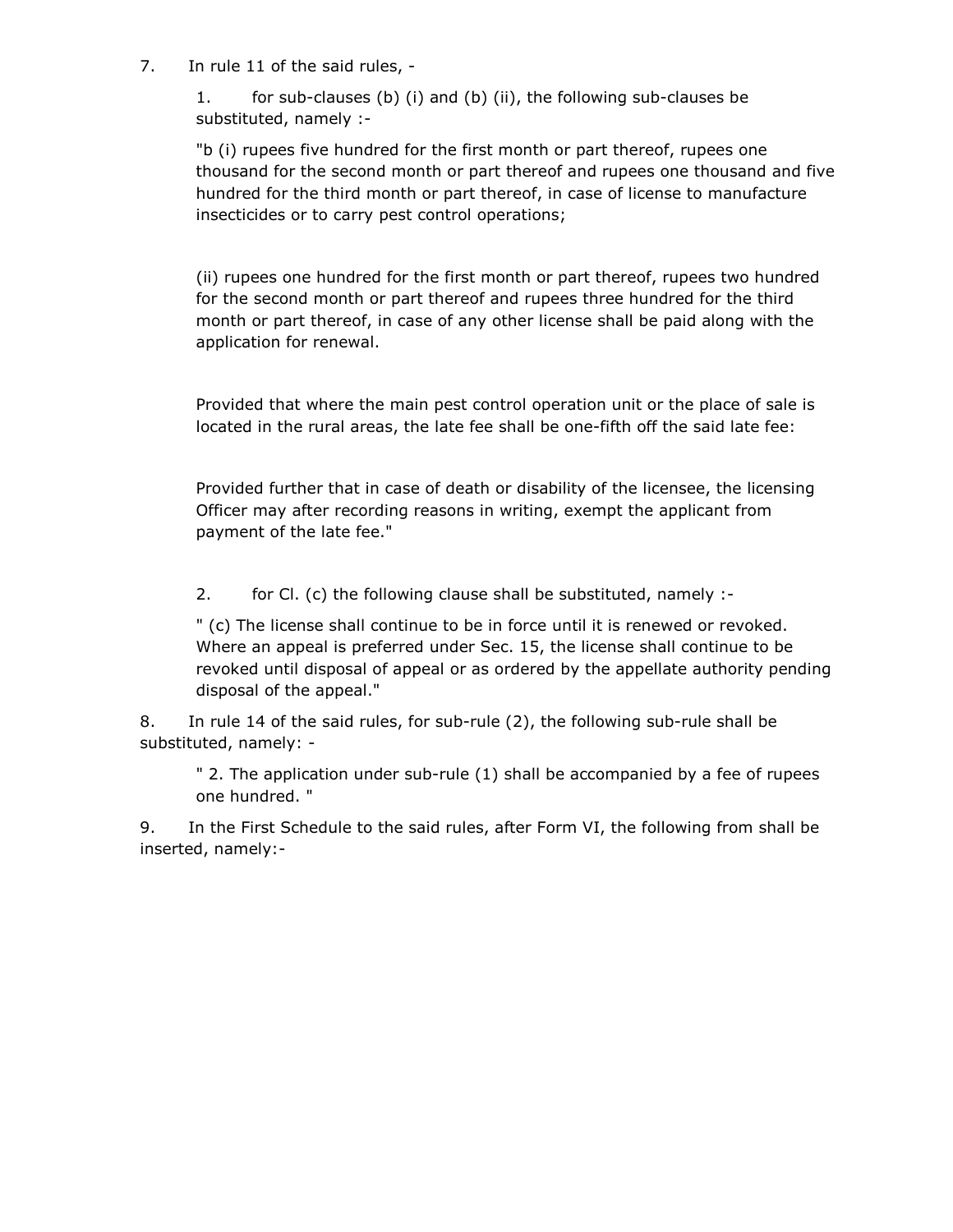7. In rule 11 of the said rules, -

1. for sub-clauses (b) (i) and (b) (ii), the following sub-clauses be substituted, namely :-

"b (i) rupees five hundred for the first month or part thereof, rupees one thousand for the second month or part thereof and rupees one thousand and five hundred for the third month or part thereof, in case of license to manufacture insecticides or to carry pest control operations;

(ii) rupees one hundred for the first month or part thereof, rupees two hundred for the second month or part thereof and rupees three hundred for the third month or part thereof, in case of any other license shall be paid along with the application for renewal.

Provided that where the main pest control operation unit or the place of sale is located in the rural areas, the late fee shall be one-fifth off the said late fee:

Provided further that in case of death or disability of the licensee, the licensing Officer may after recording reasons in writing, exempt the applicant from payment of the late fee."

2. for Cl. (c) the following clause shall be substituted, namely :-

" (c) The license shall continue to be in force until it is renewed or revoked. Where an appeal is preferred under Sec. 15, the license shall continue to be revoked until disposal of appeal or as ordered by the appellate authority pending disposal of the appeal."

8. In rule 14 of the said rules, for sub-rule (2), the following sub-rule shall be substituted, namely: -

" 2. The application under sub-rule (1) shall be accompanied by a fee of rupees one hundred. "

9. In the First Schedule to the said rules, after Form VI, the following from shall be inserted, namely:-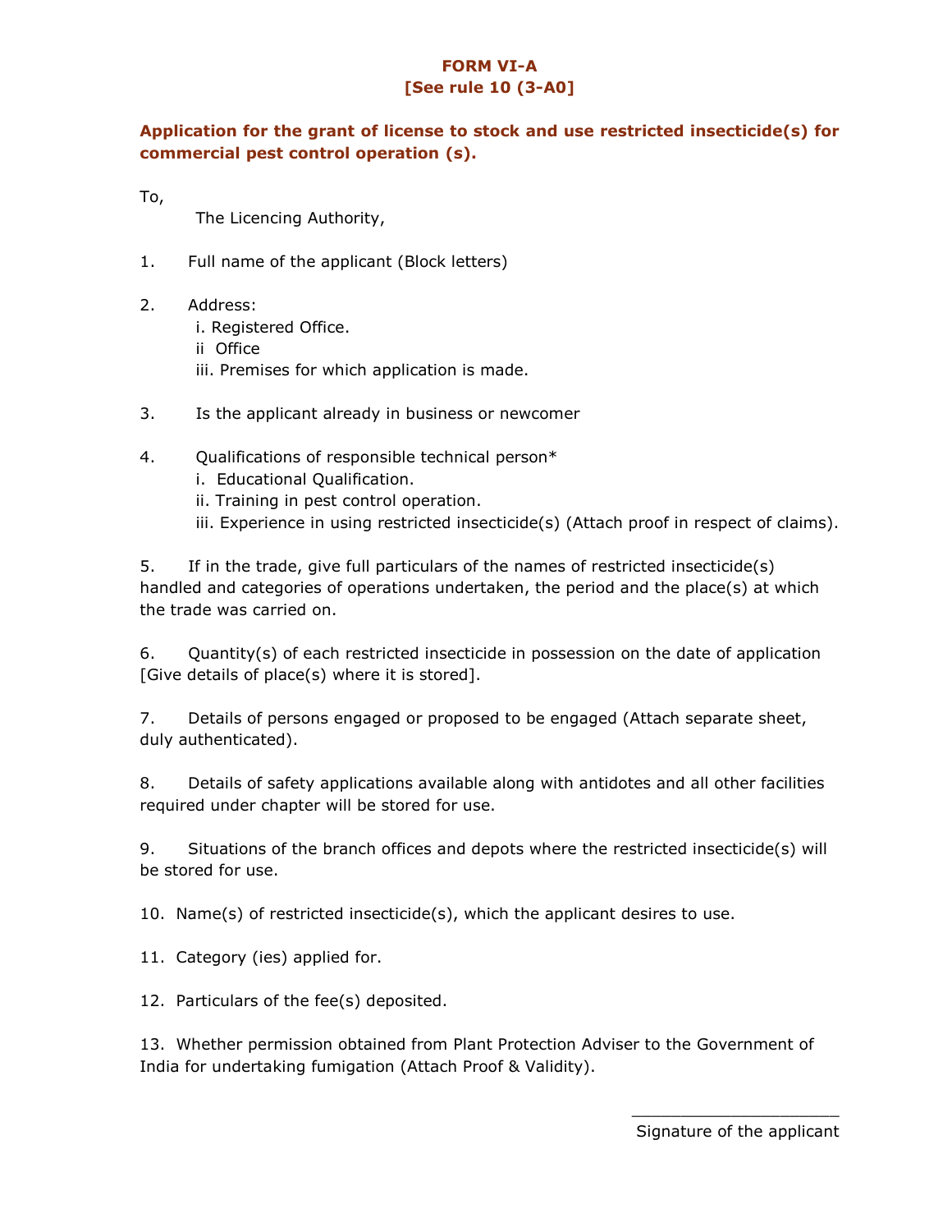# FORM VI-A
## [See rule 10 (3-A0]

**Application for the grant of license to stock and use restricted insecticide(s) for commercial pest control operation (s).**

To,

The Licencing Authority,

1. Full name of the applicant (Block letters)

2. Address:
   i. Registered Office.
   ii Office
   iii. Premises for which application is made.

3. Is the applicant already in business or newcomer

4. Qualifications of responsible technical person*
   i. Educational Qualification.
   ii. Training in pest control operation.
   iii. Experience in using restricted insecticide(s) (Attach proof in respect of claims).

5. If in the trade, give full particulars of the names of restricted insecticide(s) handled and categories of operations undertaken, the period and the place(s) at which the trade was carried on.

6. Quantity(s) of each restricted insecticide in possession on the date of application [Give details of place(s) where it is stored].

7. Details of persons engaged or proposed to be engaged (Attach separate sheet, duly authenticated).

8. Details of safety applications available along with antidotes and all other facilities required under chapter will be stored for use.

9. Situations of the branch offices and depots where the restricted insecticide(s) will be stored for use.

10. Name(s) of restricted insecticide(s), which the applicant desires to use.

11. Category (ies) applied for.

12. Particulars of the fee(s) deposited.

13. Whether permission obtained from Plant Protection Adviser to the Government of India for undertaking fumigation (Attach Proof & Validity).

______________________

Signature of the applicant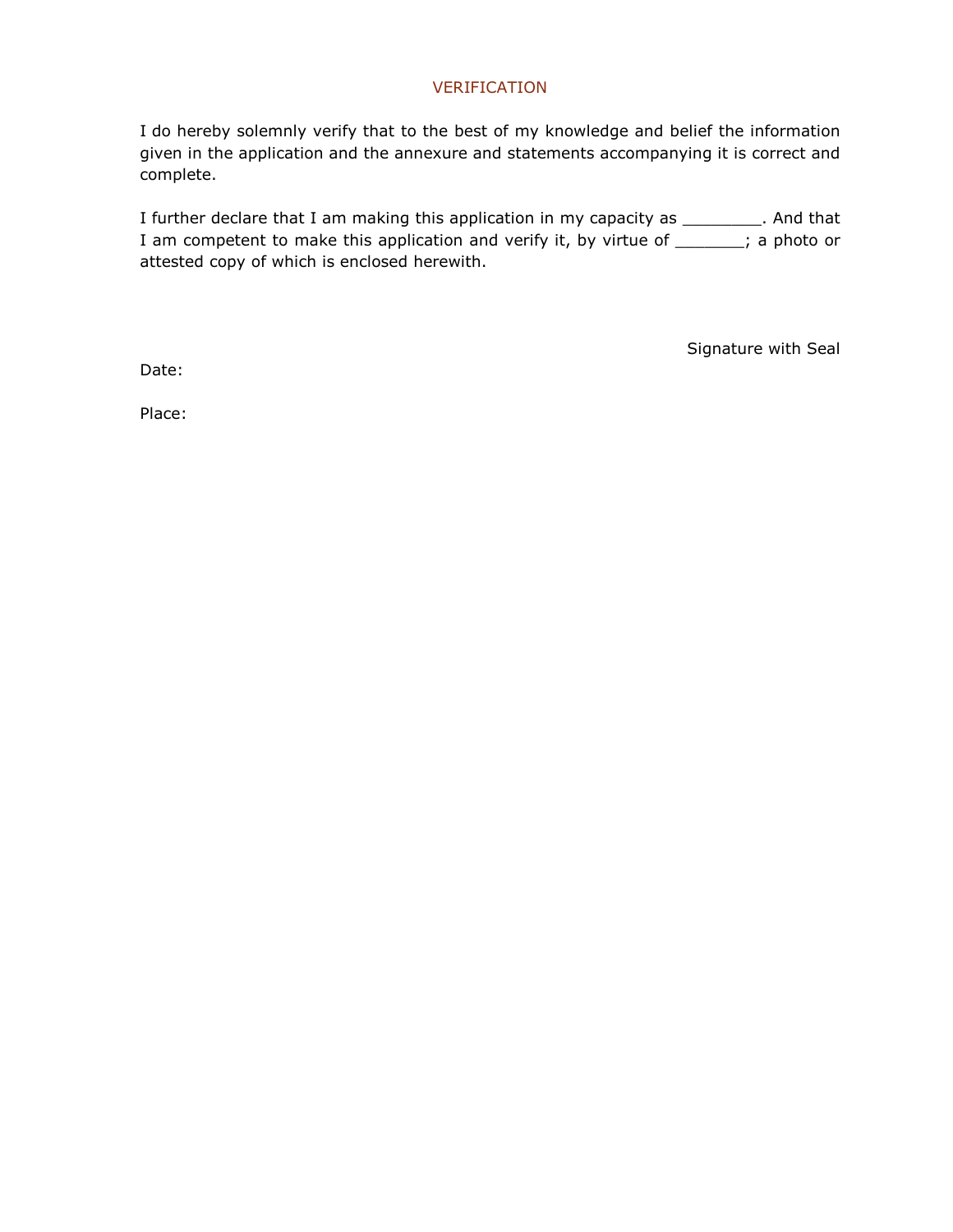## VERIFICATION

I do hereby solemnly verify that to the best of my knowledge and belief the information given in the application and the annexure and statements accompanying it is correct and complete.

I further declare that I am making this application in my capacity as ________. And that I am competent to make this application and verify it, by virtue of _______; a photo or attested copy of which is enclosed herewith.

Signature with Seal

Date:

Place: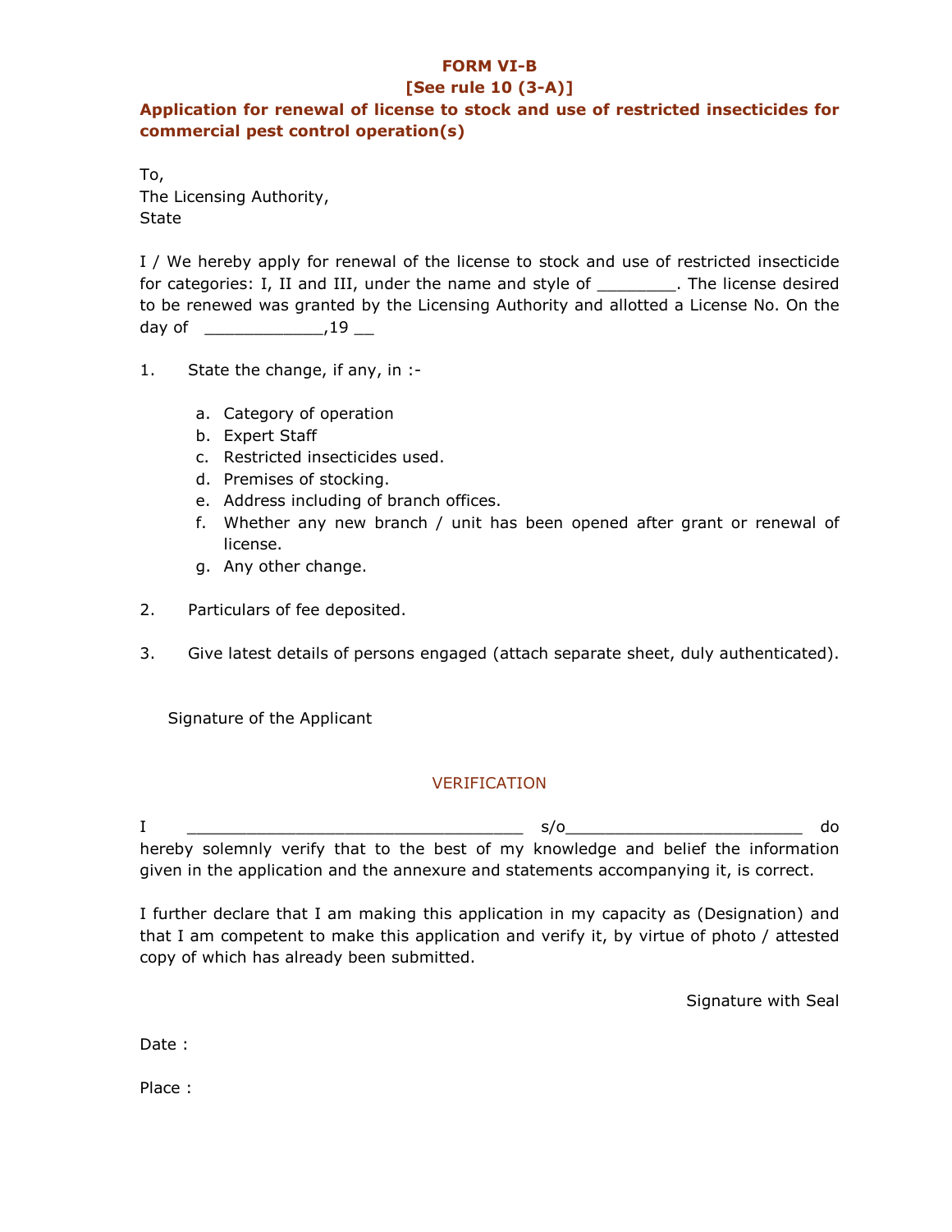**FORM VI-B**

**[See rule 10 (3-A)]**

**Application for renewal of license to stock and use of restricted insecticides for commercial pest control operation(s)**

To,
The Licensing Authority,
State

I / We hereby apply for renewal of the license to stock and use of restricted insecticide for categories: I, II and III, under the name and style of ________. The license desired to be renewed was granted by the Licensing Authority and allotted a License No. On the day of ____________,19 __

1. State the change, if any, in :-

   a. Category of operation
   b. Expert Staff
   c. Restricted insecticides used.
   d. Premises of stocking.
   e. Address including of branch offices.
   f. Whether any new branch / unit has been opened after grant or renewal of license.
   g. Any other change.

2. Particulars of fee deposited.

3. Give latest details of persons engaged (attach separate sheet, duly authenticated).

Signature of the Applicant

VERIFICATION

I __________________________________ s/o________________________ do hereby solemnly verify that to the best of my knowledge and belief the information given in the application and the annexure and statements accompanying it, is correct.

I further declare that I am making this application in my capacity as (Designation) and that I am competent to make this application and verify it, by virtue of photo / attested copy of which has already been submitted.

Signature with Seal

Date :

Place :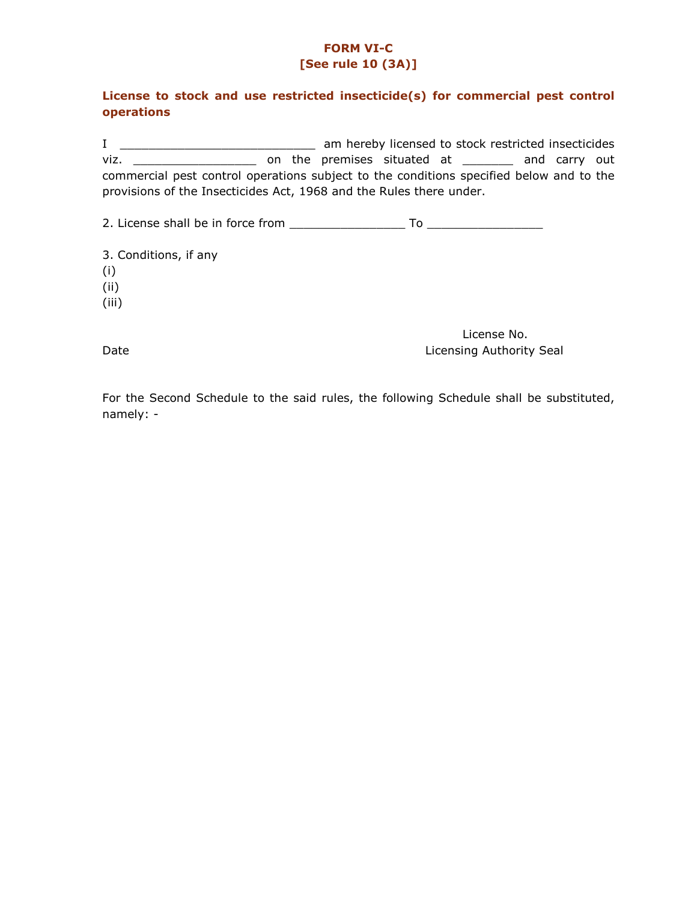**FORM VI-C**
**[See rule 10 (3A)]**

**License to stock and use restricted insecticide(s) for commercial pest control operations**

I ___________________________ am hereby licensed to stock restricted insecticides viz. _________________ on the premises situated at _______ and carry out commercial pest control operations subject to the conditions specified below and to the provisions of the Insecticides Act, 1968 and the Rules there under.

2. License shall be in force from ________________ To ________________

3. Conditions, if any
(i)
(ii)
(iii)

License No.

Date

Licensing Authority Seal

For the Second Schedule to the said rules, the following Schedule shall be substituted, namely: -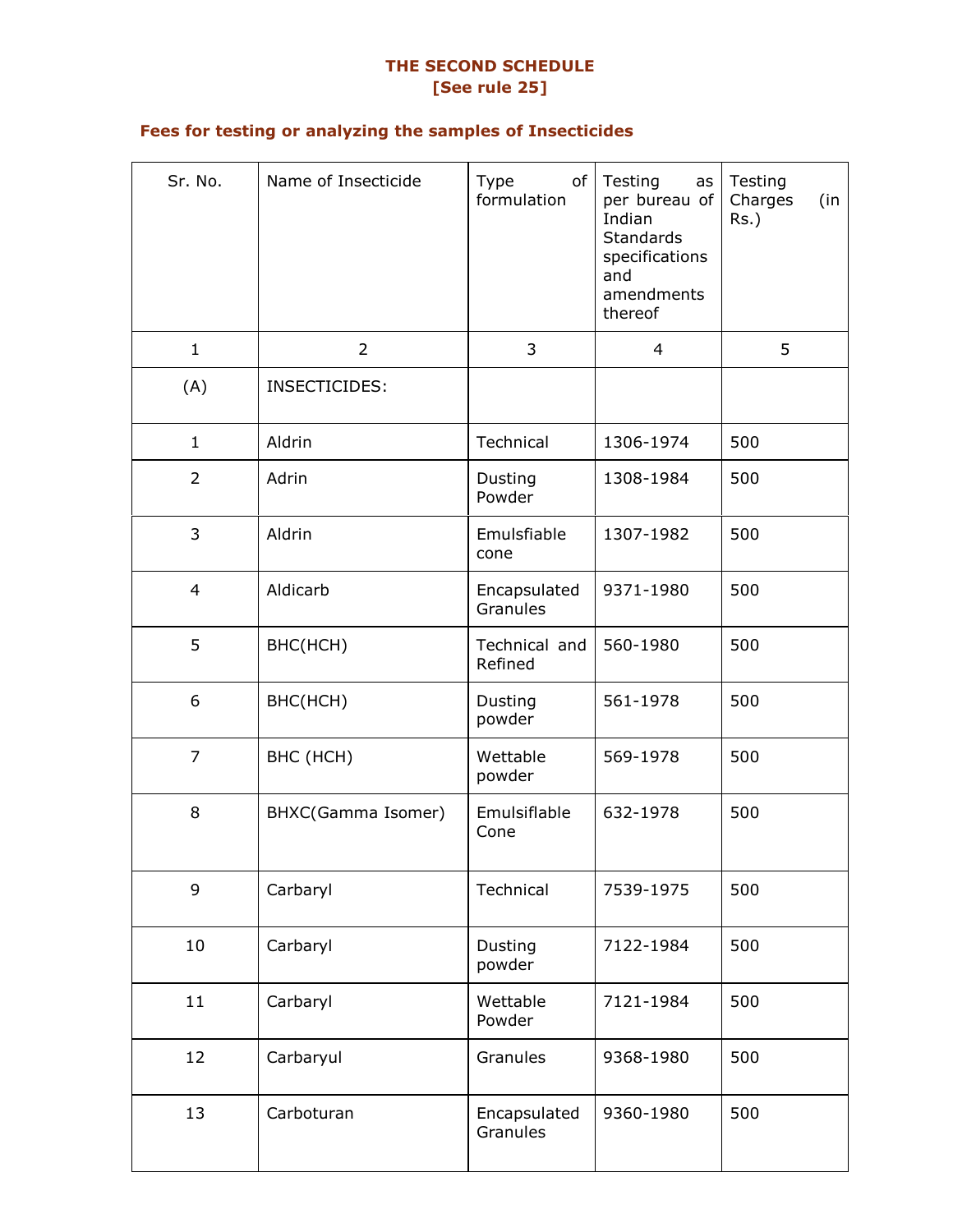## THE SECOND SCHEDULE
### [See rule 25]

### Fees for testing or analyzing the samples of Insecticides

| Sr. No. | Name of Insecticide | Type of formulation | Testing as per bureau of Indian Standards specifications and amendments thereof | Testing Charges (in Rs.) |
|---|---|---|---|---|
| 1 | 2 | 3 | 4 | 5 |
| (A) | INSECTICIDES: | | | |
| 1 | Aldrin | Technical | 1306-1974 | 500 |
| 2 | Adrin | Dusting Powder | 1308-1984 | 500 |
| 3 | Aldrin | Emulsfiable cone | 1307-1982 | 500 |
| 4 | Aldicarb | Encapsulated Granules | 9371-1980 | 500 |
| 5 | BHC(HCH) | Technical and Refined | 560-1980 | 500 |
| 6 | BHC(HCH) | Dusting powder | 561-1978 | 500 |
| 7 | BHC (HCH) | Wettable powder | 569-1978 | 500 |
| 8 | BHXC(Gamma Isomer) | Emulsiflable Cone | 632-1978 | 500 |
| 9 | Carbaryl | Technical | 7539-1975 | 500 |
| 10 | Carbaryl | Dusting powder | 7122-1984 | 500 |
| 11 | Carbaryl | Wettable Powder | 7121-1984 | 500 |
| 12 | Carbaryul | Granules | 9368-1980 | 500 |
| 13 | Carboturan | Encapsulated Granules | 9360-1980 | 500 |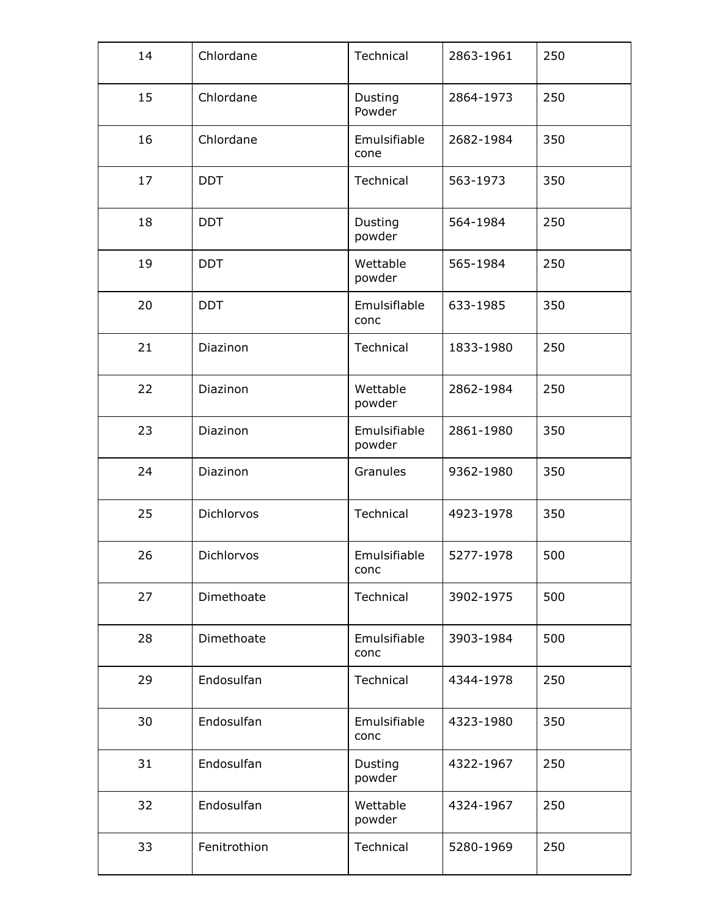| 14 | Chlordane | Technical | 2863-1961 | 250 |
|---|---|---|---|---|
| 15 | Chlordane | Dusting Powder | 2864-1973 | 250 |
| 16 | Chlordane | Emulsifiable cone | 2682-1984 | 350 |
| 17 | DDT | Technical | 563-1973 | 350 |
| 18 | DDT | Dusting powder | 564-1984 | 250 |
| 19 | DDT | Wettable powder | 565-1984 | 250 |
| 20 | DDT | Emulsiflable conc | 633-1985 | 350 |
| 21 | Diazinon | Technical | 1833-1980 | 250 |
| 22 | Diazinon | Wettable powder | 2862-1984 | 250 |
| 23 | Diazinon | Emulsifiable powder | 2861-1980 | 350 |
| 24 | Diazinon | Granules | 9362-1980 | 350 |
| 25 | Dichlorvos | Technical | 4923-1978 | 350 |
| 26 | Dichlorvos | Emulsifiable conc | 5277-1978 | 500 |
| 27 | Dimethoate | Technical | 3902-1975 | 500 |
| 28 | Dimethoate | Emulsifiable conc | 3903-1984 | 500 |
| 29 | Endosulfan | Technical | 4344-1978 | 250 |
| 30 | Endosulfan | Emulsifiable conc | 4323-1980 | 350 |
| 31 | Endosulfan | Dusting powder | 4322-1967 | 250 |
| 32 | Endosulfan | Wettable powder | 4324-1967 | 250 |
| 33 | Fenitrothion | Technical | 5280-1969 | 250 |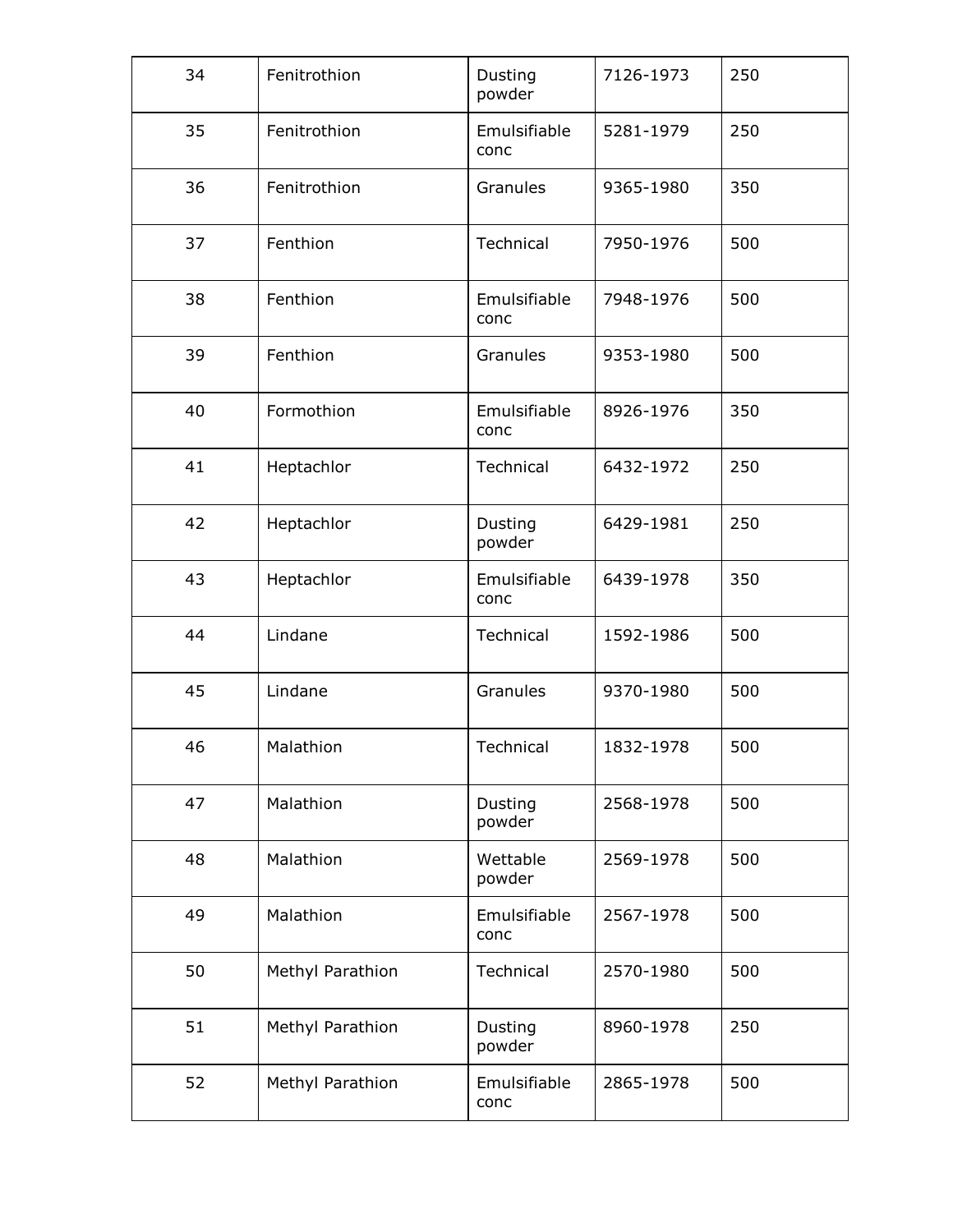| 34 | Fenitrothion | Dusting powder | 7126-1973 | 250 |
|---|---|---|---|---|
| 35 | Fenitrothion | Emulsifiable conc | 5281-1979 | 250 |
| 36 | Fenitrothion | Granules | 9365-1980 | 350 |
| 37 | Fenthion | Technical | 7950-1976 | 500 |
| 38 | Fenthion | Emulsifiable conc | 7948-1976 | 500 |
| 39 | Fenthion | Granules | 9353-1980 | 500 |
| 40 | Formothion | Emulsifiable conc | 8926-1976 | 350 |
| 41 | Heptachlor | Technical | 6432-1972 | 250 |
| 42 | Heptachlor | Dusting powder | 6429-1981 | 250 |
| 43 | Heptachlor | Emulsifiable conc | 6439-1978 | 350 |
| 44 | Lindane | Technical | 1592-1986 | 500 |
| 45 | Lindane | Granules | 9370-1980 | 500 |
| 46 | Malathion | Technical | 1832-1978 | 500 |
| 47 | Malathion | Dusting powder | 2568-1978 | 500 |
| 48 | Malathion | Wettable powder | 2569-1978 | 500 |
| 49 | Malathion | Emulsifiable conc | 2567-1978 | 500 |
| 50 | Methyl Parathion | Technical | 2570-1980 | 500 |
| 51 | Methyl Parathion | Dusting powder | 8960-1978 | 250 |
| 52 | Methyl Parathion | Emulsifiable conc | 2865-1978 | 500 |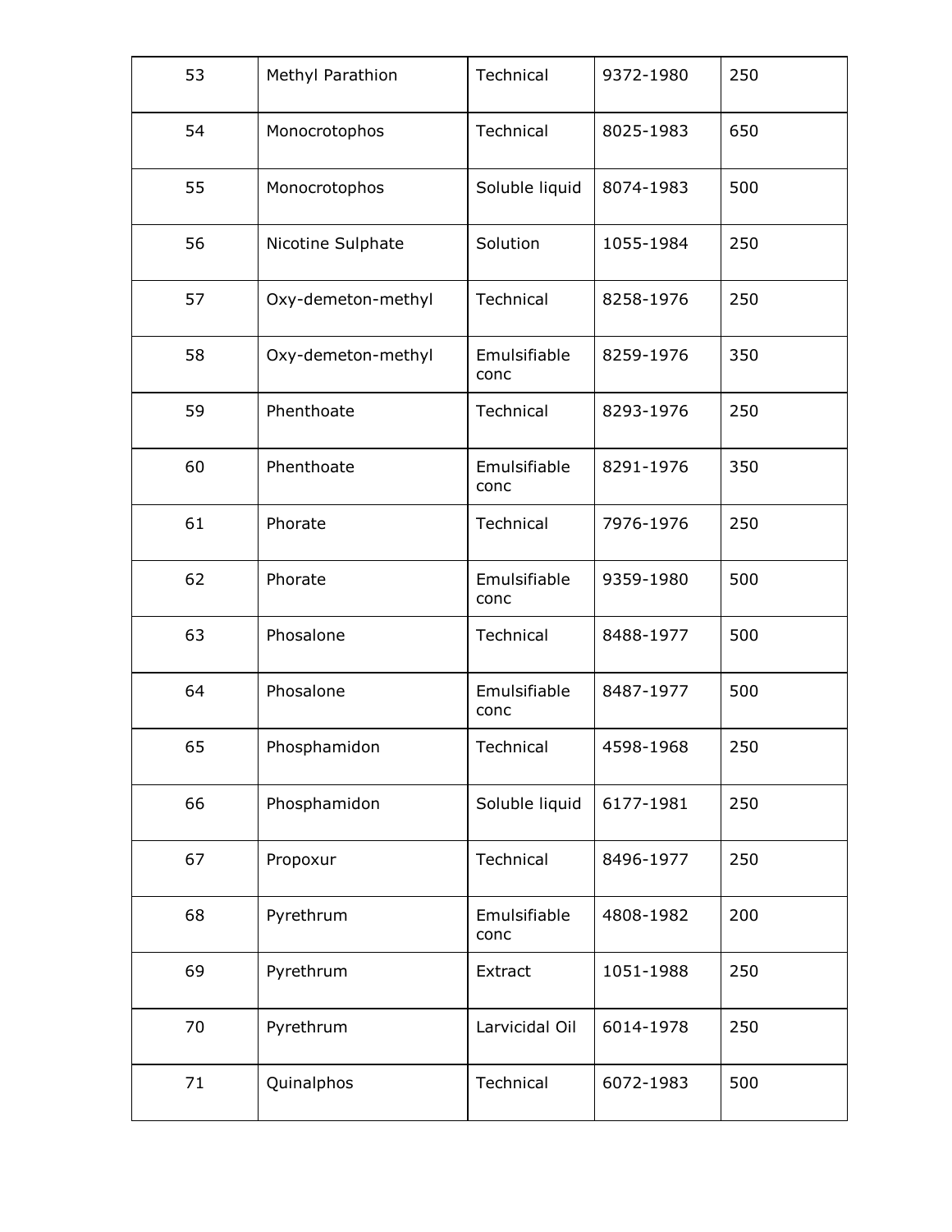| 53 | Methyl Parathion | Technical | 9372-1980 | 250 |
|---|---|---|---|---|
| 54 | Monocrotophos | Technical | 8025-1983 | 650 |
| 55 | Monocrotophos | Soluble liquid | 8074-1983 | 500 |
| 56 | Nicotine Sulphate | Solution | 1055-1984 | 250 |
| 57 | Oxy-demeton-methyl | Technical | 8258-1976 | 250 |
| 58 | Oxy-demeton-methyl | Emulsifiable conc | 8259-1976 | 350 |
| 59 | Phenthoate | Technical | 8293-1976 | 250 |
| 60 | Phenthoate | Emulsifiable conc | 8291-1976 | 350 |
| 61 | Phorate | Technical | 7976-1976 | 250 |
| 62 | Phorate | Emulsifiable conc | 9359-1980 | 500 |
| 63 | Phosalone | Technical | 8488-1977 | 500 |
| 64 | Phosalone | Emulsifiable conc | 8487-1977 | 500 |
| 65 | Phosphamidon | Technical | 4598-1968 | 250 |
| 66 | Phosphamidon | Soluble liquid | 6177-1981 | 250 |
| 67 | Propoxur | Technical | 8496-1977 | 250 |
| 68 | Pyrethrum | Emulsifiable conc | 4808-1982 | 200 |
| 69 | Pyrethrum | Extract | 1051-1988 | 250 |
| 70 | Pyrethrum | Larvicidal Oil | 6014-1978 | 250 |
| 71 | Quinalphos | Technical | 6072-1983 | 500 |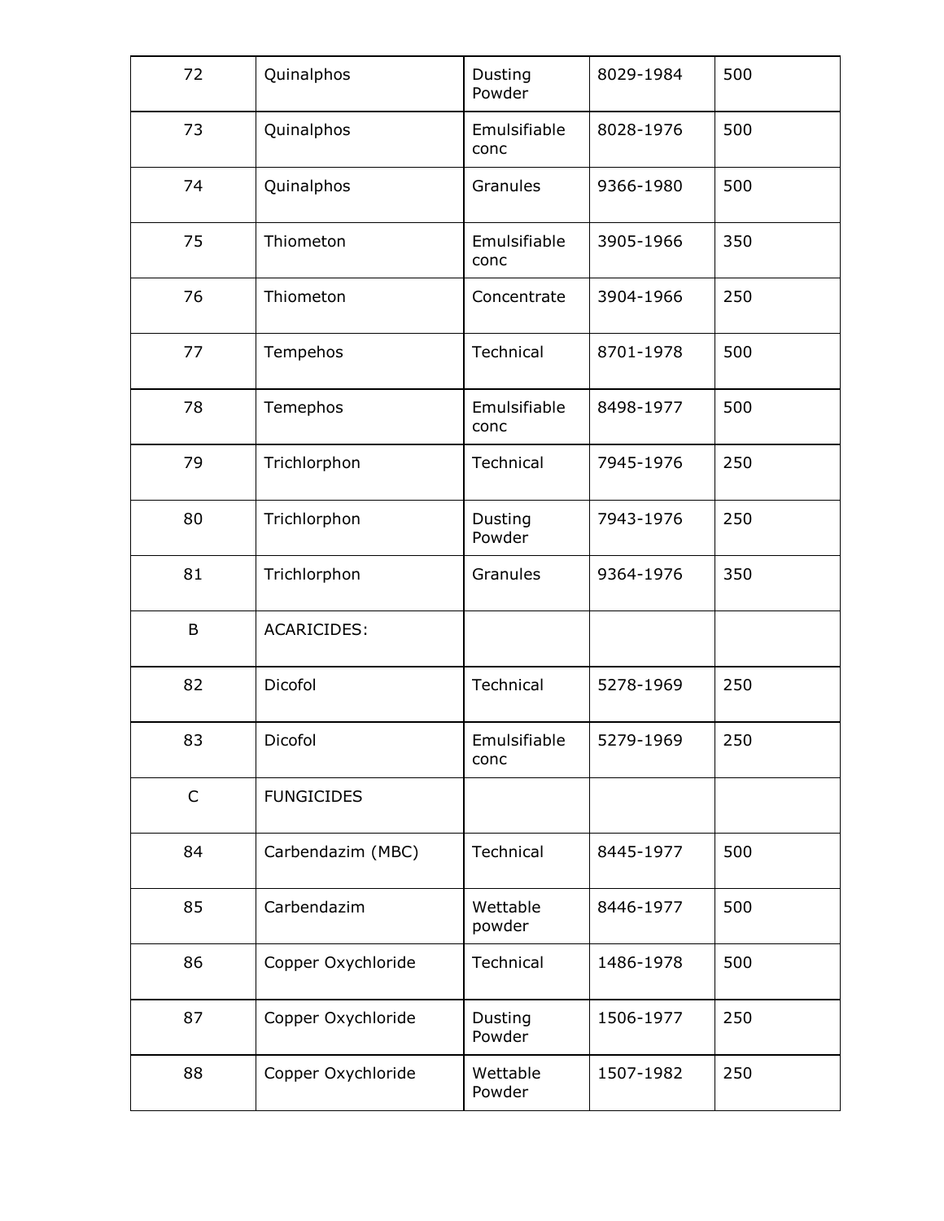| 72 | Quinalphos | Dusting Powder | 8029-1984 | 500 |
|---|---|---|---|---|
| 73 | Quinalphos | Emulsifiable conc | 8028-1976 | 500 |
| 74 | Quinalphos | Granules | 9366-1980 | 500 |
| 75 | Thiometon | Emulsifiable conc | 3905-1966 | 350 |
| 76 | Thiometon | Concentrate | 3904-1966 | 250 |
| 77 | Tempehos | Technical | 8701-1978 | 500 |
| 78 | Temephos | Emulsifiable conc | 8498-1977 | 500 |
| 79 | Trichlorphon | Technical | 7945-1976 | 250 |
| 80 | Trichlorphon | Dusting Powder | 7943-1976 | 250 |
| 81 | Trichlorphon | Granules | 9364-1976 | 350 |
| B | ACARICIDES: | | | |
| 82 | Dicofol | Technical | 5278-1969 | 250 |
| 83 | Dicofol | Emulsifiable conc | 5279-1969 | 250 |
| C | FUNGICIDES | | | |
| 84 | Carbendazim (MBC) | Technical | 8445-1977 | 500 |
| 85 | Carbendazim | Wettable powder | 8446-1977 | 500 |
| 86 | Copper Oxychloride | Technical | 1486-1978 | 500 |
| 87 | Copper Oxychloride | Dusting Powder | 1506-1977 | 250 |
| 88 | Copper Oxychloride | Wettable Powder | 1507-1982 | 250 |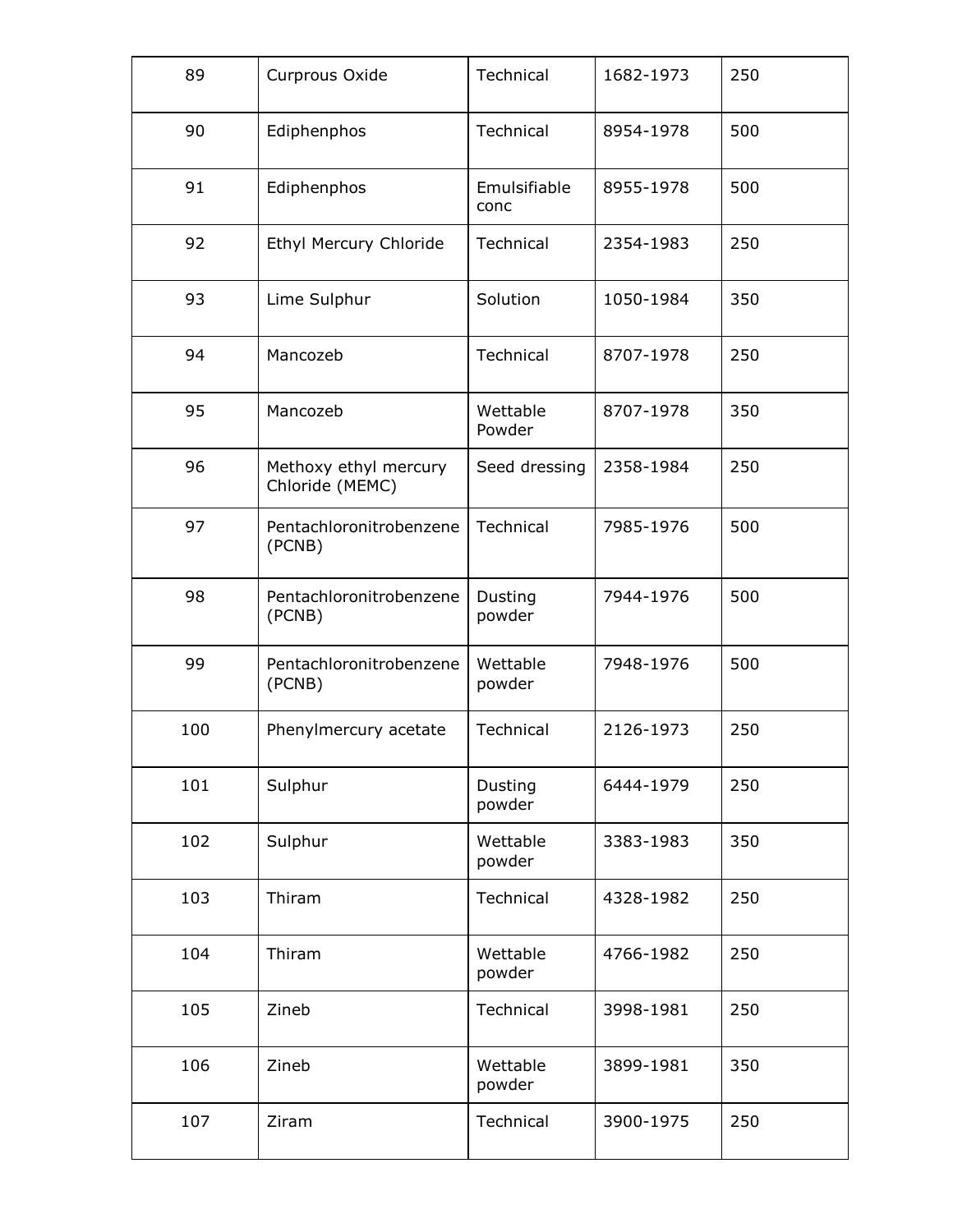| 89 | Curprous Oxide | Technical | 1682-1973 | 250 |
|---|---|---|---|---|
| 90 | Ediphenphos | Technical | 8954-1978 | 500 |
| 91 | Ediphenphos | Emulsifiable conc | 8955-1978 | 500 |
| 92 | Ethyl Mercury Chloride | Technical | 2354-1983 | 250 |
| 93 | Lime Sulphur | Solution | 1050-1984 | 350 |
| 94 | Mancozeb | Technical | 8707-1978 | 250 |
| 95 | Mancozeb | Wettable Powder | 8707-1978 | 350 |
| 96 | Methoxy ethyl mercury Chloride (MEMC) | Seed dressing | 2358-1984 | 250 |
| 97 | Pentachloronitrobenzene (PCNB) | Technical | 7985-1976 | 500 |
| 98 | Pentachloronitrobenzene (PCNB) | Dusting powder | 7944-1976 | 500 |
| 99 | Pentachloronitrobenzene (PCNB) | Wettable powder | 7948-1976 | 500 |
| 100 | Phenylmercury acetate | Technical | 2126-1973 | 250 |
| 101 | Sulphur | Dusting powder | 6444-1979 | 250 |
| 102 | Sulphur | Wettable powder | 3383-1983 | 350 |
| 103 | Thiram | Technical | 4328-1982 | 250 |
| 104 | Thiram | Wettable powder | 4766-1982 | 250 |
| 105 | Zineb | Technical | 3998-1981 | 250 |
| 106 | Zineb | Wettable powder | 3899-1981 | 350 |
| 107 | Ziram | Technical | 3900-1975 | 250 |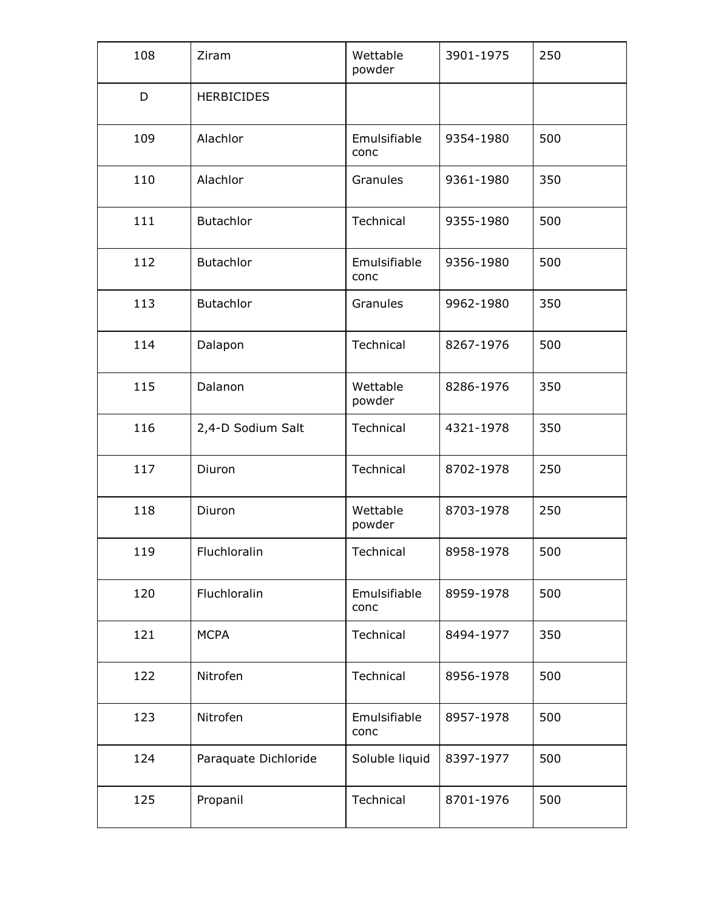| 108 | Ziram | Wettable powder | 3901-1975 | 250 |
|---|---|---|---|---|
| D | HERBICIDES | | | |
| 109 | Alachlor | Emulsifiable conc | 9354-1980 | 500 |
| 110 | Alachlor | Granules | 9361-1980 | 350 |
| 111 | Butachlor | Technical | 9355-1980 | 500 |
| 112 | Butachlor | Emulsifiable conc | 9356-1980 | 500 |
| 113 | Butachlor | Granules | 9962-1980 | 350 |
| 114 | Dalapon | Technical | 8267-1976 | 500 |
| 115 | Dalanon | Wettable powder | 8286-1976 | 350 |
| 116 | 2,4-D Sodium Salt | Technical | 4321-1978 | 350 |
| 117 | Diuron | Technical | 8702-1978 | 250 |
| 118 | Diuron | Wettable powder | 8703-1978 | 250 |
| 119 | Fluchloralin | Technical | 8958-1978 | 500 |
| 120 | Fluchloralin | Emulsifiable conc | 8959-1978 | 500 |
| 121 | MCPA | Technical | 8494-1977 | 350 |
| 122 | Nitrofen | Technical | 8956-1978 | 500 |
| 123 | Nitrofen | Emulsifiable conc | 8957-1978 | 500 |
| 124 | Paraquate Dichloride | Soluble liquid | 8397-1977 | 500 |
| 125 | Propanil | Technical | 8701-1976 | 500 |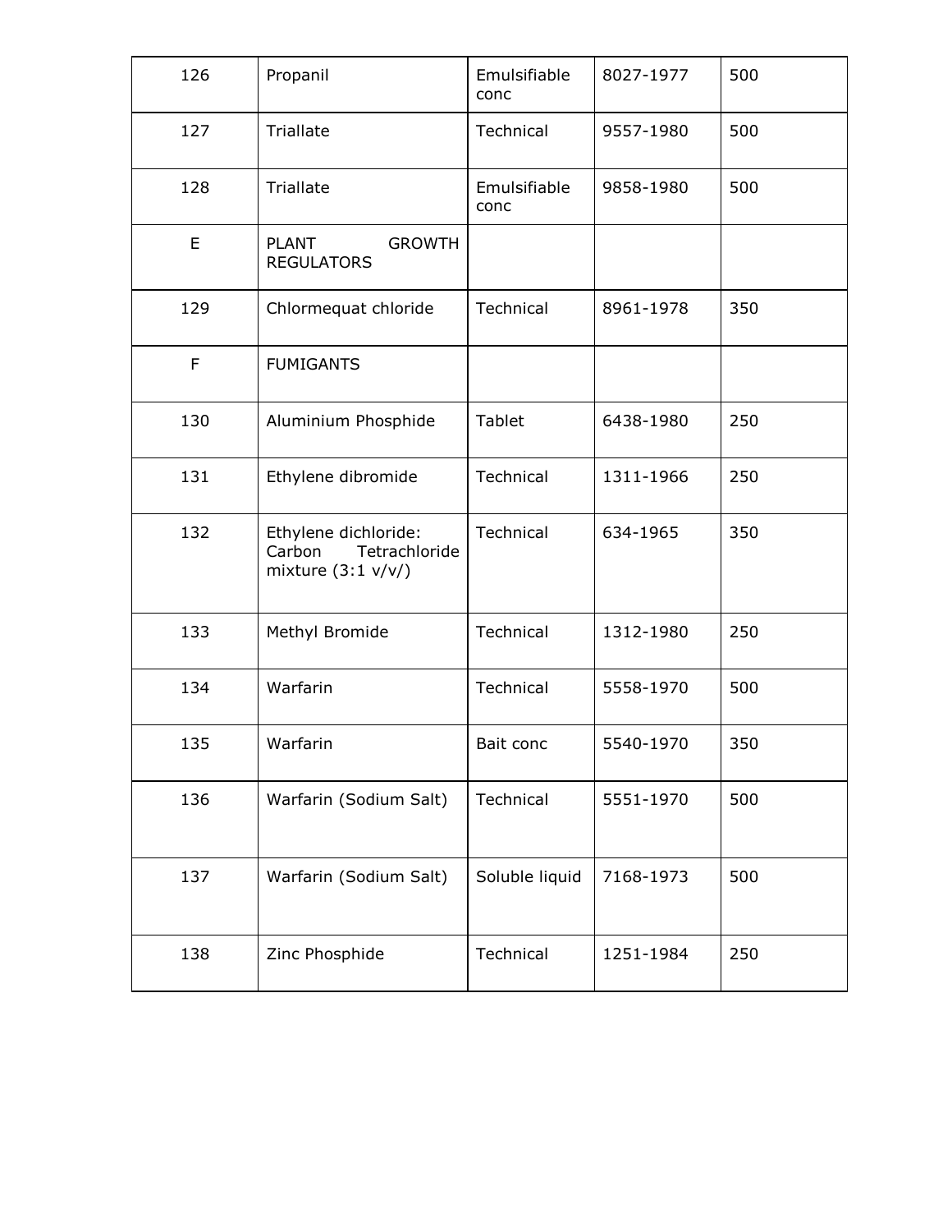| 126 | Propanil | Emulsifiable conc | 8027-1977 | 500 |
|---|---|---|---|---|
| 127 | Triallate | Technical | 9557-1980 | 500 |
| 128 | Triallate | Emulsifiable conc | 9858-1980 | 500 |
| E | PLANT GROWTH REGULATORS | | | |
| 129 | Chlormequat chloride | Technical | 8961-1978 | 350 |
| F | FUMIGANTS | | | |
| 130 | Aluminium Phosphide | Tablet | 6438-1980 | 250 |
| 131 | Ethylene dibromide | Technical | 1311-1966 | 250 |
| 132 | Ethylene dichloride: Carbon Tetrachloride mixture (3:1 v/v/) | Technical | 634-1965 | 350 |
| 133 | Methyl Bromide | Technical | 1312-1980 | 250 |
| 134 | Warfarin | Technical | 5558-1970 | 500 |
| 135 | Warfarin | Bait conc | 5540-1970 | 350 |
| 136 | Warfarin (Sodium Salt) | Technical | 5551-1970 | 500 |
| 137 | Warfarin (Sodium Salt) | Soluble liquid | 7168-1973 | 500 |
| 138 | Zinc Phosphide | Technical | 1251-1984 | 250 |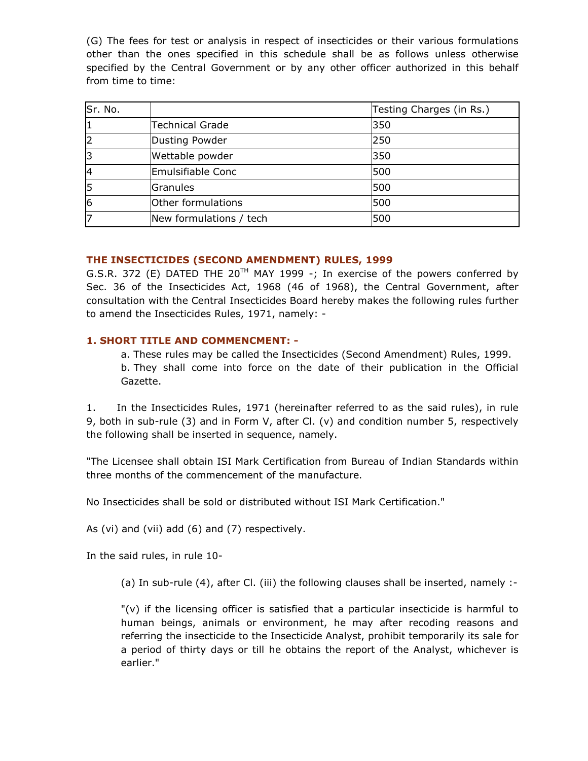(G) The fees for test or analysis in respect of insecticides or their various formulations other than the ones specified in this schedule shall be as follows unless otherwise specified by the Central Government or by any other officer authorized in this behalf from time to time:

| Sr. No. | | Testing Charges (in Rs.) |
|---|---|---|
| 1 | Technical Grade | 350 |
| 2 | Dusting Powder | 250 |
| 3 | Wettable powder | 350 |
| 4 | Emulsifiable Conc | 500 |
| 5 | Granules | 500 |
| 6 | Other formulations | 500 |
| 7 | New formulations / tech | 500 |

### THE INSECTICIDES (SECOND AMENDMENT) RULES, 1999

G.S.R. 372 (E) DATED THE 20TH MAY 1999 -; In exercise of the powers conferred by Sec. 36 of the Insecticides Act, 1968 (46 of 1968), the Central Government, after consultation with the Central Insecticides Board hereby makes the following rules further to amend the Insecticides Rules, 1971, namely: -

### 1. SHORT TITLE AND COMMENCMENT: -

a. These rules may be called the Insecticides (Second Amendment) Rules, 1999.

b. They shall come into force on the date of their publication in the Official Gazette.

1. In the Insecticides Rules, 1971 (hereinafter referred to as the said rules), in rule 9, both in sub-rule (3) and in Form V, after Cl. (v) and condition number 5, respectively the following shall be inserted in sequence, namely.

"The Licensee shall obtain ISI Mark Certification from Bureau of Indian Standards within three months of the commencement of the manufacture.

No Insecticides shall be sold or distributed without ISI Mark Certification."

As (vi) and (vii) add (6) and (7) respectively.

In the said rules, in rule 10-

(a) In sub-rule (4), after Cl. (iii) the following clauses shall be inserted, namely :-

"(v) if the licensing officer is satisfied that a particular insecticide is harmful to human beings, animals or environment, he may after recoding reasons and referring the insecticide to the Insecticide Analyst, prohibit temporarily its sale for a period of thirty days or till he obtains the report of the Analyst, whichever is earlier."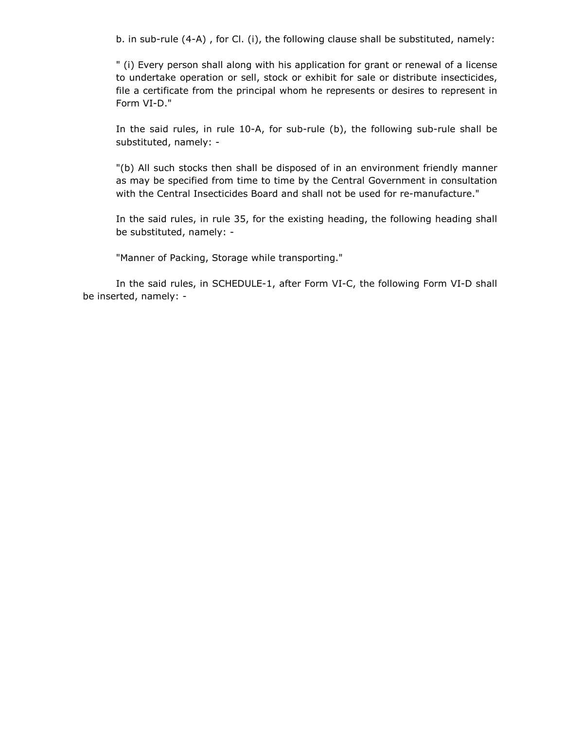b. in sub-rule (4-A) , for Cl. (i), the following clause shall be substituted, namely:

" (i) Every person shall along with his application for grant or renewal of a license to undertake operation or sell, stock or exhibit for sale or distribute insecticides, file a certificate from the principal whom he represents or desires to represent in Form VI-D."

In the said rules, in rule 10-A, for sub-rule (b), the following sub-rule shall be substituted, namely: -

"(b) All such stocks then shall be disposed of in an environment friendly manner as may be specified from time to time by the Central Government in consultation with the Central Insecticides Board and shall not be used for re-manufacture."

In the said rules, in rule 35, for the existing heading, the following heading shall be substituted, namely: -

"Manner of Packing, Storage while transporting."

In the said rules, in SCHEDULE-1, after Form VI-C, the following Form VI-D shall be inserted, namely: -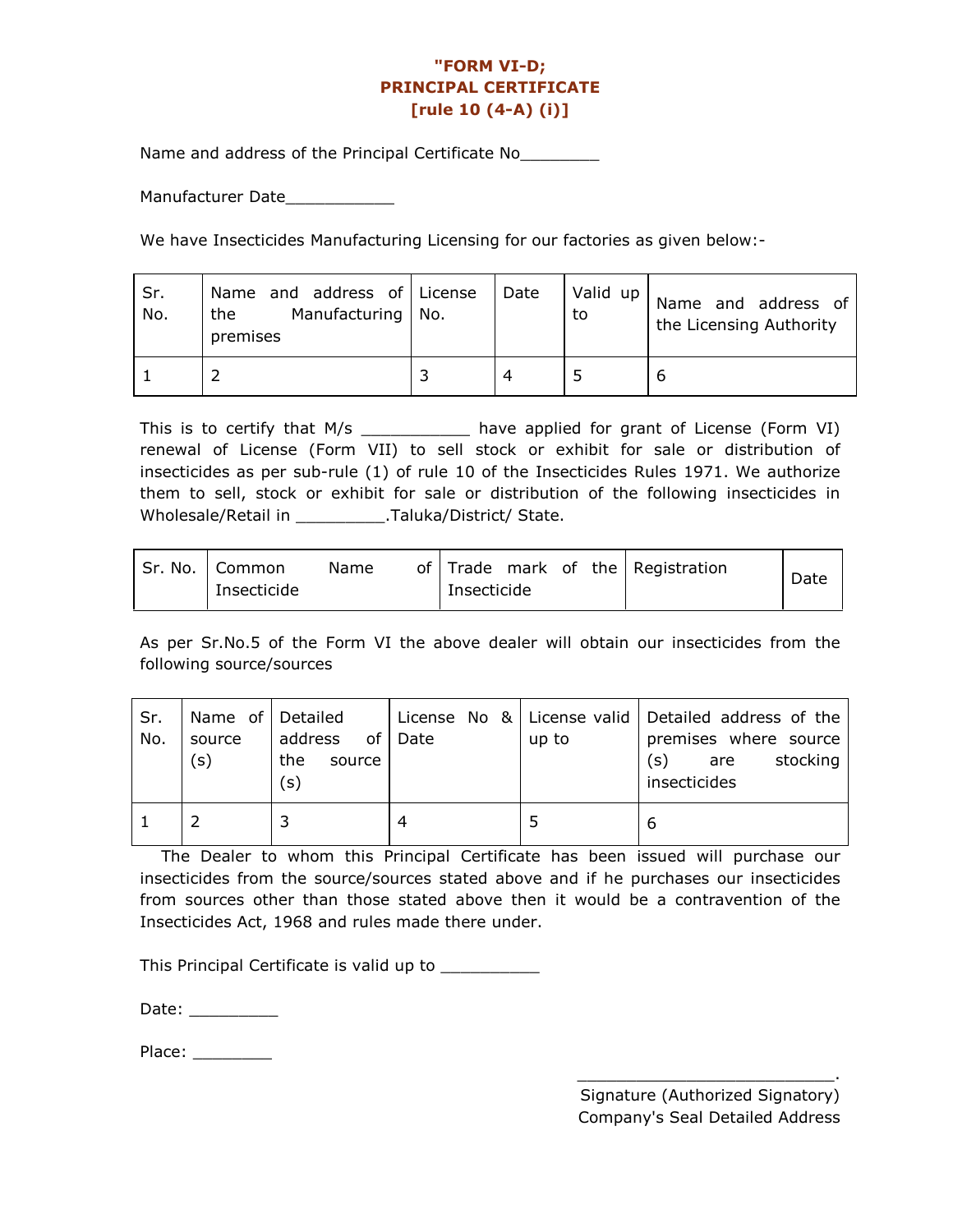**"FORM VI-D;**
**PRINCIPAL CERTIFICATE**
**[rule 10 (4-A) (i)]**

Name and address of the Principal Certificate No________

Manufacturer Date___________

We have Insecticides Manufacturing Licensing for our factories as given below:-

| Sr. No. | Name and address of the Manufacturing premises | License No. | Date | Valid up to | Name and address of the Licensing Authority |
|---|---|---|---|---|---|
| 1 | 2 | 3 | 4 | 5 | 6 |

This is to certify that M/s ___________ have applied for grant of License (Form VI) renewal of License (Form VII) to sell stock or exhibit for sale or distribution of insecticides as per sub-rule (1) of rule 10 of the Insecticides Rules 1971. We authorize them to sell, stock or exhibit for sale or distribution of the following insecticides in Wholesale/Retail in _________.Taluka/District/ State.

| Sr. No. | Common Name of Insecticide | Trade mark of the Insecticide | Registration | Date |
|---|---|---|---|---|

As per Sr.No.5 of the Form VI the above dealer will obtain our insecticides from the following source/sources

| Sr. No. | Name of source (s) | Detailed address of the source (s) | License No & Date | License valid up to | Detailed address of the premises where source (s) are stocking insecticides |
|---|---|---|---|---|---|
| 1 | 2 | 3 | 4 | 5 | 6 |

The Dealer to whom this Principal Certificate has been issued will purchase our insecticides from the source/sources stated above and if he purchases our insecticides from sources other than those stated above then it would be a contravention of the Insecticides Act, 1968 and rules made there under.

This Principal Certificate is valid up to __________

Date: _________

Place: ________

___________________________.
Signature (Authorized Signatory)
Company's Seal Detailed Address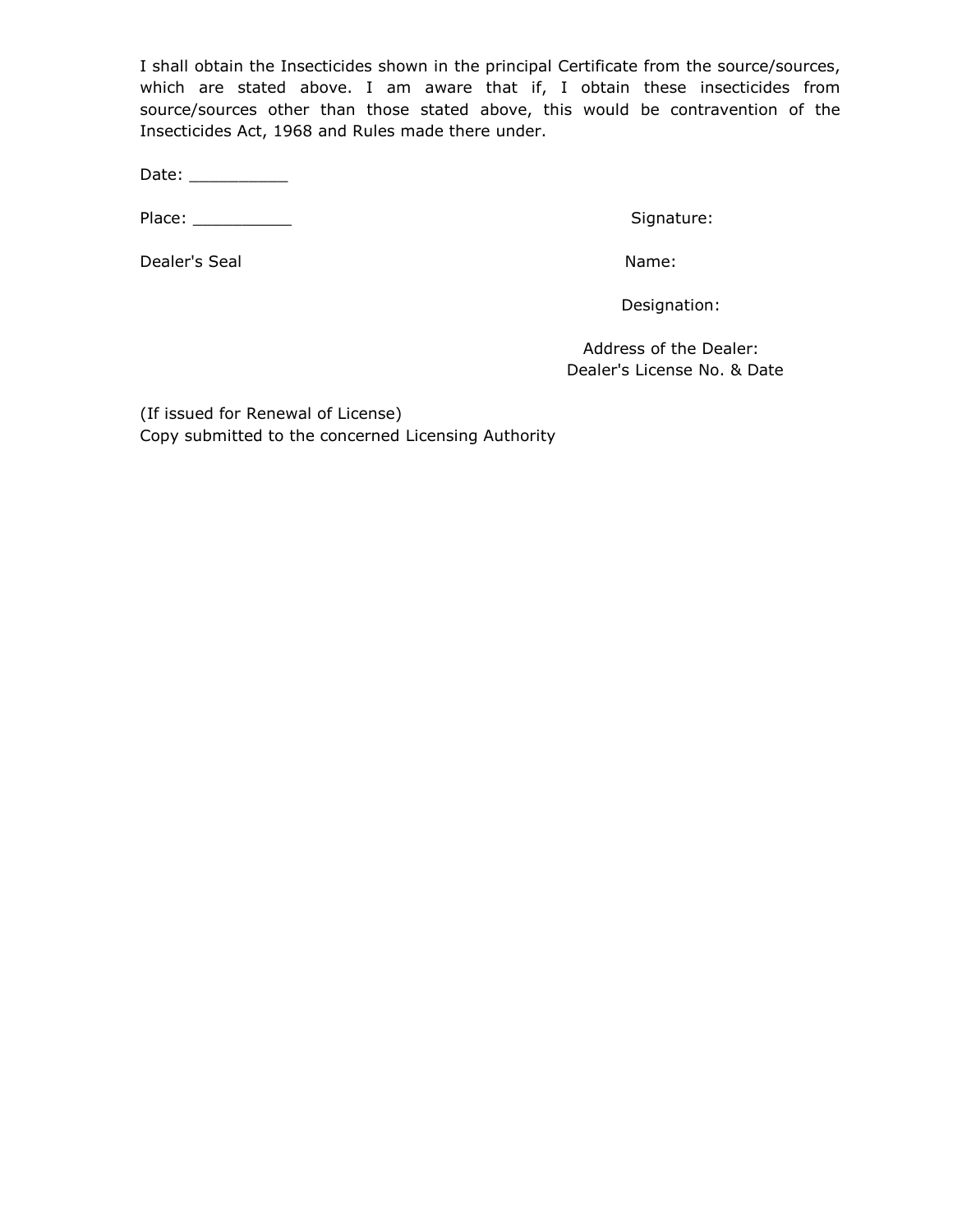I shall obtain the Insecticides shown in the principal Certificate from the source/sources, which are stated above. I am aware that if, I obtain these insecticides from source/sources other than those stated above, this would be contravention of the Insecticides Act, 1968 and Rules made there under.

Date: __________

Place: __________

Signature:

Dealer's Seal

Name:

Designation:

Address of the Dealer:
Dealer's License No. & Date

(If issued for Renewal of License)
Copy submitted to the concerned Licensing Authority